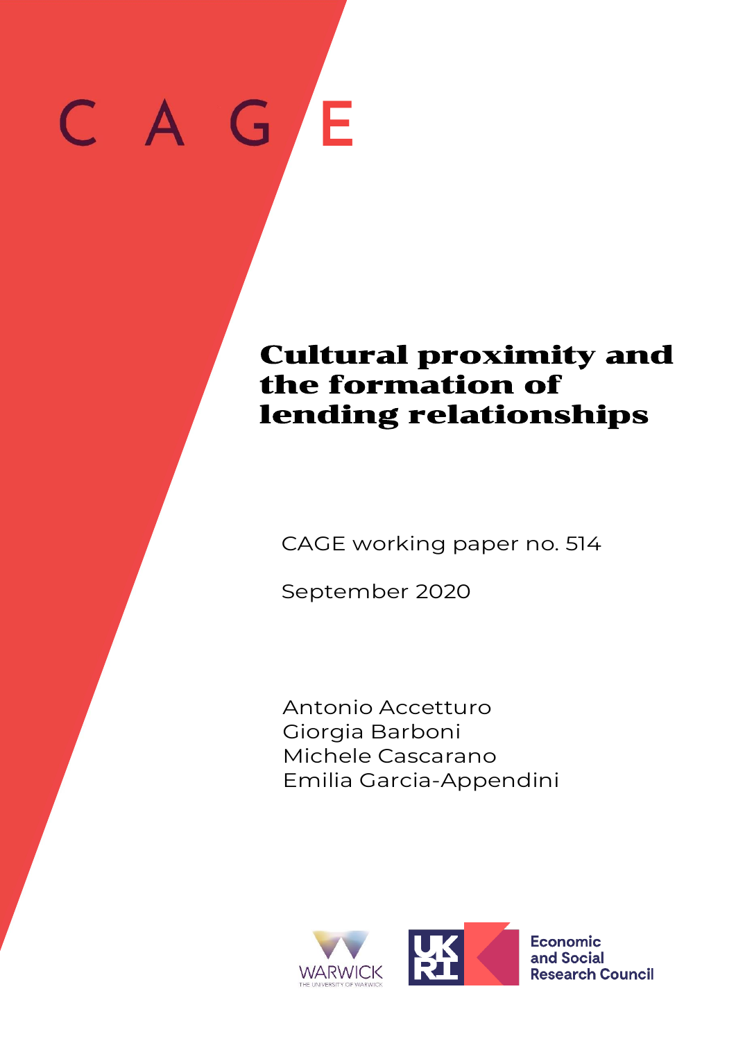CAGE

# Cultural proximity and the formation of lending relationships

CAGE working paper no. 514

September 2020

Antonio Accetturo
Giorgia Barboni
Michele Cascarano
Emilia Garcia-Appendini

WARWICK
THE UNIVERSITY OF WARWICK

Economic and Social Research Council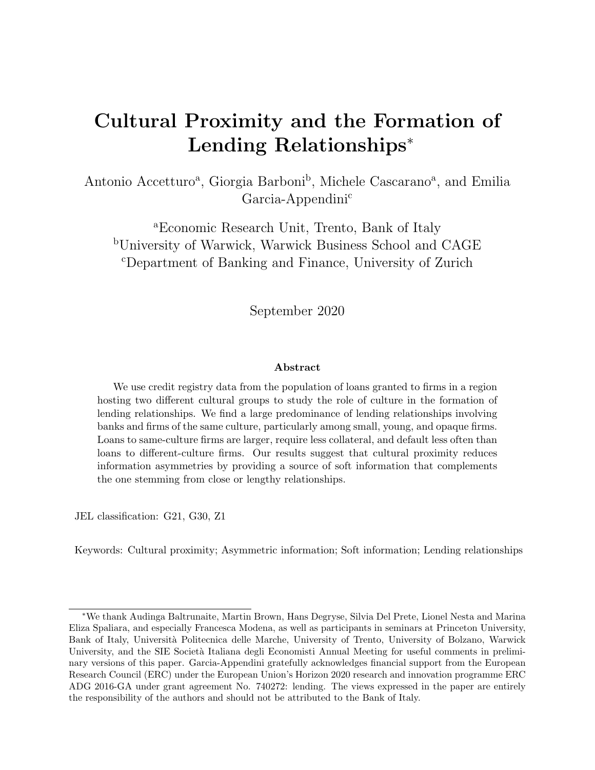# Cultural Proximity and the Formation of Lending Relationships[*]

Antonio Accetturo[a], Giorgia Barboni[b], Michele Cascarano[a], and Emilia Garcia-Appendini[c]

[a]Economic Research Unit, Trento, Bank of Italy
[b]University of Warwick, Warwick Business School and CAGE
[c]Department of Banking and Finance, University of Zurich

September 2020

### Abstract

We use credit registry data from the population of loans granted to firms in a region hosting two different cultural groups to study the role of culture in the formation of lending relationships. We find a large predominance of lending relationships involving banks and firms of the same culture, particularly among small, young, and opaque firms. Loans to same-culture firms are larger, require less collateral, and default less often than loans to different-culture firms. Our results suggest that cultural proximity reduces information asymmetries by providing a source of soft information that complements the one stemming from close or lengthy relationships.

JEL classification: G21, G30, Z1

Keywords: Cultural proximity; Asymmetric information; Soft information; Lending relationships

[*]We thank Audinga Baltrunaite, Martin Brown, Hans Degryse, Silvia Del Prete, Lionel Nesta and Marina Eliza Spaliara, and especially Francesca Modena, as well as participants in seminars at Princeton University, Bank of Italy, Università Politecnica delle Marche, University of Trento, University of Bolzano, Warwick University, and the SIE Società Italiana degli Economisti Annual Meeting for useful comments in preliminary versions of this paper. Garcia-Appendini gratefully acknowledges financial support from the European Research Council (ERC) under the European Union's Horizon 2020 research and innovation programme ERC ADG 2016-GA under grant agreement No. 740272: lending. The views expressed in the paper are entirely the responsibility of the authors and should not be attributed to the Bank of Italy.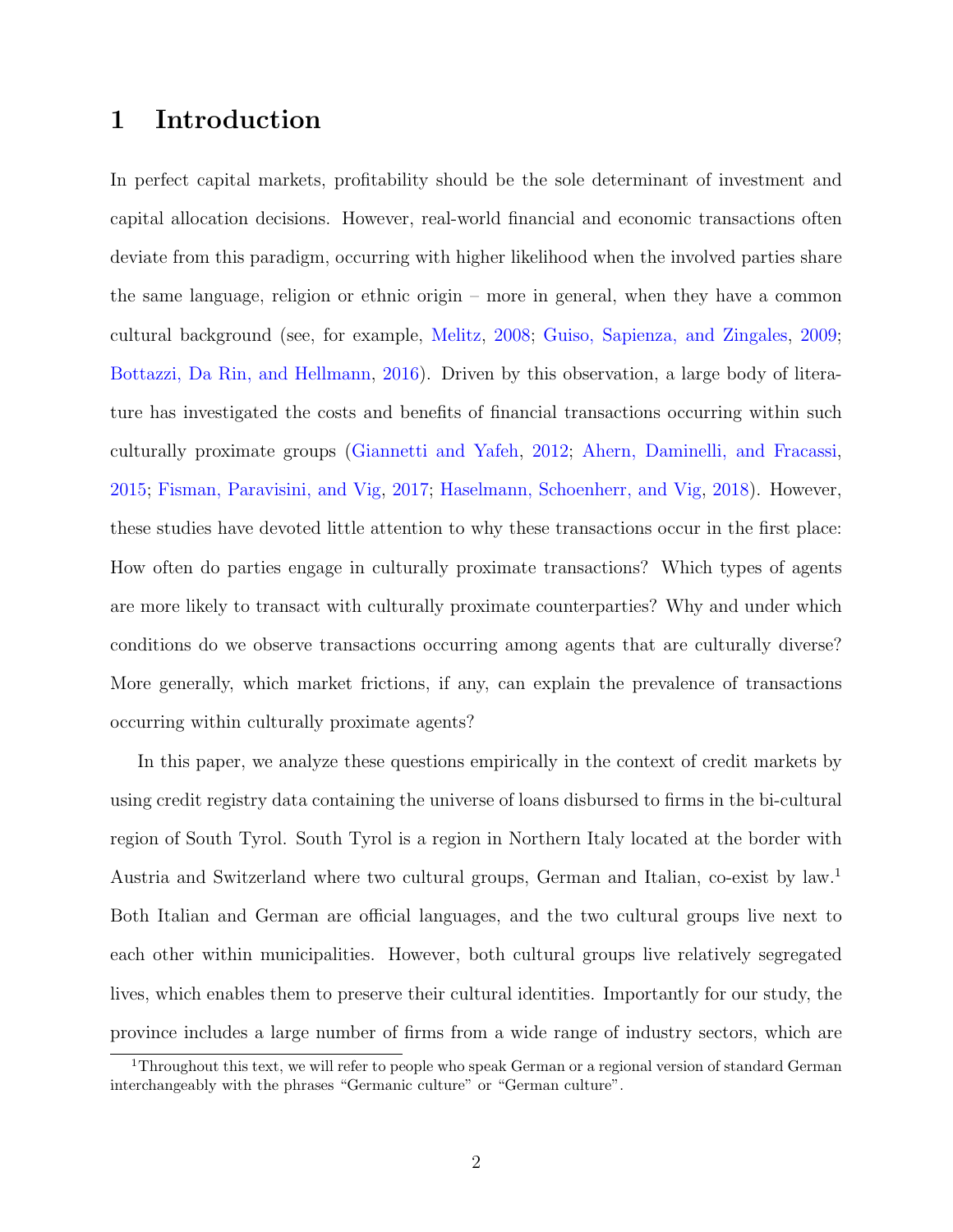# 1 Introduction

In perfect capital markets, profitability should be the sole determinant of investment and capital allocation decisions. However, real-world financial and economic transactions often deviate from this paradigm, occurring with higher likelihood when the involved parties share the same language, religion or ethnic origin – more in general, when they have a common cultural background (see, for example, Melitz, 2008; Guiso, Sapienza, and Zingales, 2009; Bottazzi, Da Rin, and Hellmann, 2016). Driven by this observation, a large body of literature has investigated the costs and benefits of financial transactions occurring within such culturally proximate groups (Giannetti and Yafeh, 2012; Ahern, Daminelli, and Fracassi, 2015; Fisman, Paravisini, and Vig, 2017; Haselmann, Schoenherr, and Vig, 2018). However, these studies have devoted little attention to why these transactions occur in the first place: How often do parties engage in culturally proximate transactions? Which types of agents are more likely to transact with culturally proximate counterparties? Why and under which conditions do we observe transactions occurring among agents that are culturally diverse? More generally, which market frictions, if any, can explain the prevalence of transactions occurring within culturally proximate agents?

In this paper, we analyze these questions empirically in the context of credit markets by using credit registry data containing the universe of loans disbursed to firms in the bi-cultural region of South Tyrol. South Tyrol is a region in Northern Italy located at the border with Austria and Switzerland where two cultural groups, German and Italian, co-exist by law.[1] Both Italian and German are official languages, and the two cultural groups live next to each other within municipalities. However, both cultural groups live relatively segregated lives, which enables them to preserve their cultural identities. Importantly for our study, the province includes a large number of firms from a wide range of industry sectors, which are

[1] Throughout this text, we will refer to people who speak German or a regional version of standard German interchangeably with the phrases "Germanic culture" or "German culture".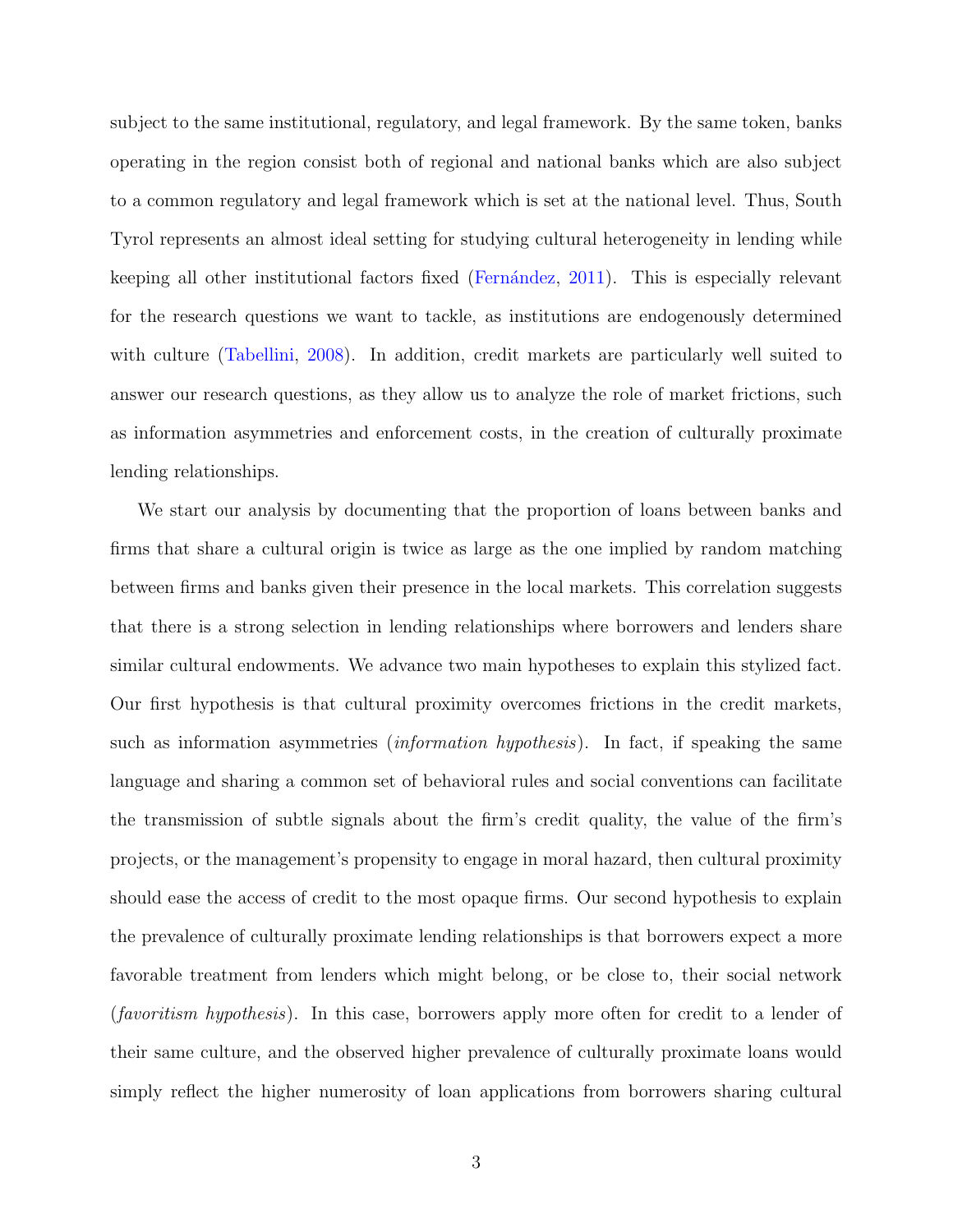subject to the same institutional, regulatory, and legal framework. By the same token, banks operating in the region consist both of regional and national banks which are also subject to a common regulatory and legal framework which is set at the national level. Thus, South Tyrol represents an almost ideal setting for studying cultural heterogeneity in lending while keeping all other institutional factors fixed (Fernández, 2011). This is especially relevant for the research questions we want to tackle, as institutions are endogenously determined with culture (Tabellini, 2008). In addition, credit markets are particularly well suited to answer our research questions, as they allow us to analyze the role of market frictions, such as information asymmetries and enforcement costs, in the creation of culturally proximate lending relationships.

We start our analysis by documenting that the proportion of loans between banks and firms that share a cultural origin is twice as large as the one implied by random matching between firms and banks given their presence in the local markets. This correlation suggests that there is a strong selection in lending relationships where borrowers and lenders share similar cultural endowments. We advance two main hypotheses to explain this stylized fact. Our first hypothesis is that cultural proximity overcomes frictions in the credit markets, such as information asymmetries (*information hypothesis*). In fact, if speaking the same language and sharing a common set of behavioral rules and social conventions can facilitate the transmission of subtle signals about the firm's credit quality, the value of the firm's projects, or the management's propensity to engage in moral hazard, then cultural proximity should ease the access of credit to the most opaque firms. Our second hypothesis to explain the prevalence of culturally proximate lending relationships is that borrowers expect a more favorable treatment from lenders which might belong, or be close to, their social network (*favoritism hypothesis*). In this case, borrowers apply more often for credit to a lender of their same culture, and the observed higher prevalence of culturally proximate loans would simply reflect the higher numerosity of loan applications from borrowers sharing cultural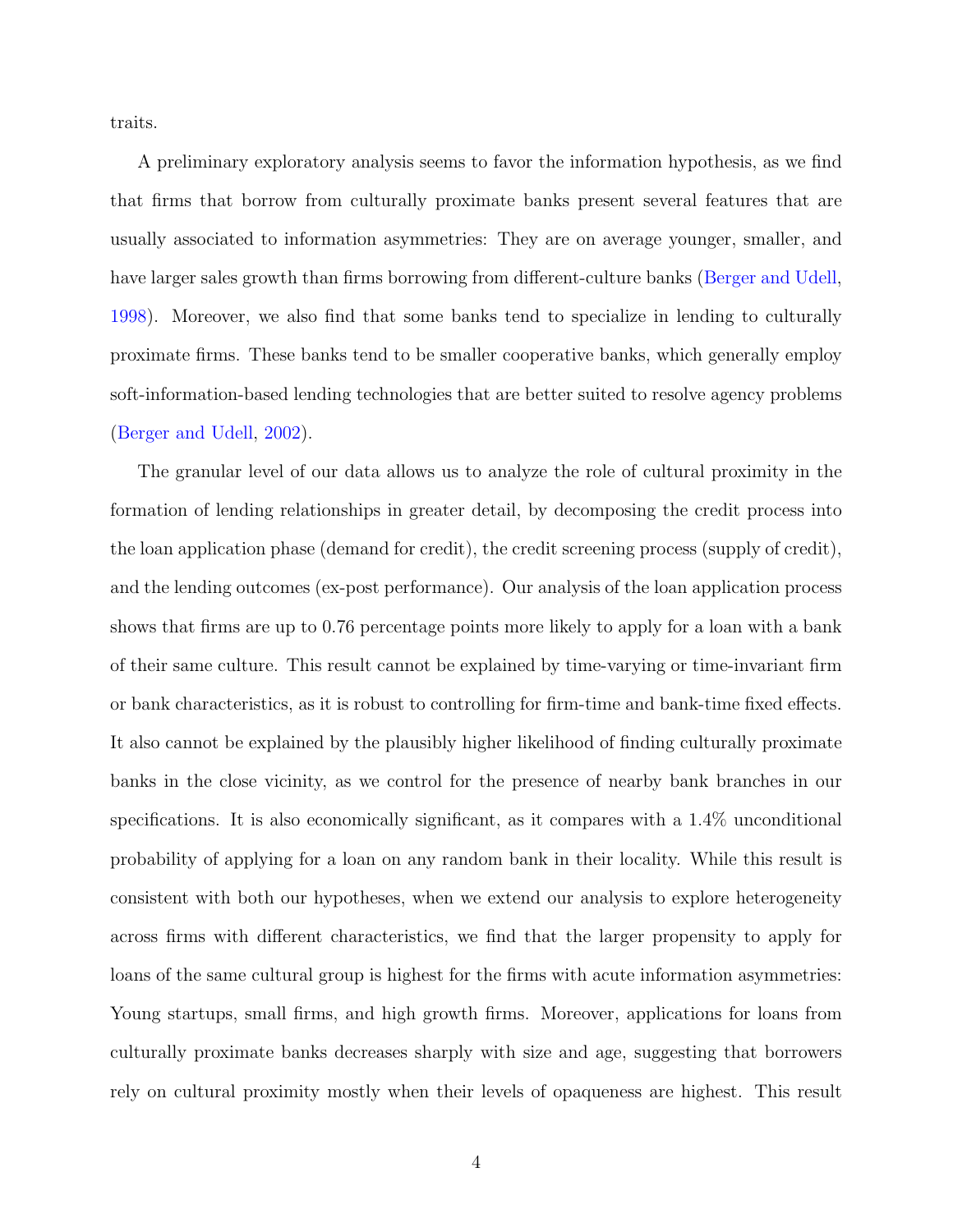traits.

A preliminary exploratory analysis seems to favor the information hypothesis, as we find that firms that borrow from culturally proximate banks present several features that are usually associated to information asymmetries: They are on average younger, smaller, and have larger sales growth than firms borrowing from different-culture banks (Berger and Udell, 1998). Moreover, we also find that some banks tend to specialize in lending to culturally proximate firms. These banks tend to be smaller cooperative banks, which generally employ soft-information-based lending technologies that are better suited to resolve agency problems (Berger and Udell, 2002).

The granular level of our data allows us to analyze the role of cultural proximity in the formation of lending relationships in greater detail, by decomposing the credit process into the loan application phase (demand for credit), the credit screening process (supply of credit), and the lending outcomes (ex-post performance). Our analysis of the loan application process shows that firms are up to 0.76 percentage points more likely to apply for a loan with a bank of their same culture. This result cannot be explained by time-varying or time-invariant firm or bank characteristics, as it is robust to controlling for firm-time and bank-time fixed effects. It also cannot be explained by the plausibly higher likelihood of finding culturally proximate banks in the close vicinity, as we control for the presence of nearby bank branches in our specifications. It is also economically significant, as it compares with a 1.4% unconditional probability of applying for a loan on any random bank in their locality. While this result is consistent with both our hypotheses, when we extend our analysis to explore heterogeneity across firms with different characteristics, we find that the larger propensity to apply for loans of the same cultural group is highest for the firms with acute information asymmetries: Young startups, small firms, and high growth firms. Moreover, applications for loans from culturally proximate banks decreases sharply with size and age, suggesting that borrowers rely on cultural proximity mostly when their levels of opaqueness are highest. This result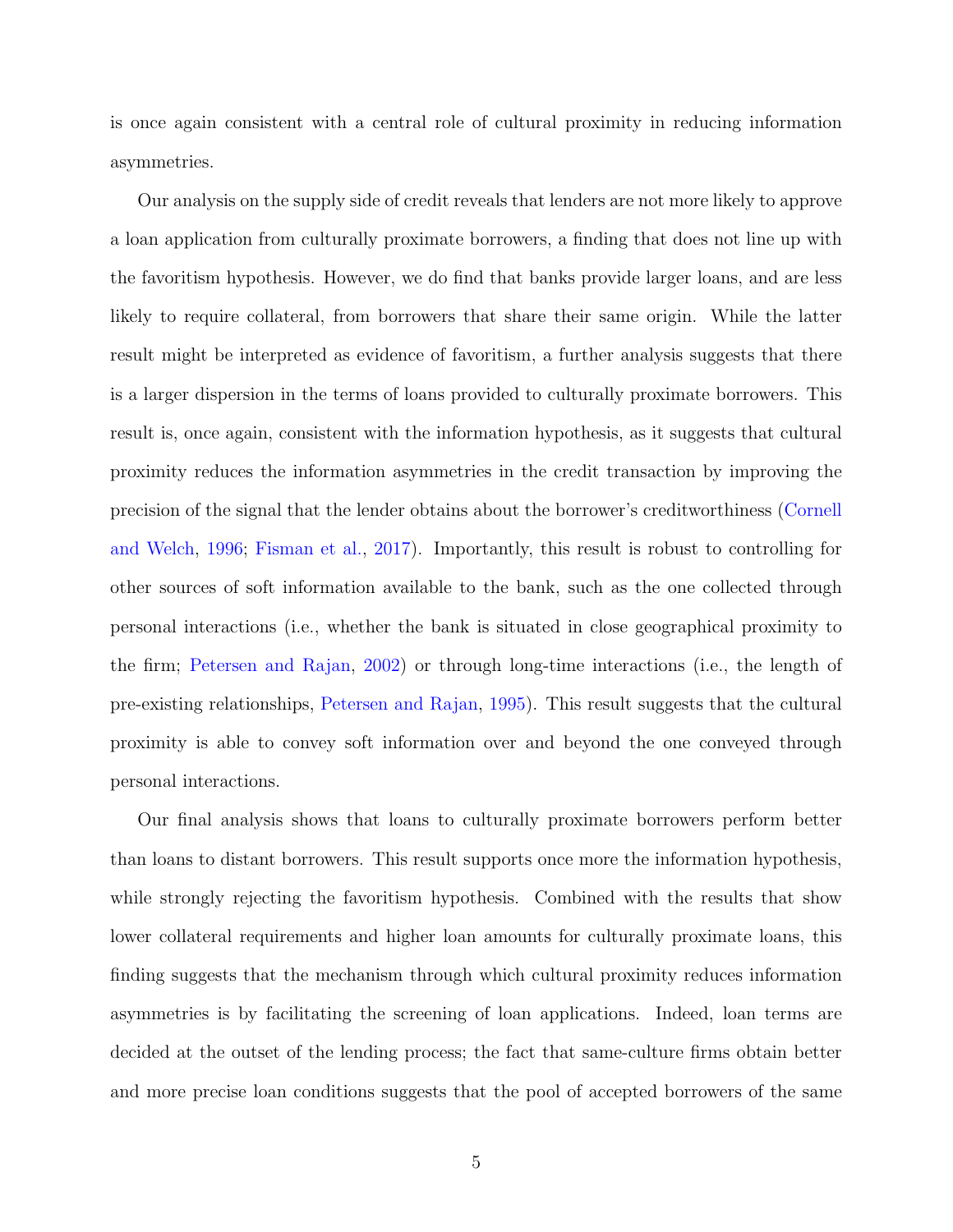is once again consistent with a central role of cultural proximity in reducing information asymmetries.

Our analysis on the supply side of credit reveals that lenders are not more likely to approve a loan application from culturally proximate borrowers, a finding that does not line up with the favoritism hypothesis. However, we do find that banks provide larger loans, and are less likely to require collateral, from borrowers that share their same origin. While the latter result might be interpreted as evidence of favoritism, a further analysis suggests that there is a larger dispersion in the terms of loans provided to culturally proximate borrowers. This result is, once again, consistent with the information hypothesis, as it suggests that cultural proximity reduces the information asymmetries in the credit transaction by improving the precision of the signal that the lender obtains about the borrower's creditworthiness (Cornell and Welch, 1996; Fisman et al., 2017). Importantly, this result is robust to controlling for other sources of soft information available to the bank, such as the one collected through personal interactions (i.e., whether the bank is situated in close geographical proximity to the firm; Petersen and Rajan, 2002) or through long-time interactions (i.e., the length of pre-existing relationships, Petersen and Rajan, 1995). This result suggests that the cultural proximity is able to convey soft information over and beyond the one conveyed through personal interactions.

Our final analysis shows that loans to culturally proximate borrowers perform better than loans to distant borrowers. This result supports once more the information hypothesis, while strongly rejecting the favoritism hypothesis. Combined with the results that show lower collateral requirements and higher loan amounts for culturally proximate loans, this finding suggests that the mechanism through which cultural proximity reduces information asymmetries is by facilitating the screening of loan applications. Indeed, loan terms are decided at the outset of the lending process; the fact that same-culture firms obtain better and more precise loan conditions suggests that the pool of accepted borrowers of the same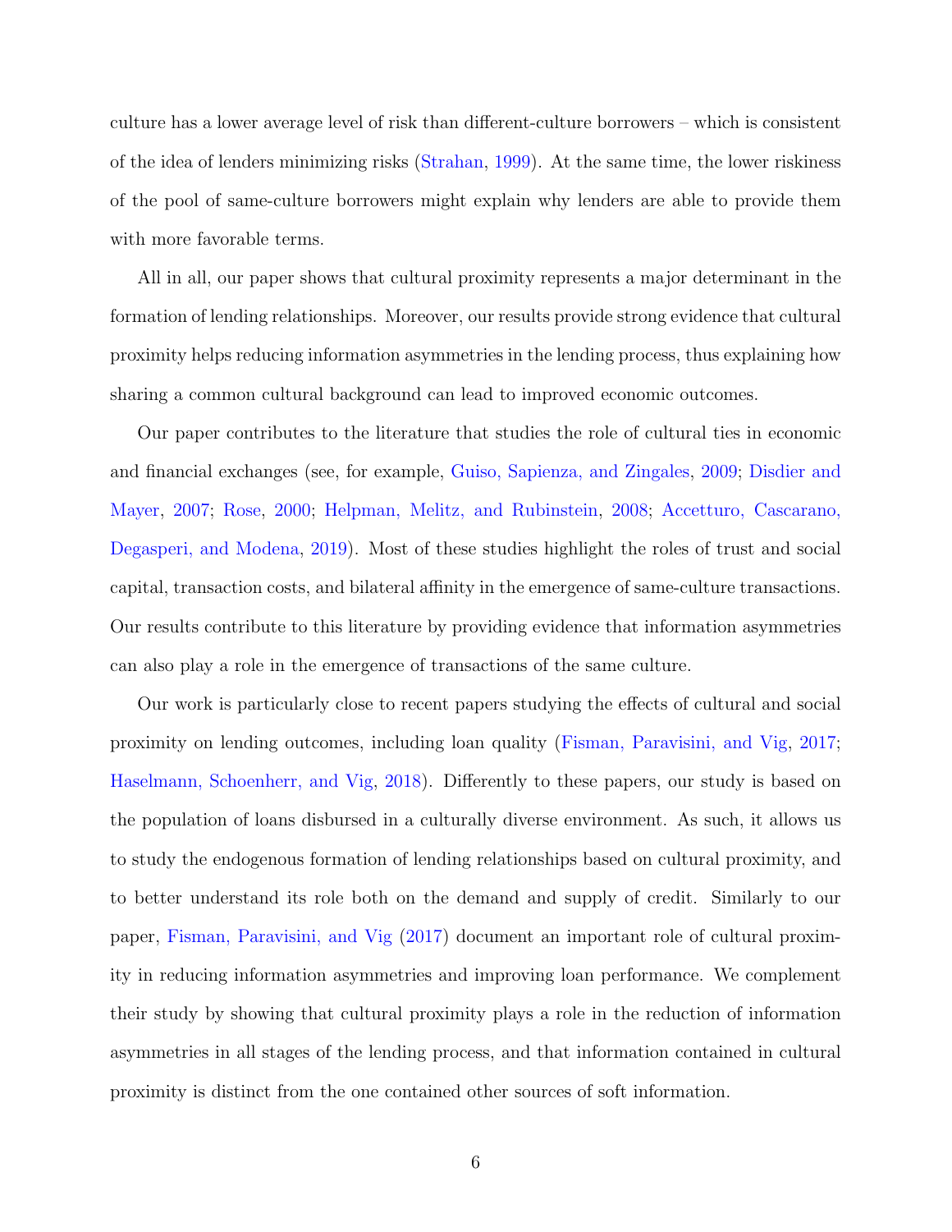culture has a lower average level of risk than different-culture borrowers – which is consistent of the idea of lenders minimizing risks (Strahan, 1999). At the same time, the lower riskiness of the pool of same-culture borrowers might explain why lenders are able to provide them with more favorable terms.

All in all, our paper shows that cultural proximity represents a major determinant in the formation of lending relationships. Moreover, our results provide strong evidence that cultural proximity helps reducing information asymmetries in the lending process, thus explaining how sharing a common cultural background can lead to improved economic outcomes.

Our paper contributes to the literature that studies the role of cultural ties in economic and financial exchanges (see, for example, Guiso, Sapienza, and Zingales, 2009; Disdier and Mayer, 2007; Rose, 2000; Helpman, Melitz, and Rubinstein, 2008; Accetturo, Cascarano, Degasperi, and Modena, 2019). Most of these studies highlight the roles of trust and social capital, transaction costs, and bilateral affinity in the emergence of same-culture transactions. Our results contribute to this literature by providing evidence that information asymmetries can also play a role in the emergence of transactions of the same culture.

Our work is particularly close to recent papers studying the effects of cultural and social proximity on lending outcomes, including loan quality (Fisman, Paravisini, and Vig, 2017; Haselmann, Schoenherr, and Vig, 2018). Differently to these papers, our study is based on the population of loans disbursed in a culturally diverse environment. As such, it allows us to study the endogenous formation of lending relationships based on cultural proximity, and to better understand its role both on the demand and supply of credit. Similarly to our paper, Fisman, Paravisini, and Vig (2017) document an important role of cultural proximity in reducing information asymmetries and improving loan performance. We complement their study by showing that cultural proximity plays a role in the reduction of information asymmetries in all stages of the lending process, and that information contained in cultural proximity is distinct from the one contained other sources of soft information.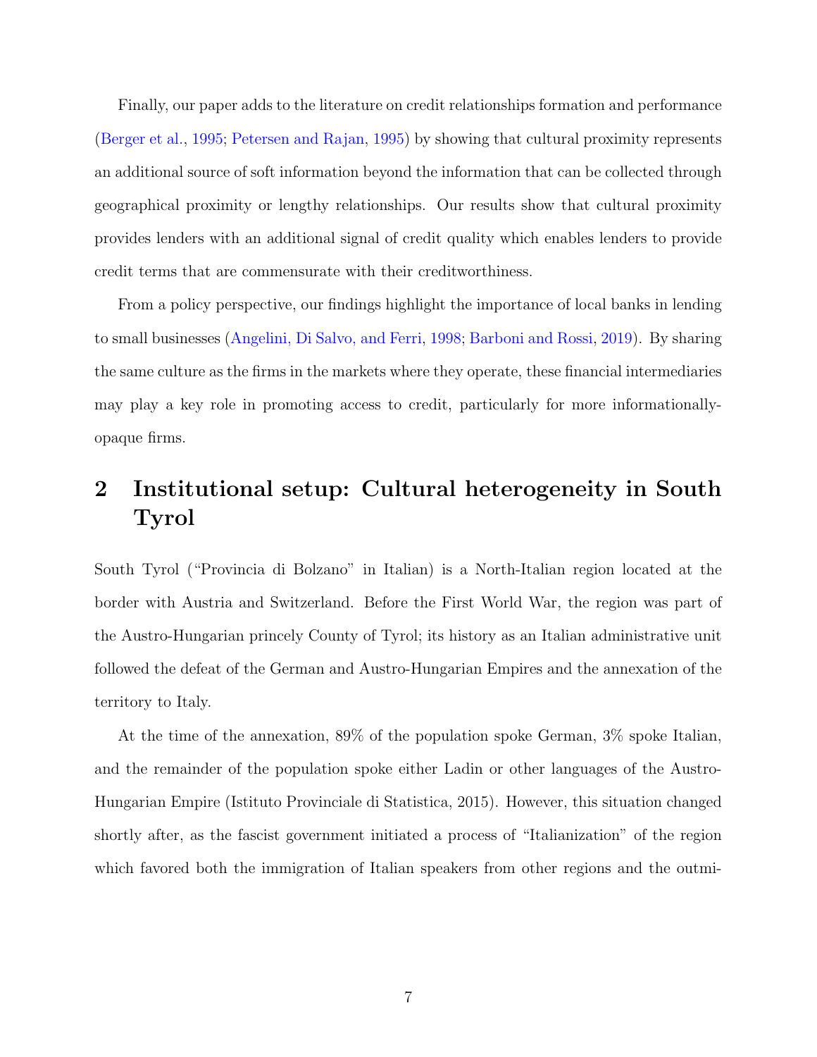Finally, our paper adds to the literature on credit relationships formation and performance (Berger et al., 1995; Petersen and Rajan, 1995) by showing that cultural proximity represents an additional source of soft information beyond the information that can be collected through geographical proximity or lengthy relationships. Our results show that cultural proximity provides lenders with an additional signal of credit quality which enables lenders to provide credit terms that are commensurate with their creditworthiness.

From a policy perspective, our findings highlight the importance of local banks in lending to small businesses (Angelini, Di Salvo, and Ferri, 1998; Barboni and Rossi, 2019). By sharing the same culture as the firms in the markets where they operate, these financial intermediaries may play a key role in promoting access to credit, particularly for more informationally-opaque firms.

## 2 Institutional setup: Cultural heterogeneity in South Tyrol

South Tyrol ("Provincia di Bolzano" in Italian) is a North-Italian region located at the border with Austria and Switzerland. Before the First World War, the region was part of the Austro-Hungarian princely County of Tyrol; its history as an Italian administrative unit followed the defeat of the German and Austro-Hungarian Empires and the annexation of the territory to Italy.

At the time of the annexation, 89% of the population spoke German, 3% spoke Italian, and the remainder of the population spoke either Ladin or other languages of the Austro-Hungarian Empire (Istituto Provinciale di Statistica, 2015). However, this situation changed shortly after, as the fascist government initiated a process of "Italianization" of the region which favored both the immigration of Italian speakers from other regions and the outmi-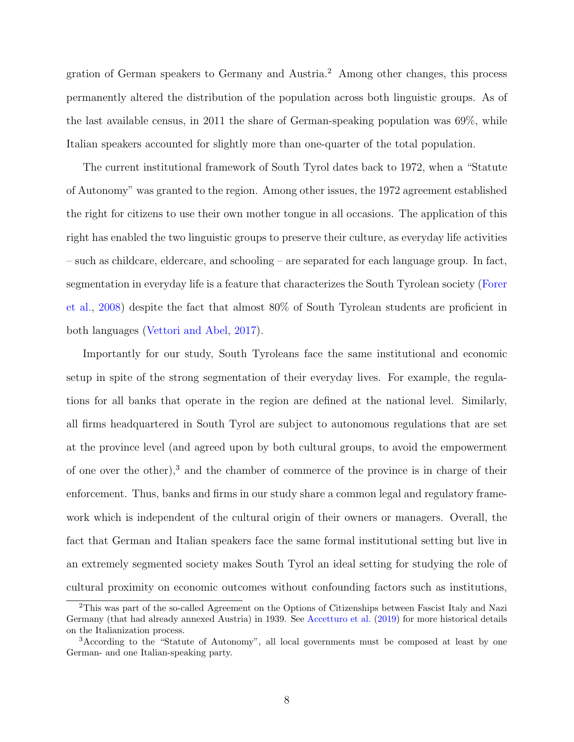gration of German speakers to Germany and Austria.[2] Among other changes, this process permanently altered the distribution of the population across both linguistic groups. As of the last available census, in 2011 the share of German-speaking population was 69%, while Italian speakers accounted for slightly more than one-quarter of the total population.

The current institutional framework of South Tyrol dates back to 1972, when a "Statute of Autonomy" was granted to the region. Among other issues, the 1972 agreement established the right for citizens to use their own mother tongue in all occasions. The application of this right has enabled the two linguistic groups to preserve their culture, as everyday life activities – such as childcare, eldercare, and schooling – are separated for each language group. In fact, segmentation in everyday life is a feature that characterizes the South Tyrolean society (Forer et al., 2008) despite the fact that almost 80% of South Tyrolean students are proficient in both languages (Vettori and Abel, 2017).

Importantly for our study, South Tyroleans face the same institutional and economic setup in spite of the strong segmentation of their everyday lives. For example, the regulations for all banks that operate in the region are defined at the national level. Similarly, all firms headquartered in South Tyrol are subject to autonomous regulations that are set at the province level (and agreed upon by both cultural groups, to avoid the empowerment of one over the other),[3] and the chamber of commerce of the province is in charge of their enforcement. Thus, banks and firms in our study share a common legal and regulatory framework which is independent of the cultural origin of their owners or managers. Overall, the fact that German and Italian speakers face the same formal institutional setting but live in an extremely segmented society makes South Tyrol an ideal setting for studying the role of cultural proximity on economic outcomes without confounding factors such as institutions,

[2] This was part of the so-called Agreement on the Options of Citizenships between Fascist Italy and Nazi Germany (that had already annexed Austria) in 1939. See Accetturo et al. (2019) for more historical details on the Italianization process.

[3] According to the "Statute of Autonomy", all local governments must be composed at least by one German- and one Italian-speaking party.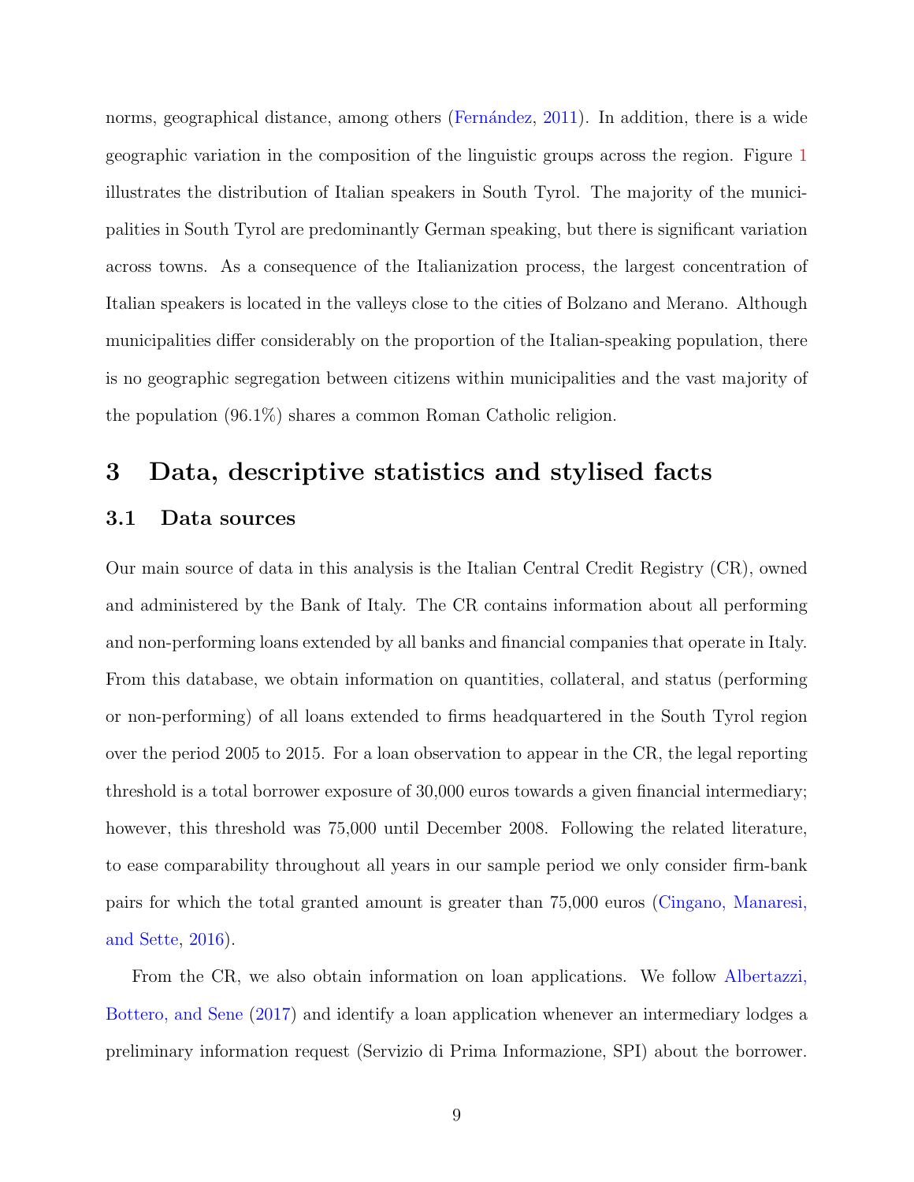norms, geographical distance, among others (Fernández, 2011). In addition, there is a wide geographic variation in the composition of the linguistic groups across the region. Figure 1 illustrates the distribution of Italian speakers in South Tyrol. The majority of the municipalities in South Tyrol are predominantly German speaking, but there is significant variation across towns. As a consequence of the Italianization process, the largest concentration of Italian speakers is located in the valleys close to the cities of Bolzano and Merano. Although municipalities differ considerably on the proportion of the Italian-speaking population, there is no geographic segregation between citizens within municipalities and the vast majority of the population (96.1%) shares a common Roman Catholic religion.

# 3 Data, descriptive statistics and stylised facts

## 3.1 Data sources

Our main source of data in this analysis is the Italian Central Credit Registry (CR), owned and administered by the Bank of Italy. The CR contains information about all performing and non-performing loans extended by all banks and financial companies that operate in Italy. From this database, we obtain information on quantities, collateral, and status (performing or non-performing) of all loans extended to firms headquartered in the South Tyrol region over the period 2005 to 2015. For a loan observation to appear in the CR, the legal reporting threshold is a total borrower exposure of 30,000 euros towards a given financial intermediary; however, this threshold was 75,000 until December 2008. Following the related literature, to ease comparability throughout all years in our sample period we only consider firm-bank pairs for which the total granted amount is greater than 75,000 euros (Cingano, Manaresi, and Sette, 2016).

From the CR, we also obtain information on loan applications. We follow Albertazzi, Bottero, and Sene (2017) and identify a loan application whenever an intermediary lodges a preliminary information request (Servizio di Prima Informazione, SPI) about the borrower.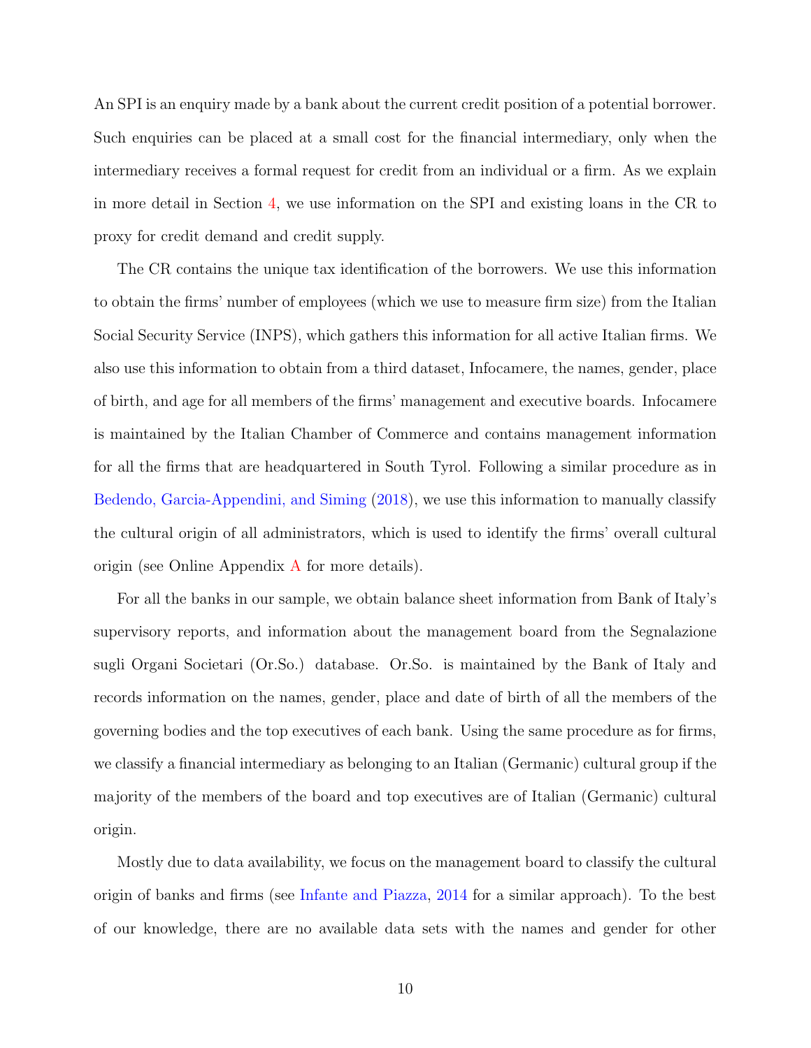An SPI is an enquiry made by a bank about the current credit position of a potential borrower. Such enquiries can be placed at a small cost for the financial intermediary, only when the intermediary receives a formal request for credit from an individual or a firm. As we explain in more detail in Section 4, we use information on the SPI and existing loans in the CR to proxy for credit demand and credit supply.

The CR contains the unique tax identification of the borrowers. We use this information to obtain the firms' number of employees (which we use to measure firm size) from the Italian Social Security Service (INPS), which gathers this information for all active Italian firms. We also use this information to obtain from a third dataset, Infocamere, the names, gender, place of birth, and age for all members of the firms' management and executive boards. Infocamere is maintained by the Italian Chamber of Commerce and contains management information for all the firms that are headquartered in South Tyrol. Following a similar procedure as in Bedendo, Garcia-Appendini, and Siming (2018), we use this information to manually classify the cultural origin of all administrators, which is used to identify the firms' overall cultural origin (see Online Appendix A for more details).

For all the banks in our sample, we obtain balance sheet information from Bank of Italy's supervisory reports, and information about the management board from the Segnalazione sugli Organi Societari (Or.So.) database. Or.So. is maintained by the Bank of Italy and records information on the names, gender, place and date of birth of all the members of the governing bodies and the top executives of each bank. Using the same procedure as for firms, we classify a financial intermediary as belonging to an Italian (Germanic) cultural group if the majority of the members of the board and top executives are of Italian (Germanic) cultural origin.

Mostly due to data availability, we focus on the management board to classify the cultural origin of banks and firms (see Infante and Piazza, 2014 for a similar approach). To the best of our knowledge, there are no available data sets with the names and gender for other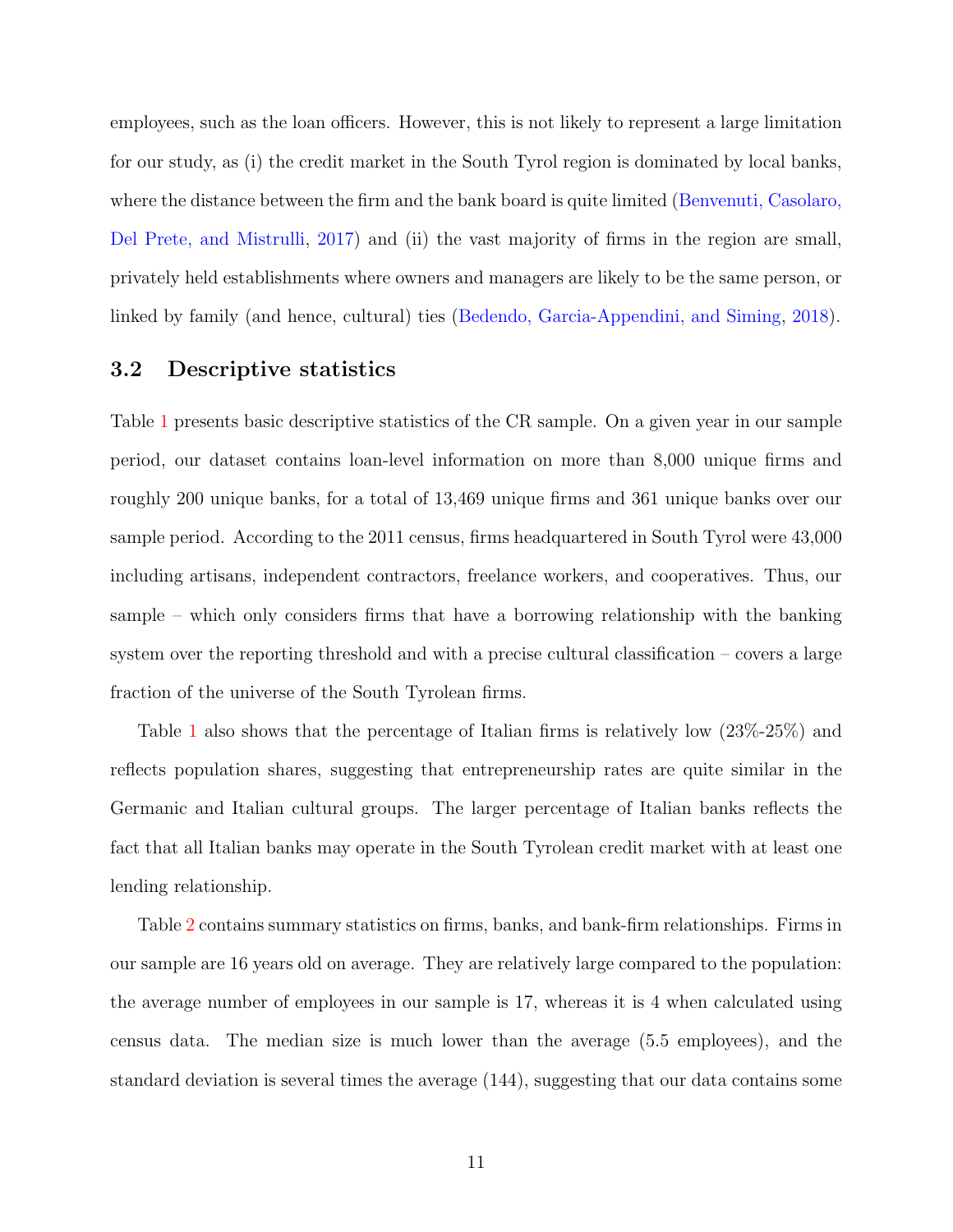employees, such as the loan officers. However, this is not likely to represent a large limitation for our study, as (i) the credit market in the South Tyrol region is dominated by local banks, where the distance between the firm and the bank board is quite limited (Benvenuti, Casolaro, Del Prete, and Mistrulli, 2017) and (ii) the vast majority of firms in the region are small, privately held establishments where owners and managers are likely to be the same person, or linked by family (and hence, cultural) ties (Bedendo, Garcia-Appendini, and Siming, 2018).

### 3.2 Descriptive statistics

Table 1 presents basic descriptive statistics of the CR sample. On a given year in our sample period, our dataset contains loan-level information on more than 8,000 unique firms and roughly 200 unique banks, for a total of 13,469 unique firms and 361 unique banks over our sample period. According to the 2011 census, firms headquartered in South Tyrol were 43,000 including artisans, independent contractors, freelance workers, and cooperatives. Thus, our sample – which only considers firms that have a borrowing relationship with the banking system over the reporting threshold and with a precise cultural classification – covers a large fraction of the universe of the South Tyrolean firms.

Table 1 also shows that the percentage of Italian firms is relatively low (23%-25%) and reflects population shares, suggesting that entrepreneurship rates are quite similar in the Germanic and Italian cultural groups. The larger percentage of Italian banks reflects the fact that all Italian banks may operate in the South Tyrolean credit market with at least one lending relationship.

Table 2 contains summary statistics on firms, banks, and bank-firm relationships. Firms in our sample are 16 years old on average. They are relatively large compared to the population: the average number of employees in our sample is 17, whereas it is 4 when calculated using census data. The median size is much lower than the average (5.5 employees), and the standard deviation is several times the average (144), suggesting that our data contains some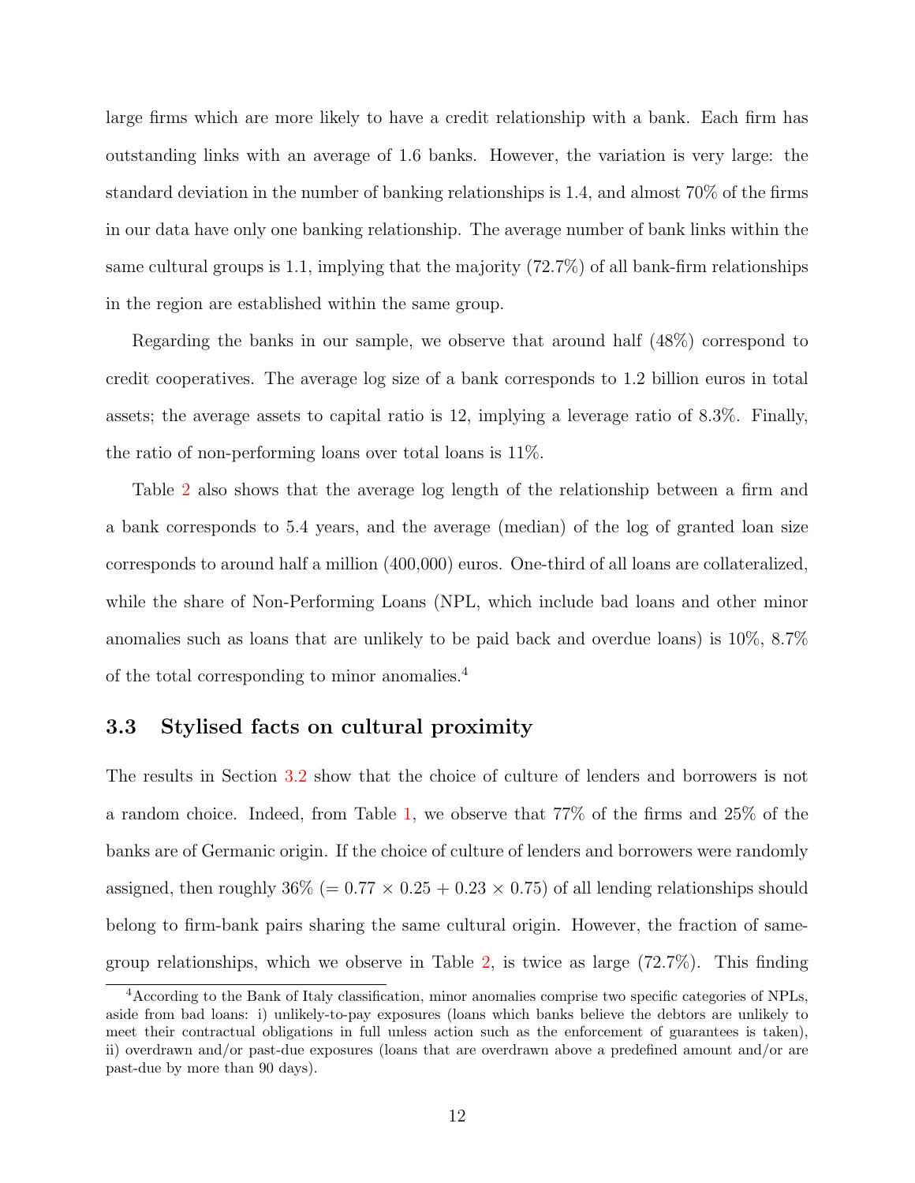large firms which are more likely to have a credit relationship with a bank. Each firm has outstanding links with an average of 1.6 banks. However, the variation is very large: the standard deviation in the number of banking relationships is 1.4, and almost 70% of the firms in our data have only one banking relationship. The average number of bank links within the same cultural groups is 1.1, implying that the majority (72.7%) of all bank-firm relationships in the region are established within the same group.

Regarding the banks in our sample, we observe that around half (48%) correspond to credit cooperatives. The average log size of a bank corresponds to 1.2 billion euros in total assets; the average assets to capital ratio is 12, implying a leverage ratio of 8.3%. Finally, the ratio of non-performing loans over total loans is 11%.

Table 2 also shows that the average log length of the relationship between a firm and a bank corresponds to 5.4 years, and the average (median) of the log of granted loan size corresponds to around half a million (400,000) euros. One-third of all loans are collateralized, while the share of Non-Performing Loans (NPL, which include bad loans and other minor anomalies such as loans that are unlikely to be paid back and overdue loans) is 10%, 8.7% of the total corresponding to minor anomalies.[4]

## 3.3 Stylised facts on cultural proximity

The results in Section 3.2 show that the choice of culture of lenders and borrowers is not a random choice. Indeed, from Table 1, we observe that 77% of the firms and 25% of the banks are of Germanic origin. If the choice of culture of lenders and borrowers were randomly assigned, then roughly 36% ($= 0.77 \times 0.25 + 0.23 \times 0.75$) of all lending relationships should belong to firm-bank pairs sharing the same cultural origin. However, the fraction of same-group relationships, which we observe in Table 2, is twice as large (72.7%). This finding

[4]According to the Bank of Italy classification, minor anomalies comprise two specific categories of NPLs, aside from bad loans: i) unlikely-to-pay exposures (loans which banks believe the debtors are unlikely to meet their contractual obligations in full unless action such as the enforcement of guarantees is taken), ii) overdrawn and/or past-due exposures (loans that are overdrawn above a predefined amount and/or are past-due by more than 90 days).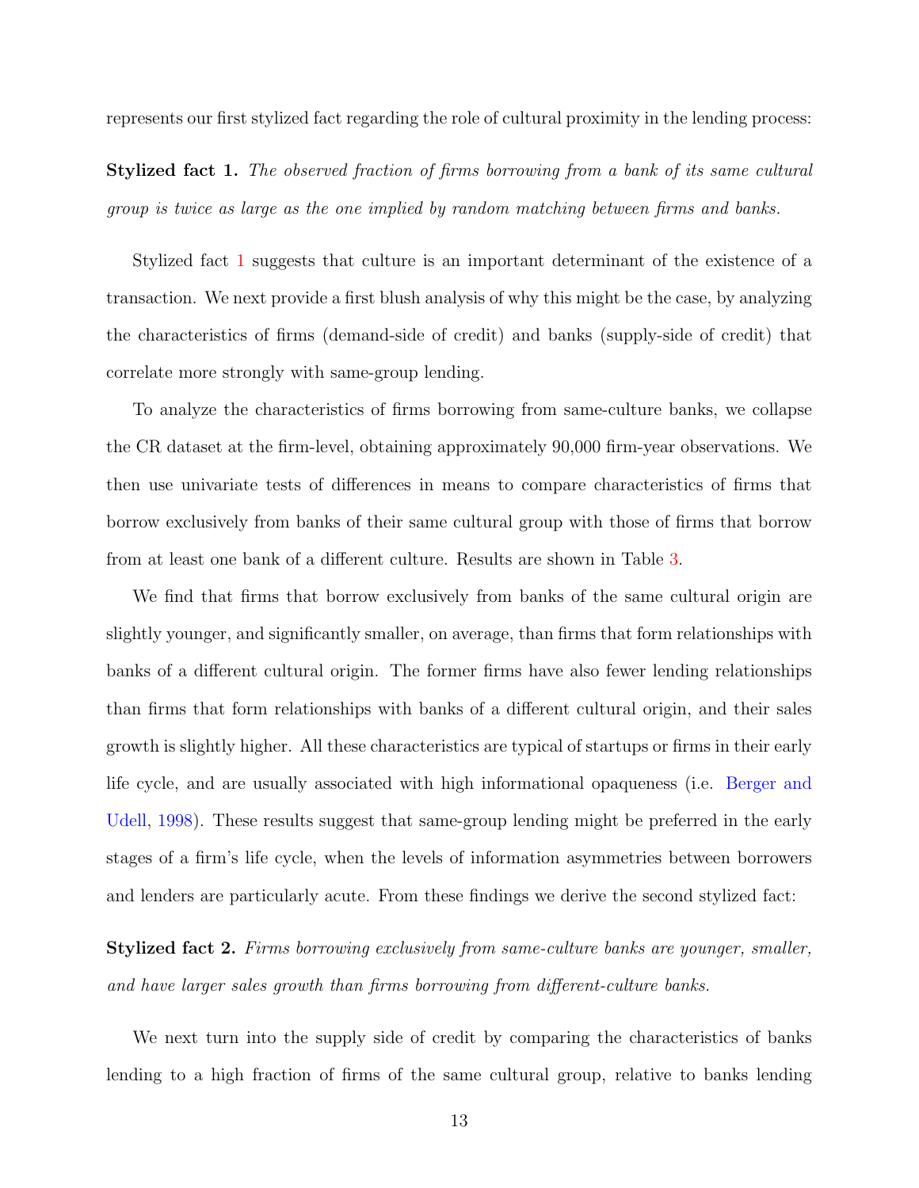represents our first stylized fact regarding the role of cultural proximity in the lending process:

**Stylized fact 1.** *The observed fraction of firms borrowing from a bank of its same cultural group is twice as large as the one implied by random matching between firms and banks.*

Stylized fact 1 suggests that culture is an important determinant of the existence of a transaction. We next provide a first blush analysis of why this might be the case, by analyzing the characteristics of firms (demand-side of credit) and banks (supply-side of credit) that correlate more strongly with same-group lending.

To analyze the characteristics of firms borrowing from same-culture banks, we collapse the CR dataset at the firm-level, obtaining approximately 90,000 firm-year observations. We then use univariate tests of differences in means to compare characteristics of firms that borrow exclusively from banks of their same cultural group with those of firms that borrow from at least one bank of a different culture. Results are shown in Table 3.

We find that firms that borrow exclusively from banks of the same cultural origin are slightly younger, and significantly smaller, on average, than firms that form relationships with banks of a different cultural origin. The former firms have also fewer lending relationships than firms that form relationships with banks of a different cultural origin, and their sales growth is slightly higher. All these characteristics are typical of startups or firms in their early life cycle, and are usually associated with high informational opaqueness (i.e. Berger and Udell, 1998). These results suggest that same-group lending might be preferred in the early stages of a firm's life cycle, when the levels of information asymmetries between borrowers and lenders are particularly acute. From these findings we derive the second stylized fact:

**Stylized fact 2.** *Firms borrowing exclusively from same-culture banks are younger, smaller, and have larger sales growth than firms borrowing from different-culture banks.*

We next turn into the supply side of credit by comparing the characteristics of banks lending to a high fraction of firms of the same cultural group, relative to banks lending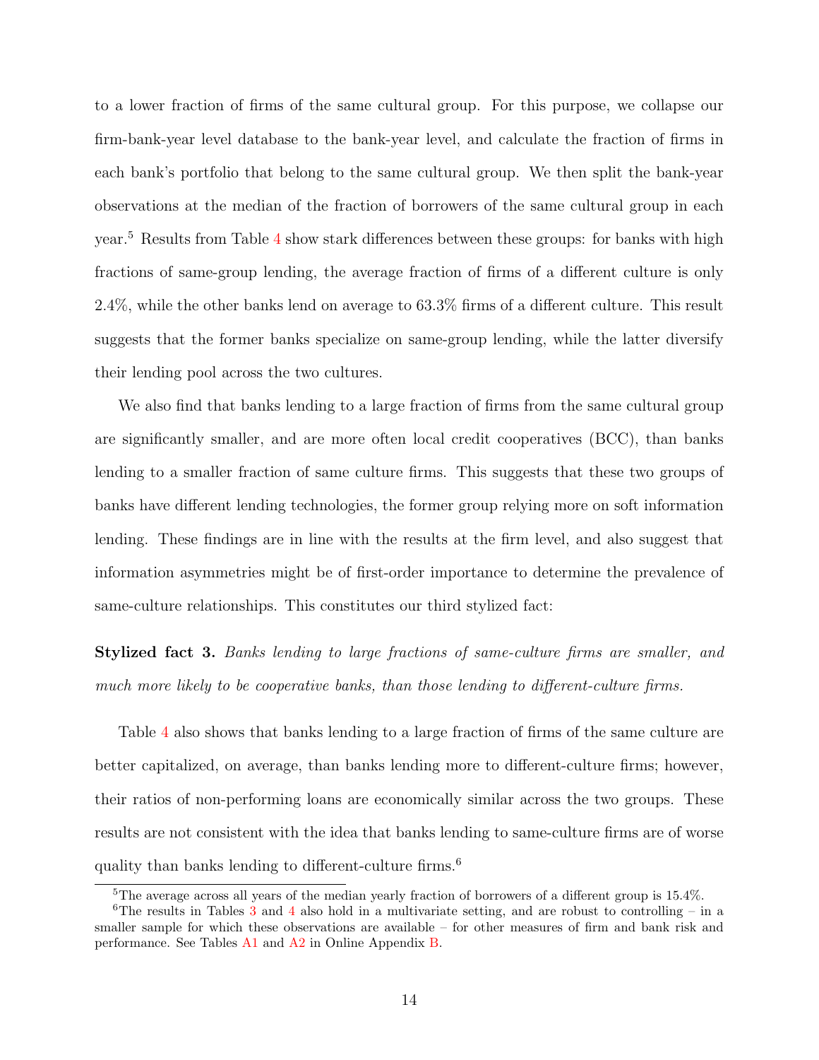to a lower fraction of firms of the same cultural group. For this purpose, we collapse our firm-bank-year level database to the bank-year level, and calculate the fraction of firms in each bank's portfolio that belong to the same cultural group. We then split the bank-year observations at the median of the fraction of borrowers of the same cultural group in each year.[5] Results from Table 4 show stark differences between these groups: for banks with high fractions of same-group lending, the average fraction of firms of a different culture is only 2.4%, while the other banks lend on average to 63.3% firms of a different culture. This result suggests that the former banks specialize on same-group lending, while the latter diversify their lending pool across the two cultures.

We also find that banks lending to a large fraction of firms from the same cultural group are significantly smaller, and are more often local credit cooperatives (BCC), than banks lending to a smaller fraction of same culture firms. This suggests that these two groups of banks have different lending technologies, the former group relying more on soft information lending. These findings are in line with the results at the firm level, and also suggest that information asymmetries might be of first-order importance to determine the prevalence of same-culture relationships. This constitutes our third stylized fact:

**Stylized fact 3.** *Banks lending to large fractions of same-culture firms are smaller, and much more likely to be cooperative banks, than those lending to different-culture firms.*

Table 4 also shows that banks lending to a large fraction of firms of the same culture are better capitalized, on average, than banks lending more to different-culture firms; however, their ratios of non-performing loans are economically similar across the two groups. These results are not consistent with the idea that banks lending to same-culture firms are of worse quality than banks lending to different-culture firms.[6]

[5] The average across all years of the median yearly fraction of borrowers of a different group is 15.4%.

[6] The results in Tables 3 and 4 also hold in a multivariate setting, and are robust to controlling – in a smaller sample for which these observations are available – for other measures of firm and bank risk and performance. See Tables A1 and A2 in Online Appendix B.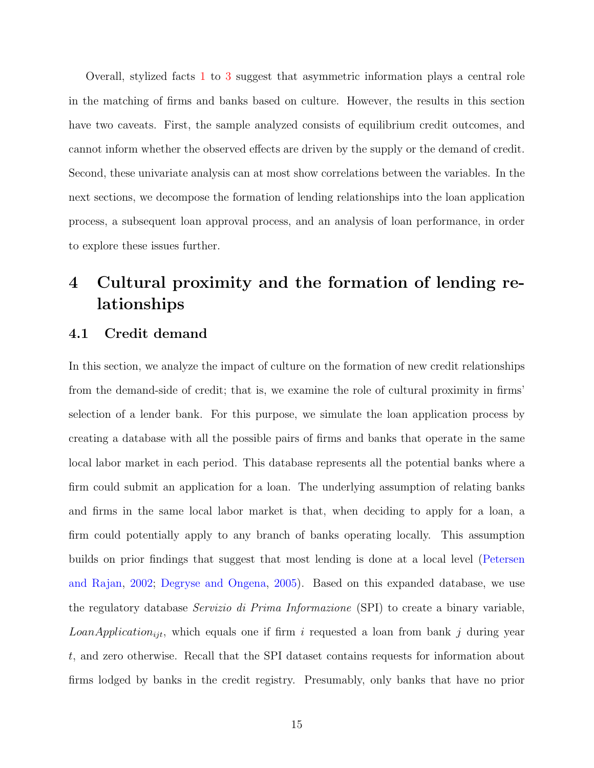Overall, stylized facts 1 to 3 suggest that asymmetric information plays a central role in the matching of firms and banks based on culture. However, the results in this section have two caveats. First, the sample analyzed consists of equilibrium credit outcomes, and cannot inform whether the observed effects are driven by the supply or the demand of credit. Second, these univariate analysis can at most show correlations between the variables. In the next sections, we decompose the formation of lending relationships into the loan application process, a subsequent loan approval process, and an analysis of loan performance, in order to explore these issues further.

# 4 Cultural proximity and the formation of lending relationships

## 4.1 Credit demand

In this section, we analyze the impact of culture on the formation of new credit relationships from the demand-side of credit; that is, we examine the role of cultural proximity in firms' selection of a lender bank. For this purpose, we simulate the loan application process by creating a database with all the possible pairs of firms and banks that operate in the same local labor market in each period. This database represents all the potential banks where a firm could submit an application for a loan. The underlying assumption of relating banks and firms in the same local labor market is that, when deciding to apply for a loan, a firm could potentially apply to any branch of banks operating locally. This assumption builds on prior findings that suggest that most lending is done at a local level (Petersen and Rajan, 2002; Degryse and Ongena, 2005). Based on this expanded database, we use the regulatory database *Servizio di Prima Informazione* (SPI) to create a binary variable, $LoanApplication_{ijt}$, which equals one if firm $i$ requested a loan from bank $j$ during year $t$, and zero otherwise. Recall that the SPI dataset contains requests for information about firms lodged by banks in the credit registry. Presumably, only banks that have no prior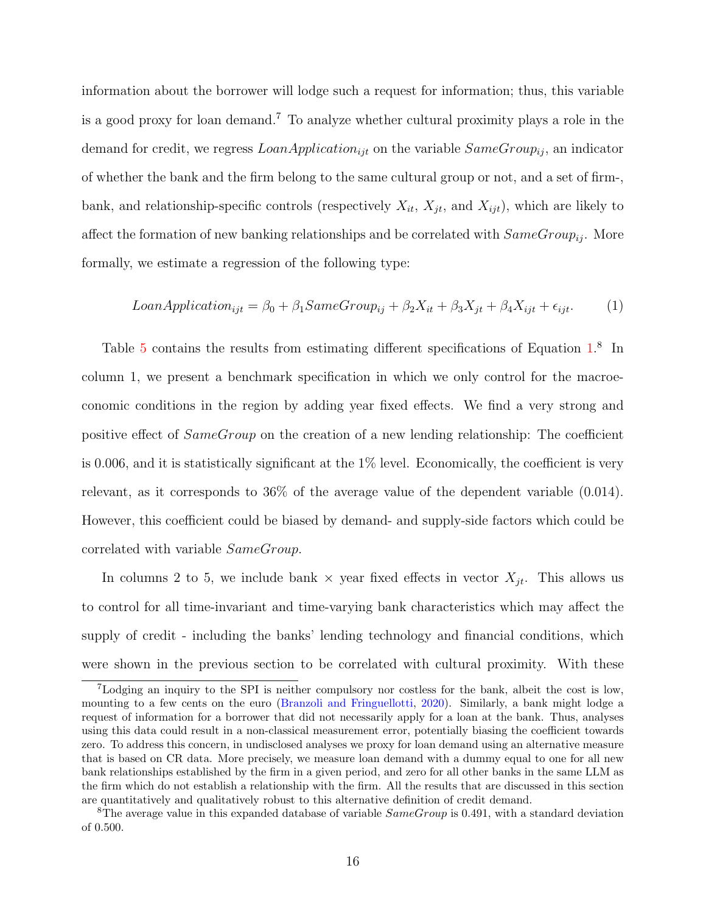information about the borrower will lodge such a request for information; thus, this variable is a good proxy for loan demand.[7] To analyze whether cultural proximity plays a role in the demand for credit, we regress $LoanApplication_{ijt}$ on the variable $SameGroup_{ij}$, an indicator of whether the bank and the firm belong to the same cultural group or not, and a set of firm-, bank, and relationship-specific controls (respectively $X_{it}$, $X_{jt}$, and $X_{ijt}$), which are likely to affect the formation of new banking relationships and be correlated with $SameGroup_{ij}$. More formally, we estimate a regression of the following type:

$$LoanApplication_{ijt} = \beta_0 + \beta_1 SameGroup_{ij} + \beta_2 X_{it} + \beta_3 X_{jt} + \beta_4 X_{ijt} + \epsilon_{ijt}. \qquad (1)$$

Table 5 contains the results from estimating different specifications of Equation 1.[8] In column 1, we present a benchmark specification in which we only control for the macroeconomic conditions in the region by adding year fixed effects. We find a very strong and positive effect of *SameGroup* on the creation of a new lending relationship: The coefficient is 0.006, and it is statistically significant at the 1% level. Economically, the coefficient is very relevant, as it corresponds to 36% of the average value of the dependent variable (0.014). However, this coefficient could be biased by demand- and supply-side factors which could be correlated with variable *SameGroup*.

In columns 2 to 5, we include bank × year fixed effects in vector $X_{jt}$. This allows us to control for all time-invariant and time-varying bank characteristics which may affect the supply of credit - including the banks' lending technology and financial conditions, which were shown in the previous section to be correlated with cultural proximity. With these

[7] Lodging an inquiry to the SPI is neither compulsory nor costless for the bank, albeit the cost is low, mounting to a few cents on the euro (Branzoli and Fringuellotti, 2020). Similarly, a bank might lodge a request of information for a borrower that did not necessarily apply for a loan at the bank. Thus, analyses using this data could result in a non-classical measurement error, potentially biasing the coefficient towards zero. To address this concern, in undisclosed analyses we proxy for loan demand using an alternative measure that is based on CR data. More precisely, we measure loan demand with a dummy equal to one for all new bank relationships established by the firm in a given period, and zero for all other banks in the same LLM as the firm which do not establish a relationship with the firm. All the results that are discussed in this section are quantitatively and qualitatively robust to this alternative definition of credit demand.

[8] The average value in this expanded database of variable *SameGroup* is 0.491, with a standard deviation of 0.500.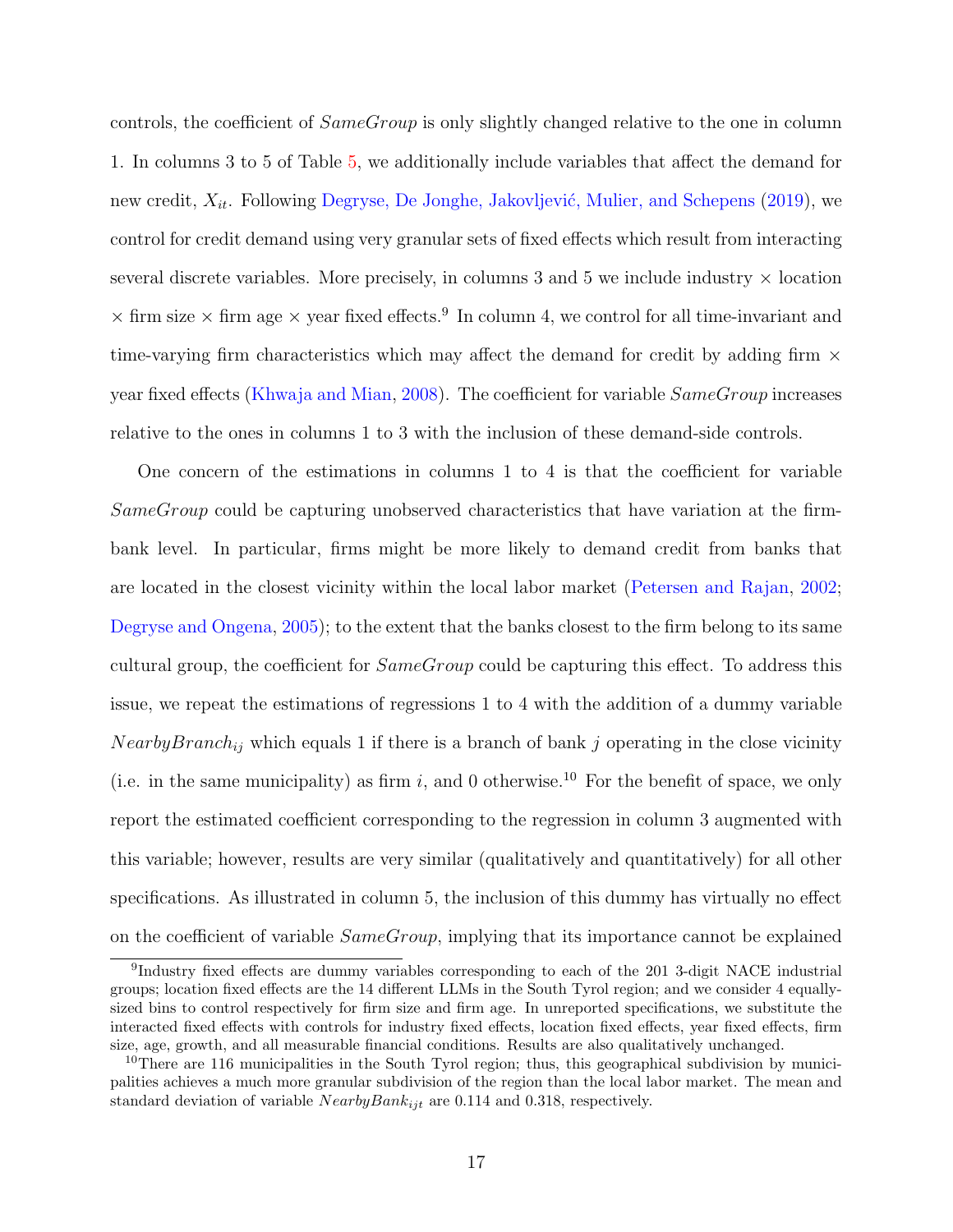controls, the coefficient of *SameGroup* is only slightly changed relative to the one in column 1. In columns 3 to 5 of Table 5, we additionally include variables that affect the demand for new credit, $X_{it}$. Following Degryse, De Jonghe, Jakovljević, Mulier, and Schepens (2019), we control for credit demand using very granular sets of fixed effects which result from interacting several discrete variables. More precisely, in columns 3 and 5 we include industry × location × firm size × firm age × year fixed effects.[9] In column 4, we control for all time-invariant and time-varying firm characteristics which may affect the demand for credit by adding firm × year fixed effects (Khwaja and Mian, 2008). The coefficient for variable *SameGroup* increases relative to the ones in columns 1 to 3 with the inclusion of these demand-side controls.

One concern of the estimations in columns 1 to 4 is that the coefficient for variable *SameGroup* could be capturing unobserved characteristics that have variation at the firm-bank level. In particular, firms might be more likely to demand credit from banks that are located in the closest vicinity within the local labor market (Petersen and Rajan, 2002; Degryse and Ongena, 2005); to the extent that the banks closest to the firm belong to its same cultural group, the coefficient for *SameGroup* could be capturing this effect. To address this issue, we repeat the estimations of regressions 1 to 4 with the addition of a dummy variable $NearbyBranch_{ij}$ which equals 1 if there is a branch of bank $j$ operating in the close vicinity (i.e. in the same municipality) as firm $i$, and 0 otherwise.[10] For the benefit of space, we only report the estimated coefficient corresponding to the regression in column 3 augmented with this variable; however, results are very similar (qualitatively and quantitatively) for all other specifications. As illustrated in column 5, the inclusion of this dummy has virtually no effect on the coefficient of variable *SameGroup*, implying that its importance cannot be explained

[9] Industry fixed effects are dummy variables corresponding to each of the 201 3-digit NACE industrial groups; location fixed effects are the 14 different LLMs in the South Tyrol region; and we consider 4 equally-sized bins to control respectively for firm size and firm age. In unreported specifications, we substitute the interacted fixed effects with controls for industry fixed effects, location fixed effects, year fixed effects, firm size, age, growth, and all measurable financial conditions. Results are also qualitatively unchanged.

[10] There are 116 municipalities in the South Tyrol region; thus, this geographical subdivision by municipalities achieves a much more granular subdivision of the region than the local labor market. The mean and standard deviation of variable $NearbyBank_{ijt}$ are 0.114 and 0.318, respectively.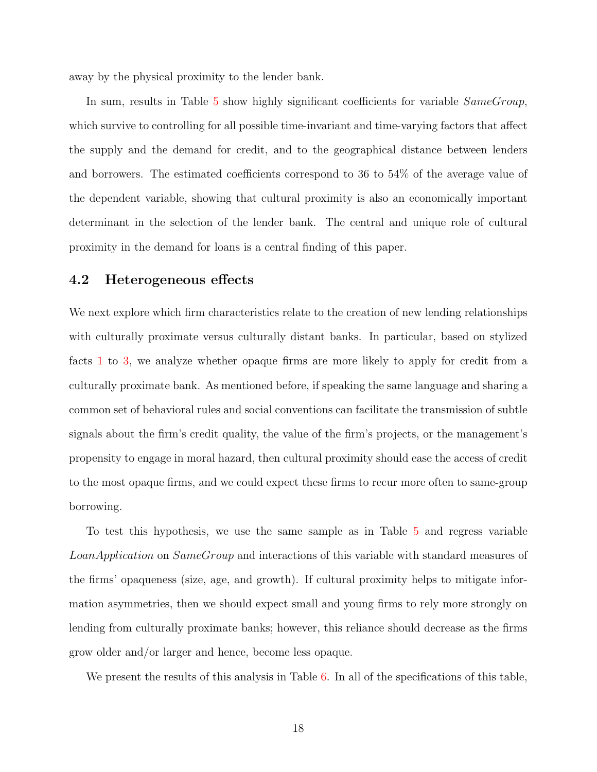away by the physical proximity to the lender bank.

In sum, results in Table 5 show highly significant coefficients for variable *SameGroup*, which survive to controlling for all possible time-invariant and time-varying factors that affect the supply and the demand for credit, and to the geographical distance between lenders and borrowers. The estimated coefficients correspond to 36 to 54% of the average value of the dependent variable, showing that cultural proximity is also an economically important determinant in the selection of the lender bank. The central and unique role of cultural proximity in the demand for loans is a central finding of this paper.

## 4.2 Heterogeneous effects

We next explore which firm characteristics relate to the creation of new lending relationships with culturally proximate versus culturally distant banks. In particular, based on stylized facts 1 to 3, we analyze whether opaque firms are more likely to apply for credit from a culturally proximate bank. As mentioned before, if speaking the same language and sharing a common set of behavioral rules and social conventions can facilitate the transmission of subtle signals about the firm's credit quality, the value of the firm's projects, or the management's propensity to engage in moral hazard, then cultural proximity should ease the access of credit to the most opaque firms, and we could expect these firms to recur more often to same-group borrowing.

To test this hypothesis, we use the same sample as in Table 5 and regress variable *LoanApplication* on *SameGroup* and interactions of this variable with standard measures of the firms' opaqueness (size, age, and growth). If cultural proximity helps to mitigate information asymmetries, then we should expect small and young firms to rely more strongly on lending from culturally proximate banks; however, this reliance should decrease as the firms grow older and/or larger and hence, become less opaque.

We present the results of this analysis in Table 6. In all of the specifications of this table,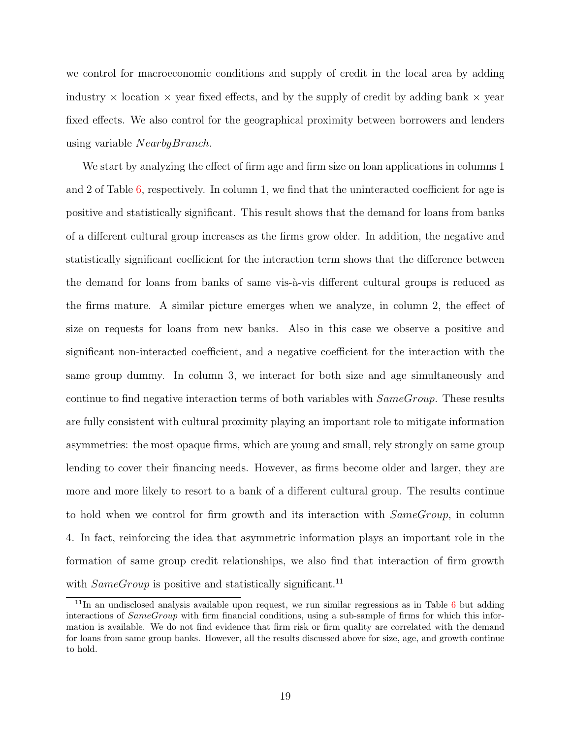we control for macroeconomic conditions and supply of credit in the local area by adding industry × location × year fixed effects, and by the supply of credit by adding bank × year fixed effects. We also control for the geographical proximity between borrowers and lenders using variable *NearbyBranch*.

We start by analyzing the effect of firm age and firm size on loan applications in columns 1 and 2 of Table 6, respectively. In column 1, we find that the uninteracted coefficient for age is positive and statistically significant. This result shows that the demand for loans from banks of a different cultural group increases as the firms grow older. In addition, the negative and statistically significant coefficient for the interaction term shows that the difference between the demand for loans from banks of same vis-à-vis different cultural groups is reduced as the firms mature. A similar picture emerges when we analyze, in column 2, the effect of size on requests for loans from new banks. Also in this case we observe a positive and significant non-interacted coefficient, and a negative coefficient for the interaction with the same group dummy. In column 3, we interact for both size and age simultaneously and continue to find negative interaction terms of both variables with *SameGroup*. These results are fully consistent with cultural proximity playing an important role to mitigate information asymmetries: the most opaque firms, which are young and small, rely strongly on same group lending to cover their financing needs. However, as firms become older and larger, they are more and more likely to resort to a bank of a different cultural group. The results continue to hold when we control for firm growth and its interaction with *SameGroup*, in column 4. In fact, reinforcing the idea that asymmetric information plays an important role in the formation of same group credit relationships, we also find that interaction of firm growth with *SameGroup* is positive and statistically significant.[11]

[11] In an undisclosed analysis available upon request, we run similar regressions as in Table 6 but adding interactions of *SameGroup* with firm financial conditions, using a sub-sample of firms for which this information is available. We do not find evidence that firm risk or firm quality are correlated with the demand for loans from same group banks. However, all the results discussed above for size, age, and growth continue to hold.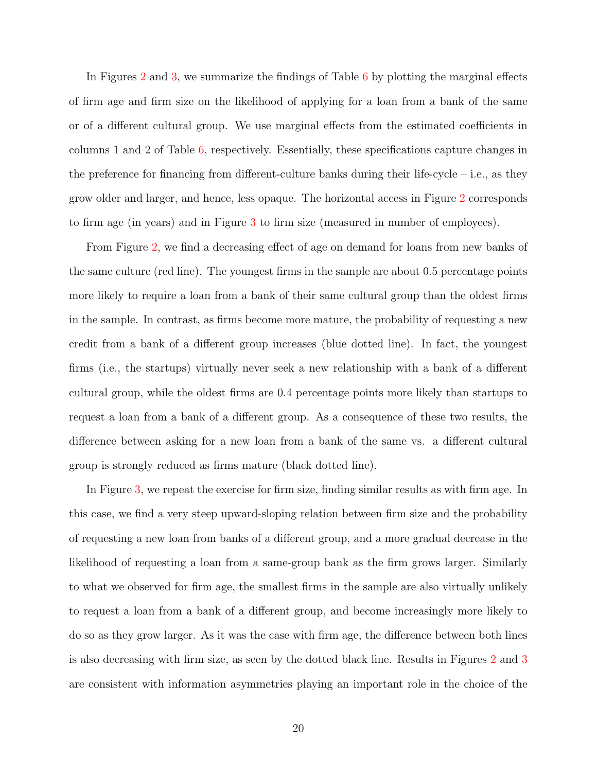In Figures 2 and 3, we summarize the findings of Table 6 by plotting the marginal effects of firm age and firm size on the likelihood of applying for a loan from a bank of the same or of a different cultural group. We use marginal effects from the estimated coefficients in columns 1 and 2 of Table 6, respectively. Essentially, these specifications capture changes in the preference for financing from different-culture banks during their life-cycle – i.e., as they grow older and larger, and hence, less opaque. The horizontal access in Figure 2 corresponds to firm age (in years) and in Figure 3 to firm size (measured in number of employees).

From Figure 2, we find a decreasing effect of age on demand for loans from new banks of the same culture (red line). The youngest firms in the sample are about 0.5 percentage points more likely to require a loan from a bank of their same cultural group than the oldest firms in the sample. In contrast, as firms become more mature, the probability of requesting a new credit from a bank of a different group increases (blue dotted line). In fact, the youngest firms (i.e., the startups) virtually never seek a new relationship with a bank of a different cultural group, while the oldest firms are 0.4 percentage points more likely than startups to request a loan from a bank of a different group. As a consequence of these two results, the difference between asking for a new loan from a bank of the same vs. a different cultural group is strongly reduced as firms mature (black dotted line).

In Figure 3, we repeat the exercise for firm size, finding similar results as with firm age. In this case, we find a very steep upward-sloping relation between firm size and the probability of requesting a new loan from banks of a different group, and a more gradual decrease in the likelihood of requesting a loan from a same-group bank as the firm grows larger. Similarly to what we observed for firm age, the smallest firms in the sample are also virtually unlikely to request a loan from a bank of a different group, and become increasingly more likely to do so as they grow larger. As it was the case with firm age, the difference between both lines is also decreasing with firm size, as seen by the dotted black line. Results in Figures 2 and 3 are consistent with information asymmetries playing an important role in the choice of the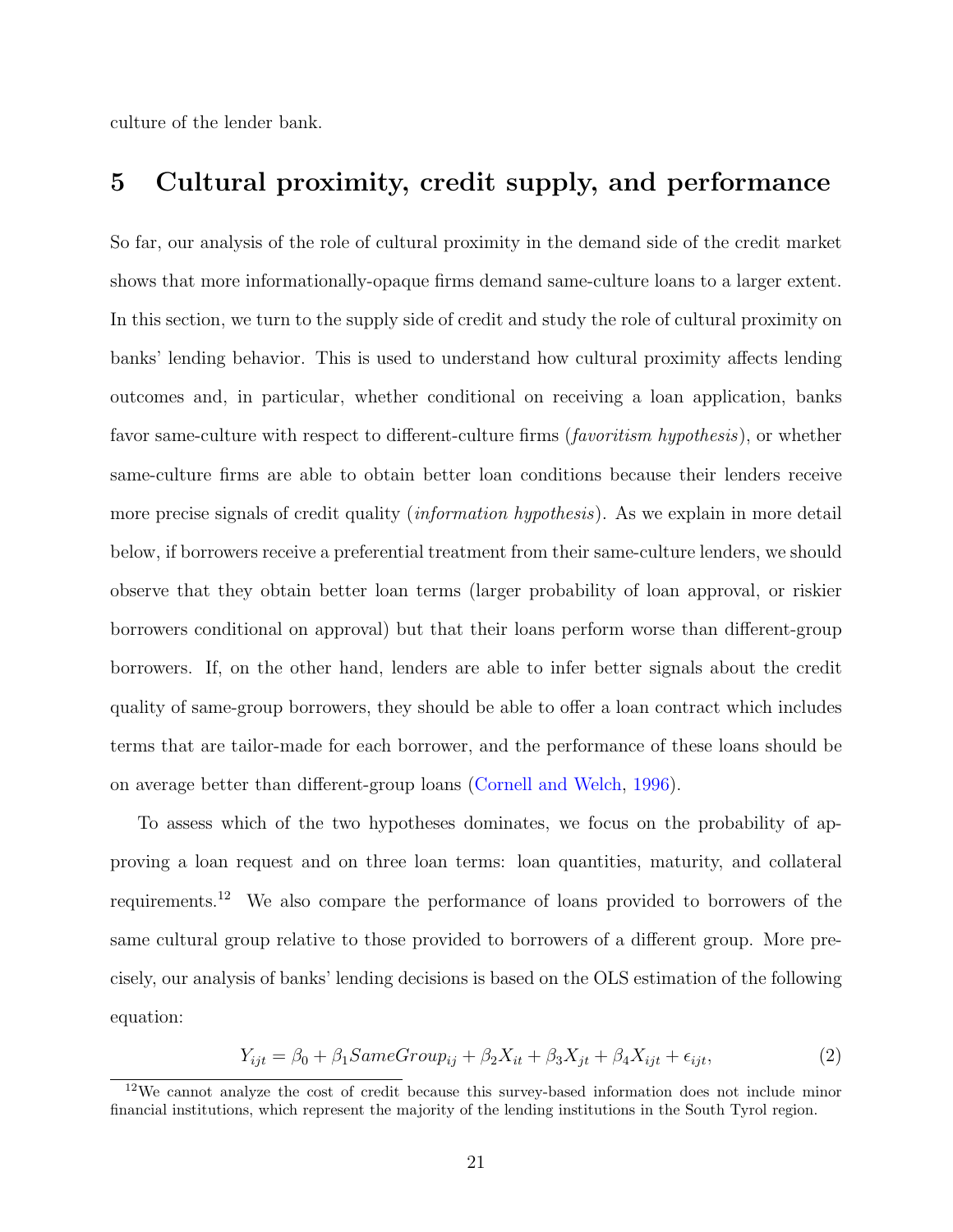culture of the lender bank.

## 5 Cultural proximity, credit supply, and performance

So far, our analysis of the role of cultural proximity in the demand side of the credit market shows that more informationally-opaque firms demand same-culture loans to a larger extent. In this section, we turn to the supply side of credit and study the role of cultural proximity on banks' lending behavior. This is used to understand how cultural proximity affects lending outcomes and, in particular, whether conditional on receiving a loan application, banks favor same-culture with respect to different-culture firms (*favoritism hypothesis*), or whether same-culture firms are able to obtain better loan conditions because their lenders receive more precise signals of credit quality (*information hypothesis*). As we explain in more detail below, if borrowers receive a preferential treatment from their same-culture lenders, we should observe that they obtain better loan terms (larger probability of loan approval, or riskier borrowers conditional on approval) but that their loans perform worse than different-group borrowers. If, on the other hand, lenders are able to infer better signals about the credit quality of same-group borrowers, they should be able to offer a loan contract which includes terms that are tailor-made for each borrower, and the performance of these loans should be on average better than different-group loans (Cornell and Welch, 1996).

To assess which of the two hypotheses dominates, we focus on the probability of approving a loan request and on three loan terms: loan quantities, maturity, and collateral requirements.[12] We also compare the performance of loans provided to borrowers of the same cultural group relative to those provided to borrowers of a different group. More precisely, our analysis of banks' lending decisions is based on the OLS estimation of the following equation:

$$Y_{ijt} = \beta_0 + \beta_1 SameGroup_{ij} + \beta_2 X_{it} + \beta_3 X_{jt} + \beta_4 X_{ijt} + \epsilon_{ijt}, \tag{2}$$

[12] We cannot analyze the cost of credit because this survey-based information does not include minor financial institutions, which represent the majority of the lending institutions in the South Tyrol region.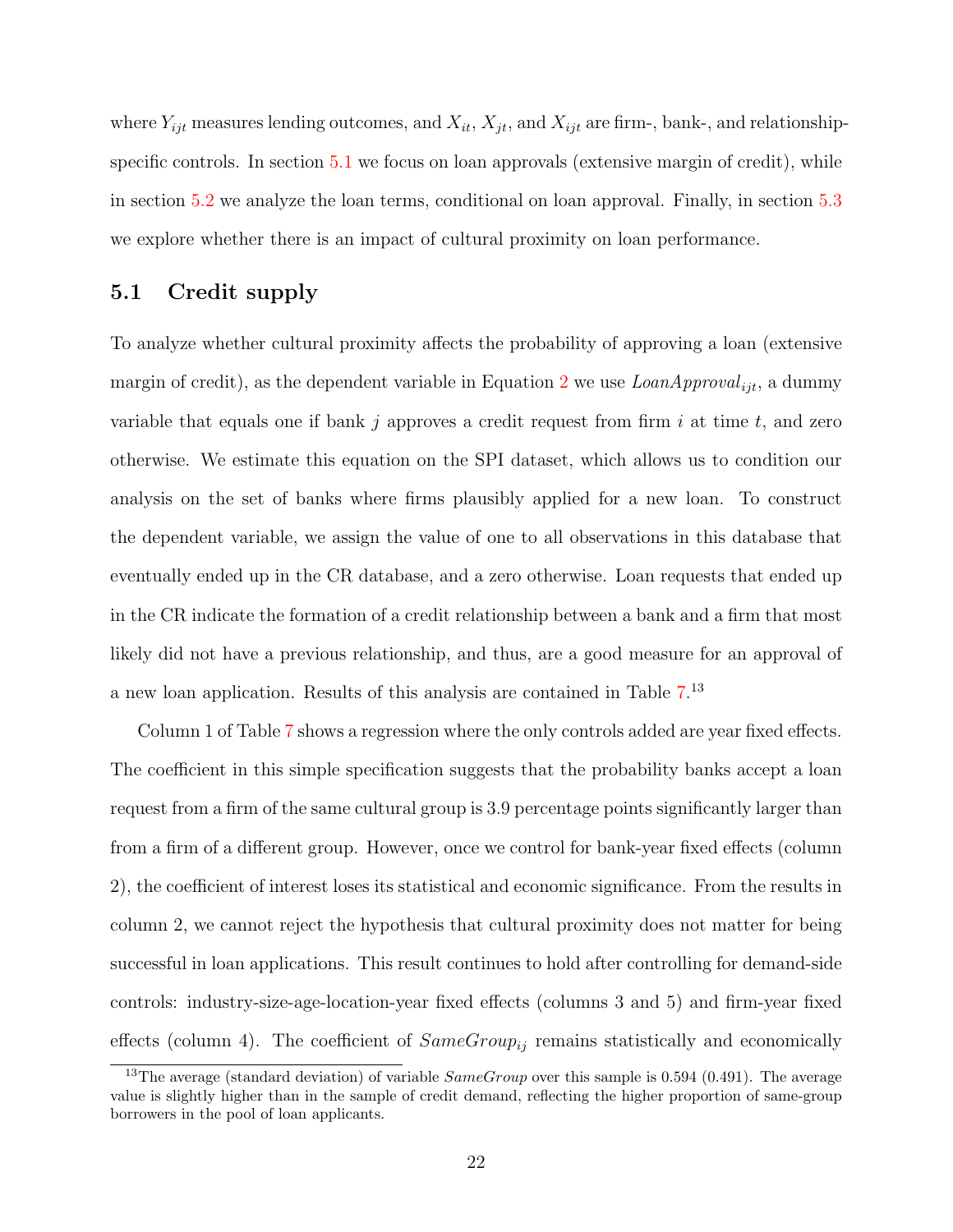where $Y_{ijt}$ measures lending outcomes, and $X_{it}$, $X_{jt}$, and $X_{ijt}$ are firm-, bank-, and relationship-specific controls. In section 5.1 we focus on loan approvals (extensive margin of credit), while in section 5.2 we analyze the loan terms, conditional on loan approval. Finally, in section 5.3 we explore whether there is an impact of cultural proximity on loan performance.

## 5.1 Credit supply

To analyze whether cultural proximity affects the probability of approving a loan (extensive margin of credit), as the dependent variable in Equation 2 we use $LoanApproval_{ijt}$, a dummy variable that equals one if bank $j$ approves a credit request from firm $i$ at time $t$, and zero otherwise. We estimate this equation on the SPI dataset, which allows us to condition our analysis on the set of banks where firms plausibly applied for a new loan. To construct the dependent variable, we assign the value of one to all observations in this database that eventually ended up in the CR database, and a zero otherwise. Loan requests that ended up in the CR indicate the formation of a credit relationship between a bank and a firm that most likely did not have a previous relationship, and thus, are a good measure for an approval of a new loan application. Results of this analysis are contained in Table 7.[13]

Column 1 of Table 7 shows a regression where the only controls added are year fixed effects. The coefficient in this simple specification suggests that the probability banks accept a loan request from a firm of the same cultural group is 3.9 percentage points significantly larger than from a firm of a different group. However, once we control for bank-year fixed effects (column 2), the coefficient of interest loses its statistical and economic significance. From the results in column 2, we cannot reject the hypothesis that cultural proximity does not matter for being successful in loan applications. This result continues to hold after controlling for demand-side controls: industry-size-age-location-year fixed effects (columns 3 and 5) and firm-year fixed effects (column 4). The coefficient of $SameGroup_{ij}$ remains statistically and economically

[13] The average (standard deviation) of variable *SameGroup* over this sample is 0.594 (0.491). The average value is slightly higher than in the sample of credit demand, reflecting the higher proportion of same-group borrowers in the pool of loan applicants.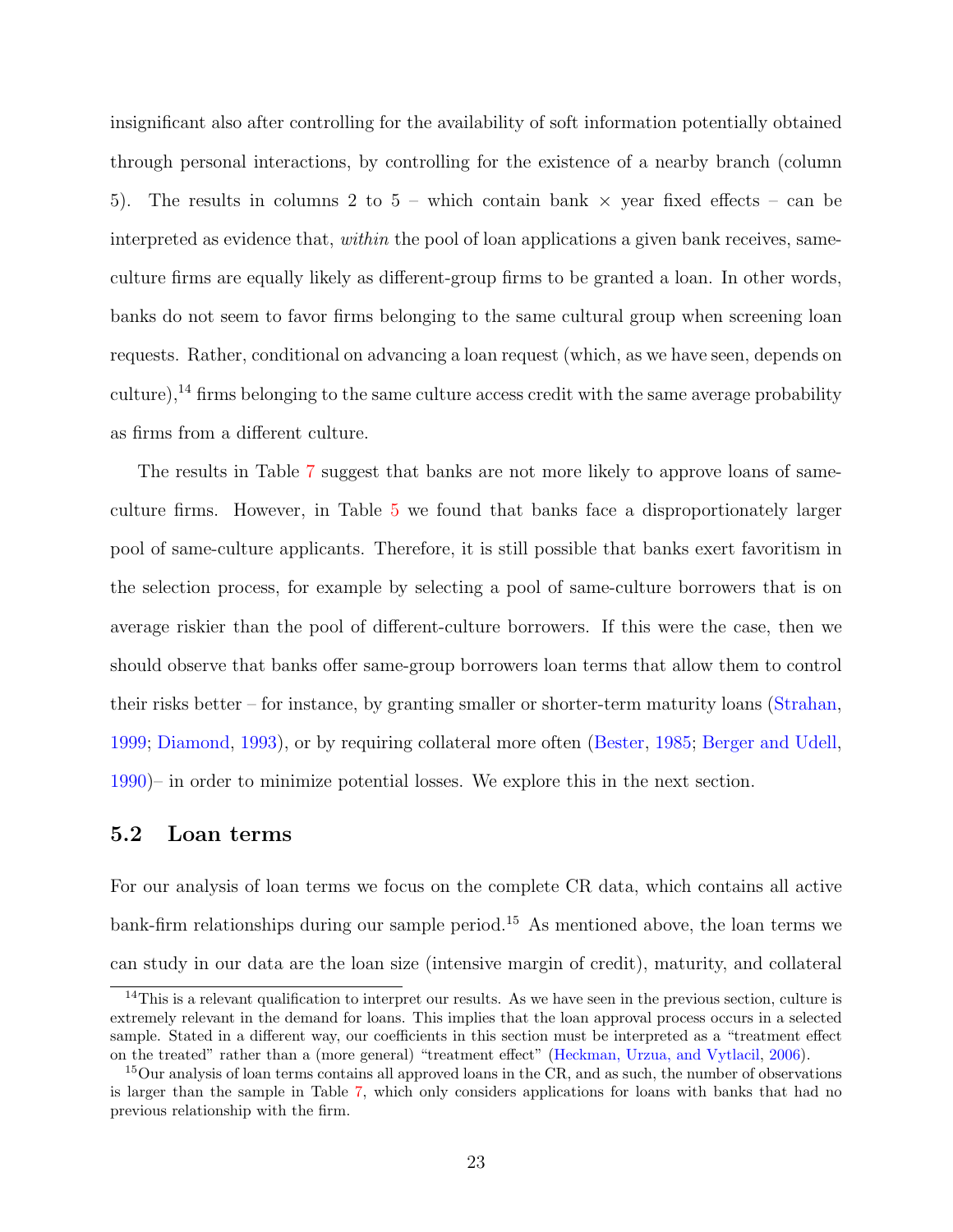insignificant also after controlling for the availability of soft information potentially obtained through personal interactions, by controlling for the existence of a nearby branch (column 5). The results in columns 2 to 5 – which contain bank × year fixed effects – can be interpreted as evidence that, *within* the pool of loan applications a given bank receives, same-culture firms are equally likely as different-group firms to be granted a loan. In other words, banks do not seem to favor firms belonging to the same cultural group when screening loan requests. Rather, conditional on advancing a loan request (which, as we have seen, depends on culture),[14] firms belonging to the same culture access credit with the same average probability as firms from a different culture.

The results in Table 7 suggest that banks are not more likely to approve loans of same-culture firms. However, in Table 5 we found that banks face a disproportionately larger pool of same-culture applicants. Therefore, it is still possible that banks exert favoritism in the selection process, for example by selecting a pool of same-culture borrowers that is on average riskier than the pool of different-culture borrowers. If this were the case, then we should observe that banks offer same-group borrowers loan terms that allow them to control their risks better – for instance, by granting smaller or shorter-term maturity loans (Strahan, 1999; Diamond, 1993), or by requiring collateral more often (Bester, 1985; Berger and Udell, 1990)– in order to minimize potential losses. We explore this in the next section.

## 5.2 Loan terms

For our analysis of loan terms we focus on the complete CR data, which contains all active bank-firm relationships during our sample period.[15] As mentioned above, the loan terms we can study in our data are the loan size (intensive margin of credit), maturity, and collateral

[14] This is a relevant qualification to interpret our results. As we have seen in the previous section, culture is extremely relevant in the demand for loans. This implies that the loan approval process occurs in a selected sample. Stated in a different way, our coefficients in this section must be interpreted as a "treatment effect on the treated" rather than a (more general) "treatment effect" (Heckman, Urzua, and Vytlacil, 2006).

[15] Our analysis of loan terms contains all approved loans in the CR, and as such, the number of observations is larger than the sample in Table 7, which only considers applications for loans with banks that had no previous relationship with the firm.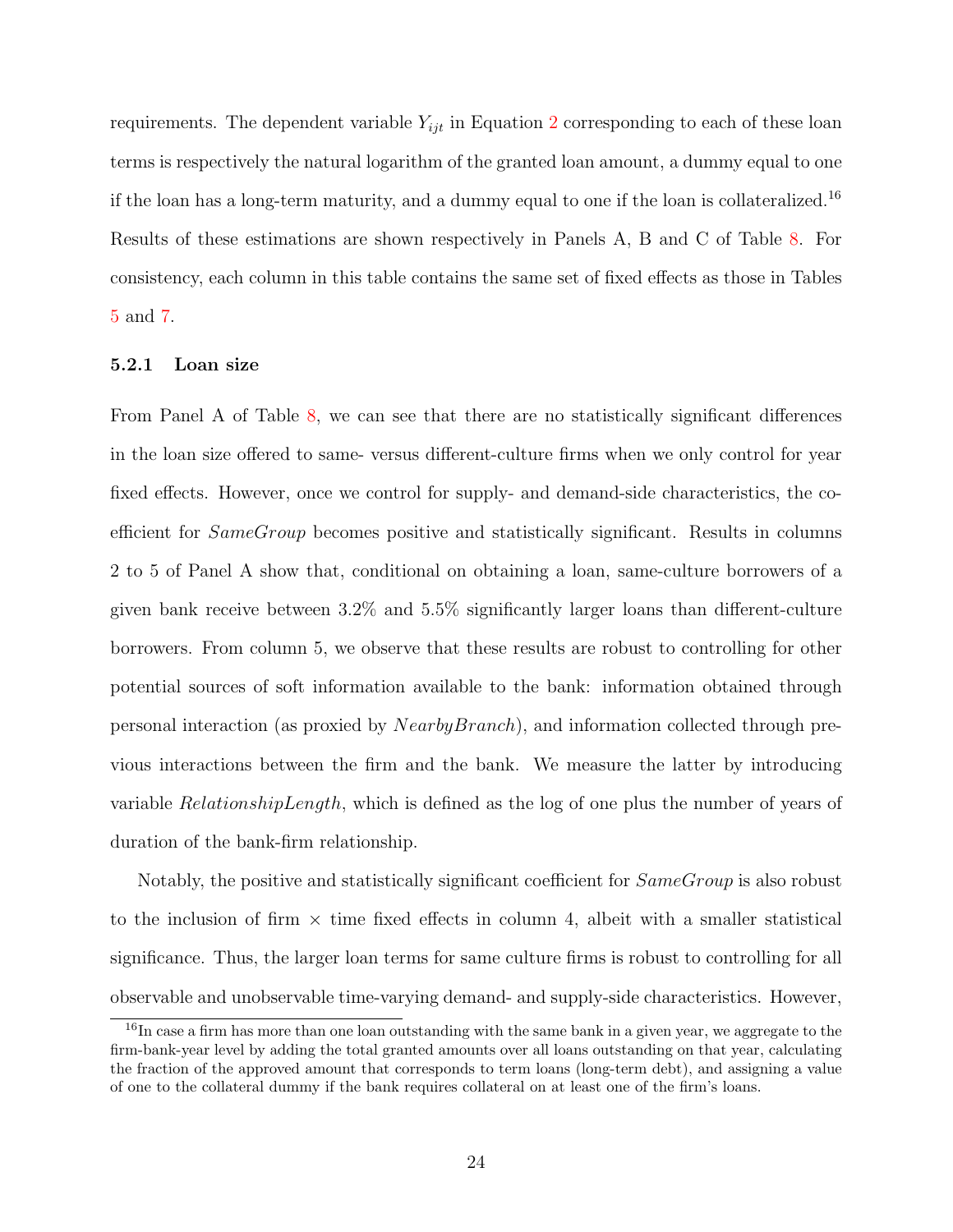requirements. The dependent variable $Y_{ijt}$ in Equation 2 corresponding to each of these loan terms is respectively the natural logarithm of the granted loan amount, a dummy equal to one if the loan has a long-term maturity, and a dummy equal to one if the loan is collateralized.[16] Results of these estimations are shown respectively in Panels A, B and C of Table 8. For consistency, each column in this table contains the same set of fixed effects as those in Tables 5 and 7.

#### 5.2.1 Loan size

From Panel A of Table 8, we can see that there are no statistically significant differences in the loan size offered to same- versus different-culture firms when we only control for year fixed effects. However, once we control for supply- and demand-side characteristics, the coefficient for *SameGroup* becomes positive and statistically significant. Results in columns 2 to 5 of Panel A show that, conditional on obtaining a loan, same-culture borrowers of a given bank receive between 3.2% and 5.5% significantly larger loans than different-culture borrowers. From column 5, we observe that these results are robust to controlling for other potential sources of soft information available to the bank: information obtained through personal interaction (as proxied by *NearbyBranch*), and information collected through previous interactions between the firm and the bank. We measure the latter by introducing variable *RelationshipLength*, which is defined as the log of one plus the number of years of duration of the bank-firm relationship.

Notably, the positive and statistically significant coefficient for *SameGroup* is also robust to the inclusion of firm × time fixed effects in column 4, albeit with a smaller statistical significance. Thus, the larger loan terms for same culture firms is robust to controlling for all observable and unobservable time-varying demand- and supply-side characteristics. However,

[16] In case a firm has more than one loan outstanding with the same bank in a given year, we aggregate to the firm-bank-year level by adding the total granted amounts over all loans outstanding on that year, calculating the fraction of the approved amount that corresponds to term loans (long-term debt), and assigning a value of one to the collateral dummy if the bank requires collateral on at least one of the firm's loans.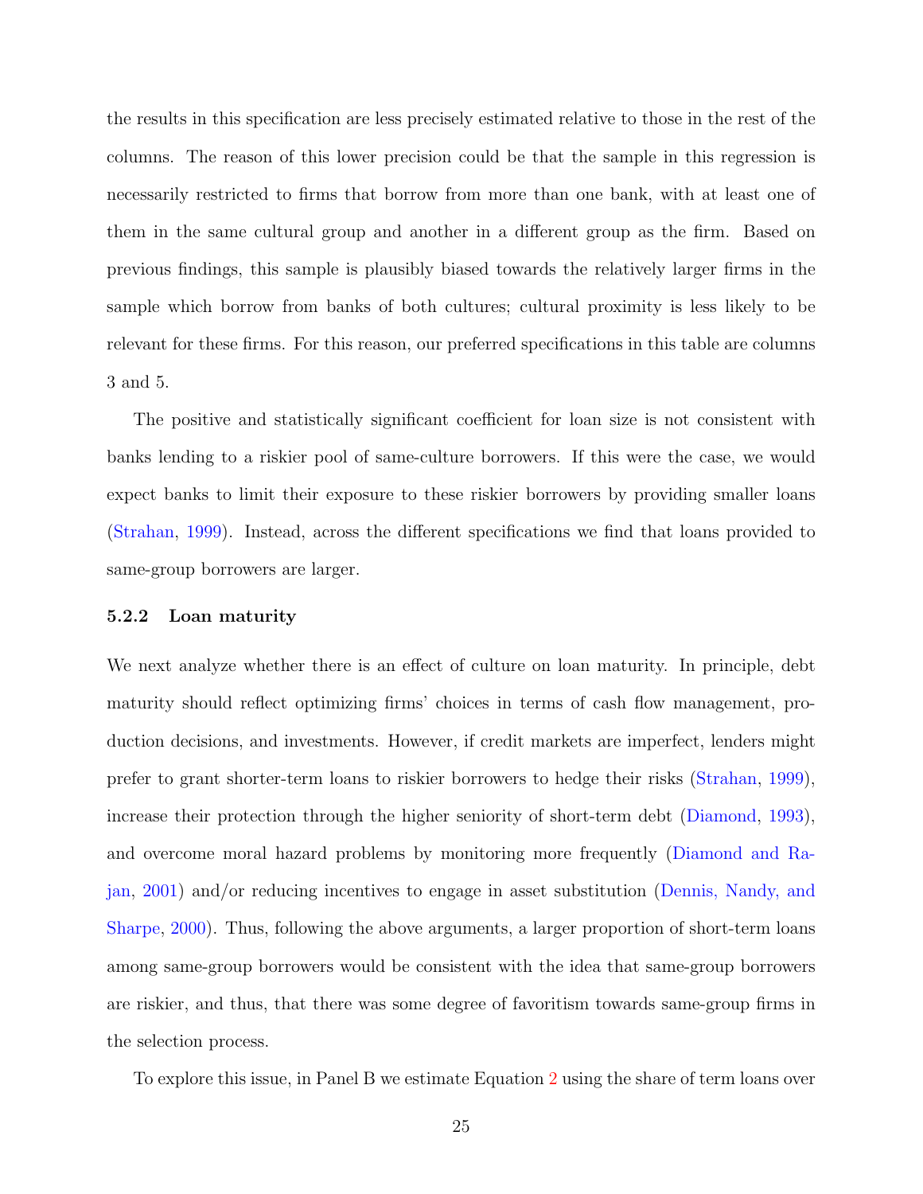the results in this specification are less precisely estimated relative to those in the rest of the columns. The reason of this lower precision could be that the sample in this regression is necessarily restricted to firms that borrow from more than one bank, with at least one of them in the same cultural group and another in a different group as the firm. Based on previous findings, this sample is plausibly biased towards the relatively larger firms in the sample which borrow from banks of both cultures; cultural proximity is less likely to be relevant for these firms. For this reason, our preferred specifications in this table are columns 3 and 5.

The positive and statistically significant coefficient for loan size is not consistent with banks lending to a riskier pool of same-culture borrowers. If this were the case, we would expect banks to limit their exposure to these riskier borrowers by providing smaller loans (Strahan, 1999). Instead, across the different specifications we find that loans provided to same-group borrowers are larger.

### 5.2.2 Loan maturity

We next analyze whether there is an effect of culture on loan maturity. In principle, debt maturity should reflect optimizing firms' choices in terms of cash flow management, production decisions, and investments. However, if credit markets are imperfect, lenders might prefer to grant shorter-term loans to riskier borrowers to hedge their risks (Strahan, 1999), increase their protection through the higher seniority of short-term debt (Diamond, 1993), and overcome moral hazard problems by monitoring more frequently (Diamond and Rajan, 2001) and/or reducing incentives to engage in asset substitution (Dennis, Nandy, and Sharpe, 2000). Thus, following the above arguments, a larger proportion of short-term loans among same-group borrowers would be consistent with the idea that same-group borrowers are riskier, and thus, that there was some degree of favoritism towards same-group firms in the selection process.

To explore this issue, in Panel B we estimate Equation 2 using the share of term loans over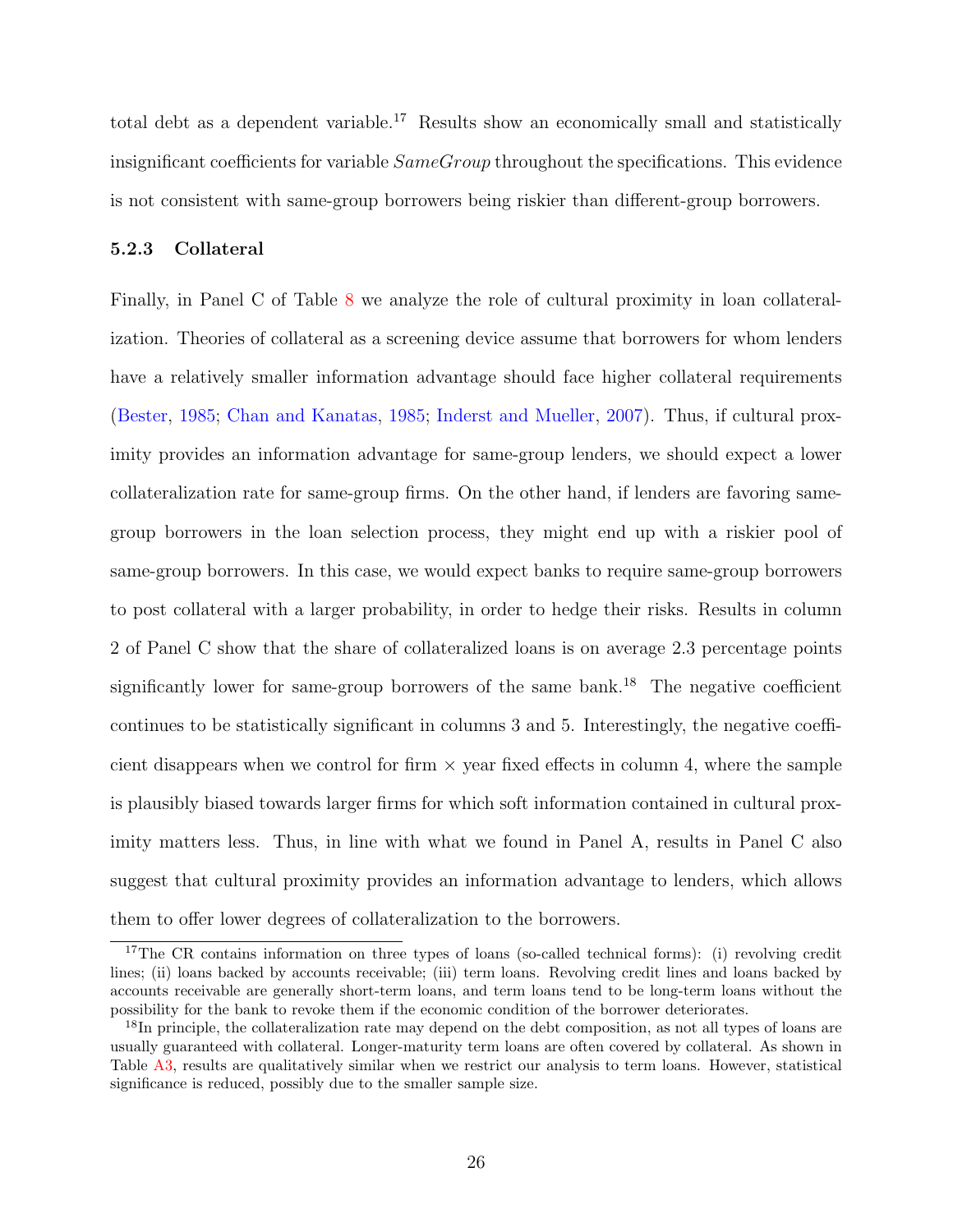total debt as a dependent variable.[17] Results show an economically small and statistically insignificant coefficients for variable *SameGroup* throughout the specifications. This evidence is not consistent with same-group borrowers being riskier than different-group borrowers.

#### 5.2.3 Collateral

Finally, in Panel C of Table 8 we analyze the role of cultural proximity in loan collateralization. Theories of collateral as a screening device assume that borrowers for whom lenders have a relatively smaller information advantage should face higher collateral requirements (Bester, 1985; Chan and Kanatas, 1985; Inderst and Mueller, 2007). Thus, if cultural proximity provides an information advantage for same-group lenders, we should expect a lower collateralization rate for same-group firms. On the other hand, if lenders are favoring same-group borrowers in the loan selection process, they might end up with a riskier pool of same-group borrowers. In this case, we would expect banks to require same-group borrowers to post collateral with a larger probability, in order to hedge their risks. Results in column 2 of Panel C show that the share of collateralized loans is on average 2.3 percentage points significantly lower for same-group borrowers of the same bank.[18] The negative coefficient continues to be statistically significant in columns 3 and 5. Interestingly, the negative coefficient disappears when we control for firm × year fixed effects in column 4, where the sample is plausibly biased towards larger firms for which soft information contained in cultural proximity matters less. Thus, in line with what we found in Panel A, results in Panel C also suggest that cultural proximity provides an information advantage to lenders, which allows them to offer lower degrees of collateralization to the borrowers.

[17] The CR contains information on three types of loans (so-called technical forms): (i) revolving credit lines; (ii) loans backed by accounts receivable; (iii) term loans. Revolving credit lines and loans backed by accounts receivable are generally short-term loans, and term loans tend to be long-term loans without the possibility for the bank to revoke them if the economic condition of the borrower deteriorates.

[18] In principle, the collateralization rate may depend on the debt composition, as not all types of loans are usually guaranteed with collateral. Longer-maturity term loans are often covered by collateral. As shown in Table A3, results are qualitatively similar when we restrict our analysis to term loans. However, statistical significance is reduced, possibly due to the smaller sample size.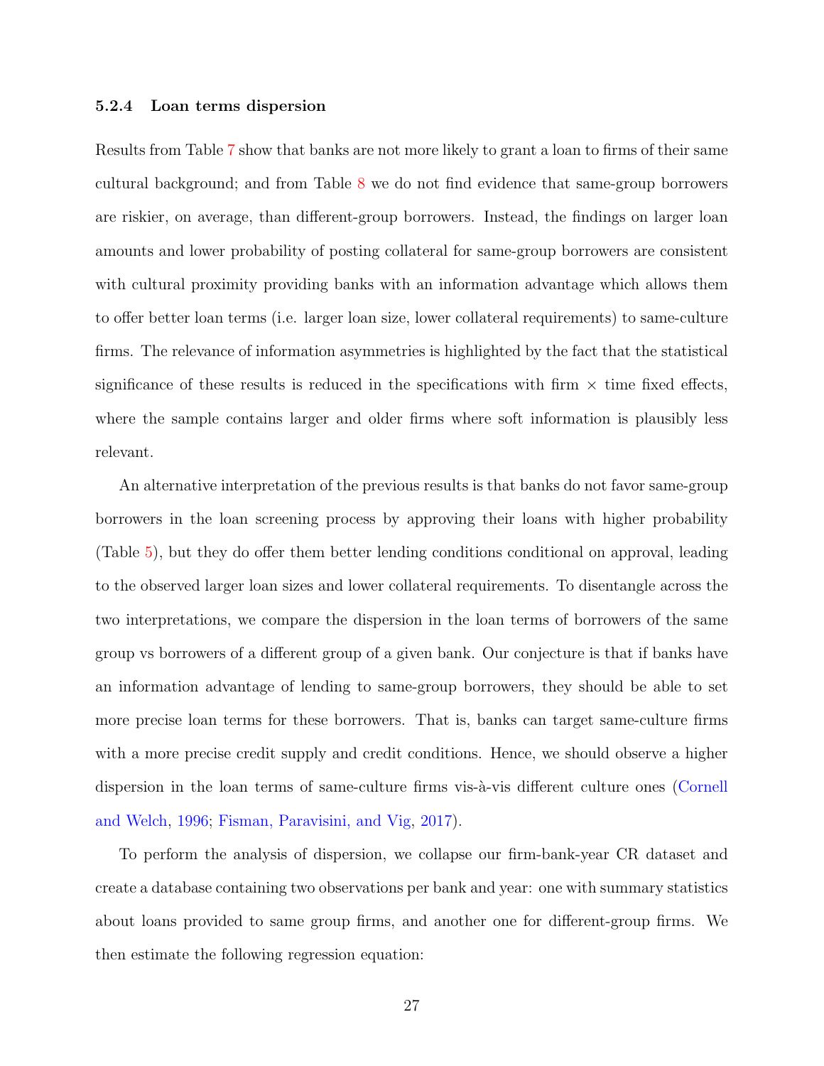#### 5.2.4 Loan terms dispersion

Results from Table 7 show that banks are not more likely to grant a loan to firms of their same cultural background; and from Table 8 we do not find evidence that same-group borrowers are riskier, on average, than different-group borrowers. Instead, the findings on larger loan amounts and lower probability of posting collateral for same-group borrowers are consistent with cultural proximity providing banks with an information advantage which allows them to offer better loan terms (i.e. larger loan size, lower collateral requirements) to same-culture firms. The relevance of information asymmetries is highlighted by the fact that the statistical significance of these results is reduced in the specifications with firm × time fixed effects, where the sample contains larger and older firms where soft information is plausibly less relevant.

An alternative interpretation of the previous results is that banks do not favor same-group borrowers in the loan screening process by approving their loans with higher probability (Table 5), but they do offer them better lending conditions conditional on approval, leading to the observed larger loan sizes and lower collateral requirements. To disentangle across the two interpretations, we compare the dispersion in the loan terms of borrowers of the same group vs borrowers of a different group of a given bank. Our conjecture is that if banks have an information advantage of lending to same-group borrowers, they should be able to set more precise loan terms for these borrowers. That is, banks can target same-culture firms with a more precise credit supply and credit conditions. Hence, we should observe a higher dispersion in the loan terms of same-culture firms vis-à-vis different culture ones (Cornell and Welch, 1996; Fisman, Paravisini, and Vig, 2017).

To perform the analysis of dispersion, we collapse our firm-bank-year CR dataset and create a database containing two observations per bank and year: one with summary statistics about loans provided to same group firms, and another one for different-group firms. We then estimate the following regression equation: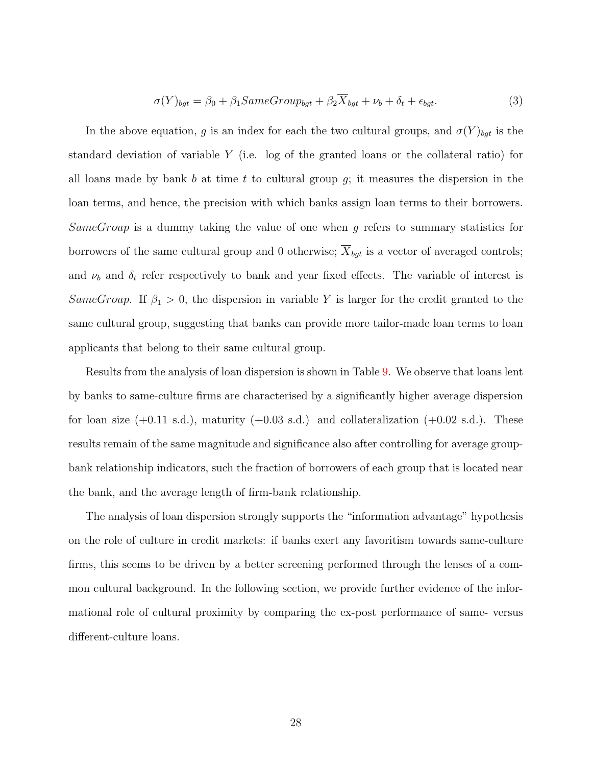$$\sigma(Y)_{bgt} = \beta_0 + \beta_1 SameGroup_{bgt} + \beta_2 \overline{X}_{bgt} + \nu_b + \delta_t + \epsilon_{bgt}. \tag{3}$$

In the above equation, $g$ is an index for each the two cultural groups, and $\sigma(Y)_{bgt}$ is the standard deviation of variable $Y$ (i.e. log of the granted loans or the collateral ratio) for all loans made by bank $b$ at time $t$ to cultural group $g$; it measures the dispersion in the loan terms, and hence, the precision with which banks assign loan terms to their borrowers. *SameGroup* is a dummy taking the value of one when $g$ refers to summary statistics for borrowers of the same cultural group and 0 otherwise; $\overline{X}_{bgt}$ is a vector of averaged controls; and $\nu_b$ and $\delta_t$ refer respectively to bank and year fixed effects. The variable of interest is *SameGroup*. If $\beta_1 > 0$, the dispersion in variable $Y$ is larger for the credit granted to the same cultural group, suggesting that banks can provide more tailor-made loan terms to loan applicants that belong to their same cultural group.

Results from the analysis of loan dispersion is shown in Table 9. We observe that loans lent by banks to same-culture firms are characterised by a significantly higher average dispersion for loan size (+0.11 s.d.), maturity (+0.03 s.d.) and collateralization (+0.02 s.d.). These results remain of the same magnitude and significance also after controlling for average group-bank relationship indicators, such the fraction of borrowers of each group that is located near the bank, and the average length of firm-bank relationship.

The analysis of loan dispersion strongly supports the "information advantage" hypothesis on the role of culture in credit markets: if banks exert any favoritism towards same-culture firms, this seems to be driven by a better screening performed through the lenses of a common cultural background. In the following section, we provide further evidence of the informational role of cultural proximity by comparing the ex-post performance of same- versus different-culture loans.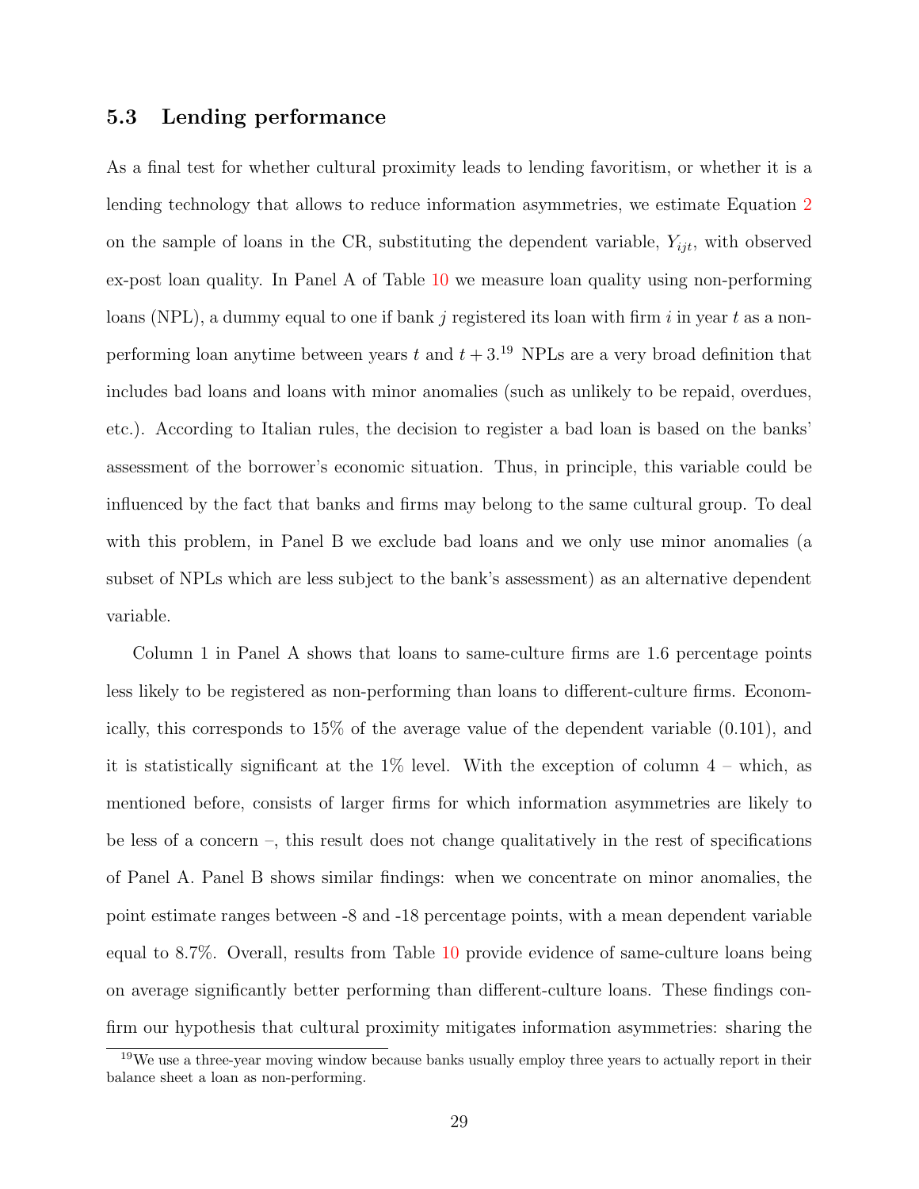### 5.3 Lending performance

As a final test for whether cultural proximity leads to lending favoritism, or whether it is a lending technology that allows to reduce information asymmetries, we estimate Equation 2 on the sample of loans in the CR, substituting the dependent variable, $Y_{ijt}$, with observed ex-post loan quality. In Panel A of Table 10 we measure loan quality using non-performing loans (NPL), a dummy equal to one if bank $j$ registered its loan with firm $i$ in year $t$ as a non-performing loan anytime between years $t$ and $t+3$.[19] NPLs are a very broad definition that includes bad loans and loans with minor anomalies (such as unlikely to be repaid, overdues, etc.). According to Italian rules, the decision to register a bad loan is based on the banks' assessment of the borrower's economic situation. Thus, in principle, this variable could be influenced by the fact that banks and firms may belong to the same cultural group. To deal with this problem, in Panel B we exclude bad loans and we only use minor anomalies (a subset of NPLs which are less subject to the bank's assessment) as an alternative dependent variable.

Column 1 in Panel A shows that loans to same-culture firms are 1.6 percentage points less likely to be registered as non-performing than loans to different-culture firms. Economically, this corresponds to 15% of the average value of the dependent variable (0.101), and it is statistically significant at the 1% level. With the exception of column 4 – which, as mentioned before, consists of larger firms for which information asymmetries are likely to be less of a concern –, this result does not change qualitatively in the rest of specifications of Panel A. Panel B shows similar findings: when we concentrate on minor anomalies, the point estimate ranges between -8 and -18 percentage points, with a mean dependent variable equal to 8.7%. Overall, results from Table 10 provide evidence of same-culture loans being on average significantly better performing than different-culture loans. These findings confirm our hypothesis that cultural proximity mitigates information asymmetries: sharing the

[19] We use a three-year moving window because banks usually employ three years to actually report in their balance sheet a loan as non-performing.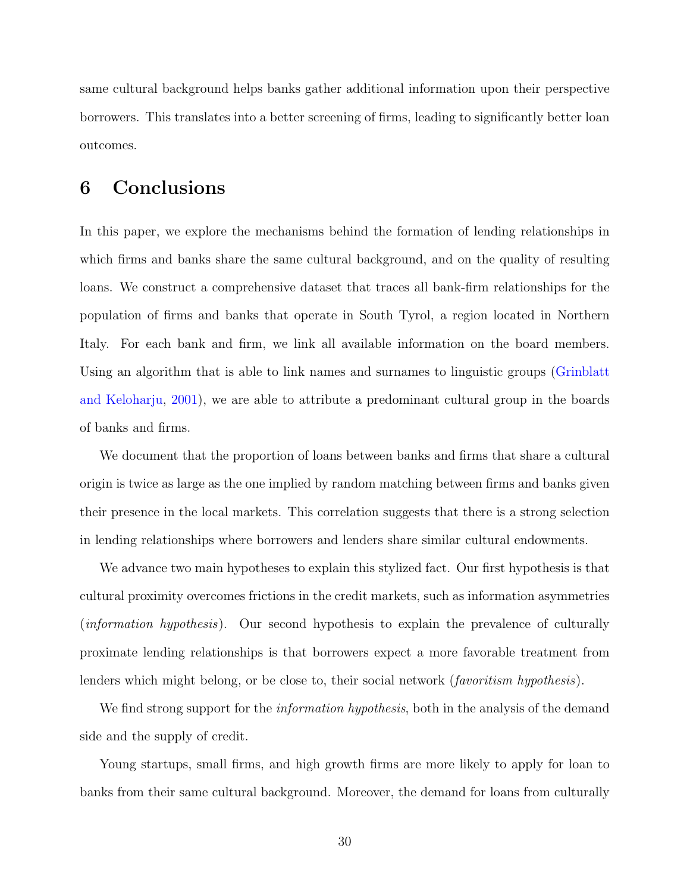same cultural background helps banks gather additional information upon their perspective borrowers. This translates into a better screening of firms, leading to significantly better loan outcomes.

## 6 Conclusions

In this paper, we explore the mechanisms behind the formation of lending relationships in which firms and banks share the same cultural background, and on the quality of resulting loans. We construct a comprehensive dataset that traces all bank-firm relationships for the population of firms and banks that operate in South Tyrol, a region located in Northern Italy. For each bank and firm, we link all available information on the board members. Using an algorithm that is able to link names and surnames to linguistic groups (Grinblatt and Keloharju, 2001), we are able to attribute a predominant cultural group in the boards of banks and firms.

We document that the proportion of loans between banks and firms that share a cultural origin is twice as large as the one implied by random matching between firms and banks given their presence in the local markets. This correlation suggests that there is a strong selection in lending relationships where borrowers and lenders share similar cultural endowments.

We advance two main hypotheses to explain this stylized fact. Our first hypothesis is that cultural proximity overcomes frictions in the credit markets, such as information asymmetries (*information hypothesis*). Our second hypothesis to explain the prevalence of culturally proximate lending relationships is that borrowers expect a more favorable treatment from lenders which might belong, or be close to, their social network (*favoritism hypothesis*).

We find strong support for the *information hypothesis*, both in the analysis of the demand side and the supply of credit.

Young startups, small firms, and high growth firms are more likely to apply for loan to banks from their same cultural background. Moreover, the demand for loans from culturally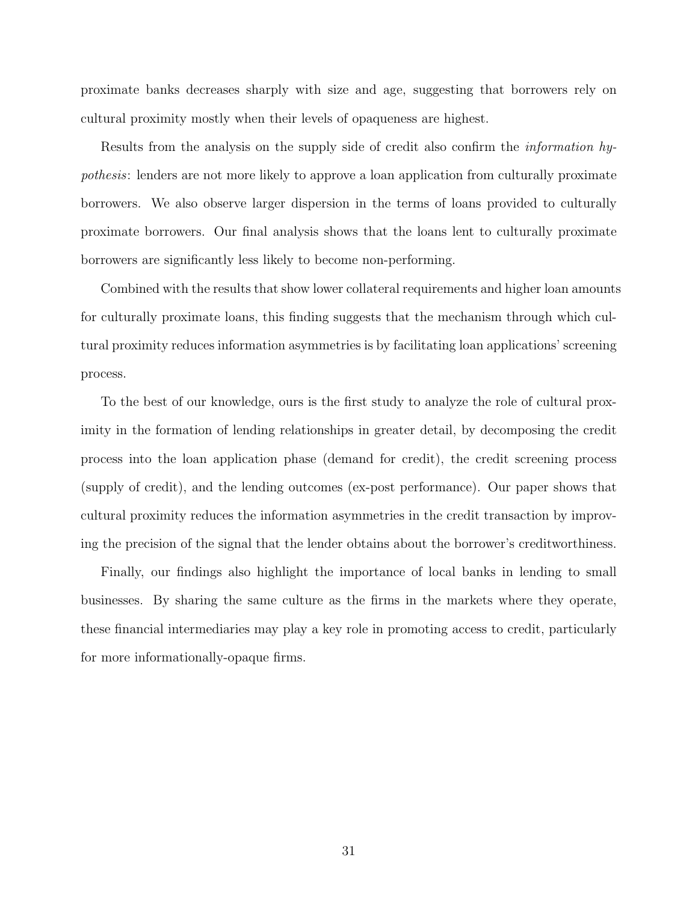proximate banks decreases sharply with size and age, suggesting that borrowers rely on cultural proximity mostly when their levels of opaqueness are highest.

Results from the analysis on the supply side of credit also confirm the *information hypothesis*: lenders are not more likely to approve a loan application from culturally proximate borrowers. We also observe larger dispersion in the terms of loans provided to culturally proximate borrowers. Our final analysis shows that the loans lent to culturally proximate borrowers are significantly less likely to become non-performing.

Combined with the results that show lower collateral requirements and higher loan amounts for culturally proximate loans, this finding suggests that the mechanism through which cultural proximity reduces information asymmetries is by facilitating loan applications' screening process.

To the best of our knowledge, ours is the first study to analyze the role of cultural proximity in the formation of lending relationships in greater detail, by decomposing the credit process into the loan application phase (demand for credit), the credit screening process (supply of credit), and the lending outcomes (ex-post performance). Our paper shows that cultural proximity reduces the information asymmetries in the credit transaction by improving the precision of the signal that the lender obtains about the borrower's creditworthiness.

Finally, our findings also highlight the importance of local banks in lending to small businesses. By sharing the same culture as the firms in the markets where they operate, these financial intermediaries may play a key role in promoting access to credit, particularly for more informationally-opaque firms.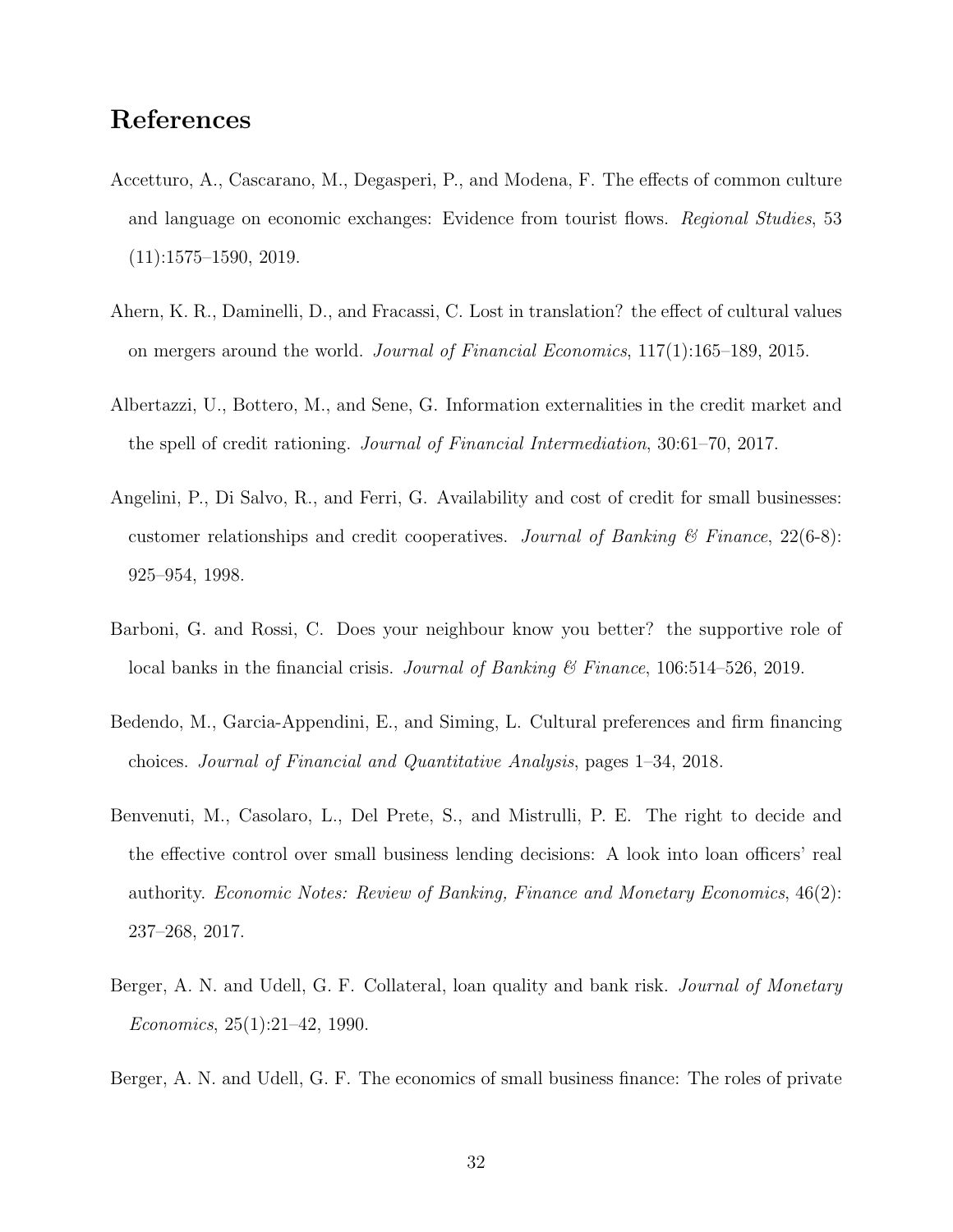# References

Accetturo, A., Cascarano, M., Degasperi, P., and Modena, F. The effects of common culture and language on economic exchanges: Evidence from tourist flows. *Regional Studies*, 53 (11):1575–1590, 2019.

Ahern, K. R., Daminelli, D., and Fracassi, C. Lost in translation? the effect of cultural values on mergers around the world. *Journal of Financial Economics*, 117(1):165–189, 2015.

Albertazzi, U., Bottero, M., and Sene, G. Information externalities in the credit market and the spell of credit rationing. *Journal of Financial Intermediation*, 30:61–70, 2017.

Angelini, P., Di Salvo, R., and Ferri, G. Availability and cost of credit for small businesses: customer relationships and credit cooperatives. *Journal of Banking & Finance*, 22(6-8): 925–954, 1998.

Barboni, G. and Rossi, C. Does your neighbour know you better? the supportive role of local banks in the financial crisis. *Journal of Banking & Finance*, 106:514–526, 2019.

Bedendo, M., Garcia-Appendini, E., and Siming, L. Cultural preferences and firm financing choices. *Journal of Financial and Quantitative Analysis*, pages 1–34, 2018.

Benvenuti, M., Casolaro, L., Del Prete, S., and Mistrulli, P. E. The right to decide and the effective control over small business lending decisions: A look into loan officers' real authority. *Economic Notes: Review of Banking, Finance and Monetary Economics*, 46(2): 237–268, 2017.

Berger, A. N. and Udell, G. F. Collateral, loan quality and bank risk. *Journal of Monetary Economics*, 25(1):21–42, 1990.

Berger, A. N. and Udell, G. F. The economics of small business finance: The roles of private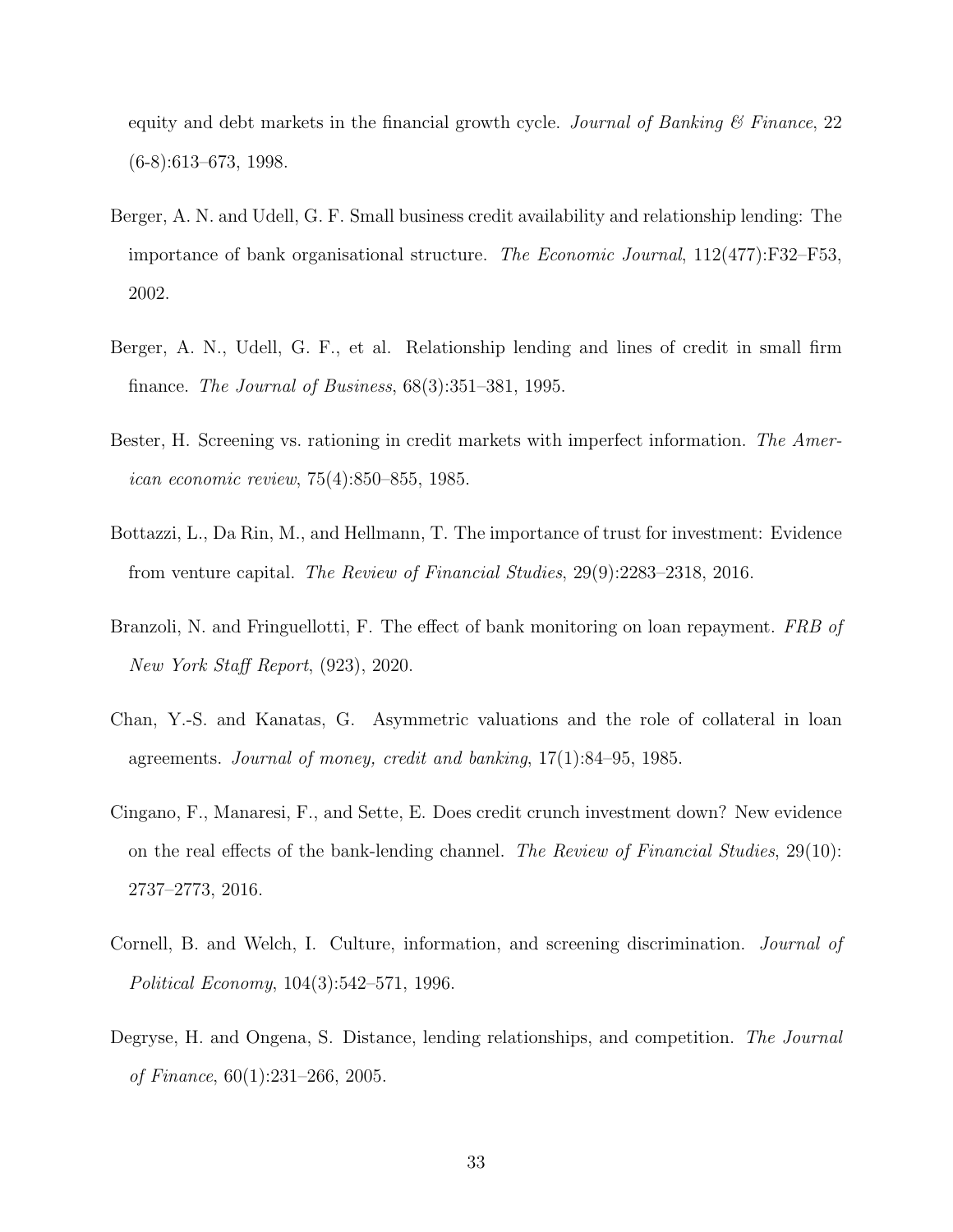equity and debt markets in the financial growth cycle. *Journal of Banking & Finance*, 22 (6-8):613–673, 1998.

Berger, A. N. and Udell, G. F. Small business credit availability and relationship lending: The importance of bank organisational structure. *The Economic Journal*, 112(477):F32–F53, 2002.

Berger, A. N., Udell, G. F., et al. Relationship lending and lines of credit in small firm finance. *The Journal of Business*, 68(3):351–381, 1995.

Bester, H. Screening vs. rationing in credit markets with imperfect information. *The American economic review*, 75(4):850–855, 1985.

Bottazzi, L., Da Rin, M., and Hellmann, T. The importance of trust for investment: Evidence from venture capital. *The Review of Financial Studies*, 29(9):2283–2318, 2016.

Branzoli, N. and Fringuellotti, F. The effect of bank monitoring on loan repayment. *FRB of New York Staff Report*, (923), 2020.

Chan, Y.-S. and Kanatas, G. Asymmetric valuations and the role of collateral in loan agreements. *Journal of money, credit and banking*, 17(1):84–95, 1985.

Cingano, F., Manaresi, F., and Sette, E. Does credit crunch investment down? New evidence on the real effects of the bank-lending channel. *The Review of Financial Studies*, 29(10): 2737–2773, 2016.

Cornell, B. and Welch, I. Culture, information, and screening discrimination. *Journal of Political Economy*, 104(3):542–571, 1996.

Degryse, H. and Ongena, S. Distance, lending relationships, and competition. *The Journal of Finance*, 60(1):231–266, 2005.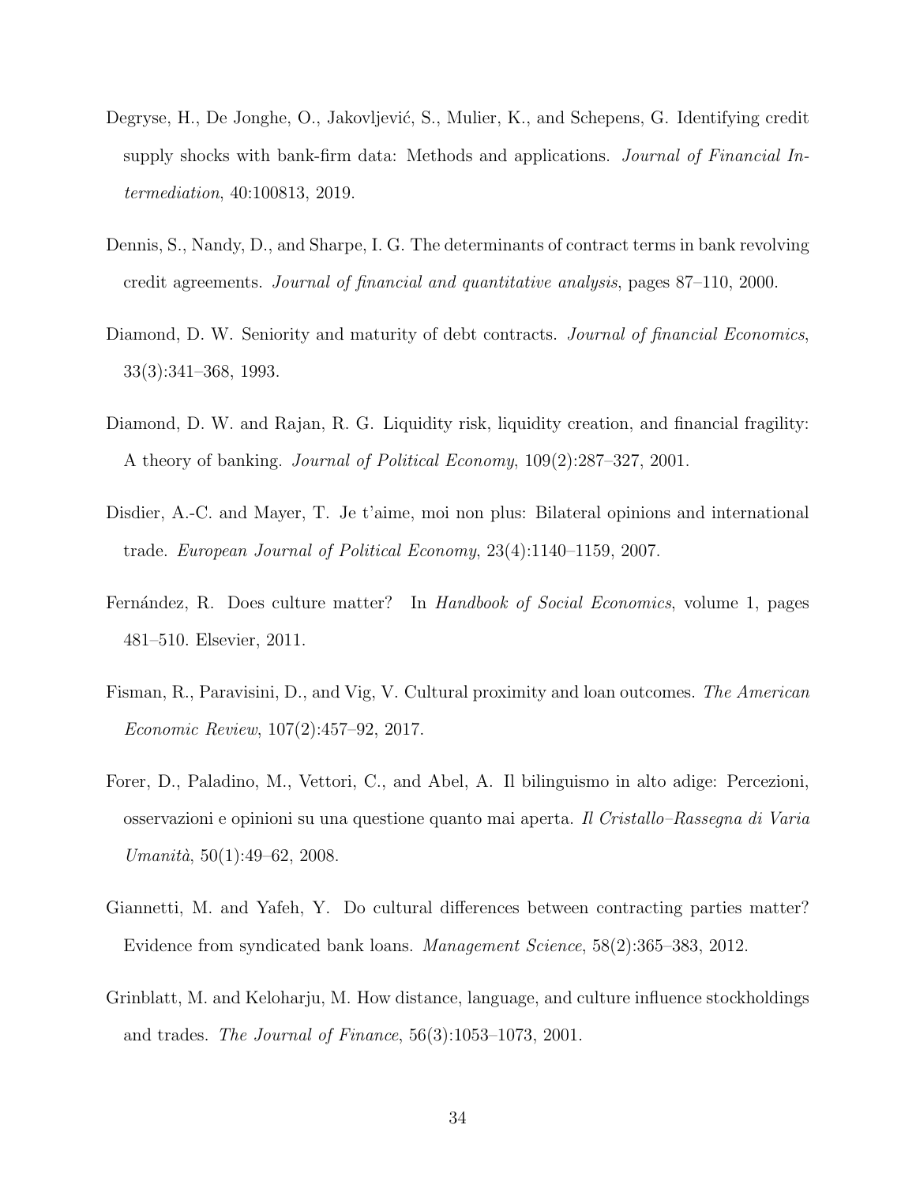Degryse, H., De Jonghe, O., Jakovljević, S., Mulier, K., and Schepens, G. Identifying credit supply shocks with bank-firm data: Methods and applications. *Journal of Financial Intermediation*, 40:100813, 2019.

Dennis, S., Nandy, D., and Sharpe, I. G. The determinants of contract terms in bank revolving credit agreements. *Journal of financial and quantitative analysis*, pages 87–110, 2000.

Diamond, D. W. Seniority and maturity of debt contracts. *Journal of financial Economics*, 33(3):341–368, 1993.

Diamond, D. W. and Rajan, R. G. Liquidity risk, liquidity creation, and financial fragility: A theory of banking. *Journal of Political Economy*, 109(2):287–327, 2001.

Disdier, A.-C. and Mayer, T. Je t'aime, moi non plus: Bilateral opinions and international trade. *European Journal of Political Economy*, 23(4):1140–1159, 2007.

Fernández, R. Does culture matter? In *Handbook of Social Economics*, volume 1, pages 481–510. Elsevier, 2011.

Fisman, R., Paravisini, D., and Vig, V. Cultural proximity and loan outcomes. *The American Economic Review*, 107(2):457–92, 2017.

Forer, D., Paladino, M., Vettori, C., and Abel, A. Il bilinguismo in alto adige: Percezioni, osservazioni e opinioni su una questione quanto mai aperta. *Il Cristallo–Rassegna di Varia Umanità*, 50(1):49–62, 2008.

Giannetti, M. and Yafeh, Y. Do cultural differences between contracting parties matter? Evidence from syndicated bank loans. *Management Science*, 58(2):365–383, 2012.

Grinblatt, M. and Keloharju, M. How distance, language, and culture influence stockholdings and trades. *The Journal of Finance*, 56(3):1053–1073, 2001.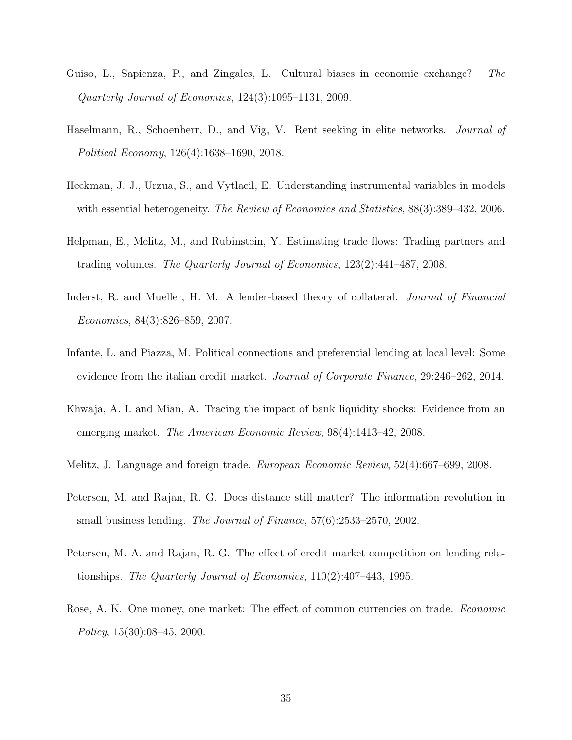Guiso, L., Sapienza, P., and Zingales, L. Cultural biases in economic exchange? *The Quarterly Journal of Economics*, 124(3):1095–1131, 2009.

Haselmann, R., Schoenherr, D., and Vig, V. Rent seeking in elite networks. *Journal of Political Economy*, 126(4):1638–1690, 2018.

Heckman, J. J., Urzua, S., and Vytlacil, E. Understanding instrumental variables in models with essential heterogeneity. *The Review of Economics and Statistics*, 88(3):389–432, 2006.

Helpman, E., Melitz, M., and Rubinstein, Y. Estimating trade flows: Trading partners and trading volumes. *The Quarterly Journal of Economics*, 123(2):441–487, 2008.

Inderst, R. and Mueller, H. M. A lender-based theory of collateral. *Journal of Financial Economics*, 84(3):826–859, 2007.

Infante, L. and Piazza, M. Political connections and preferential lending at local level: Some evidence from the italian credit market. *Journal of Corporate Finance*, 29:246–262, 2014.

Khwaja, A. I. and Mian, A. Tracing the impact of bank liquidity shocks: Evidence from an emerging market. *The American Economic Review*, 98(4):1413–42, 2008.

Melitz, J. Language and foreign trade. *European Economic Review*, 52(4):667–699, 2008.

Petersen, M. and Rajan, R. G. Does distance still matter? The information revolution in small business lending. *The Journal of Finance*, 57(6):2533–2570, 2002.

Petersen, M. A. and Rajan, R. G. The effect of credit market competition on lending relationships. *The Quarterly Journal of Economics*, 110(2):407–443, 1995.

Rose, A. K. One money, one market: The effect of common currencies on trade. *Economic Policy*, 15(30):08–45, 2000.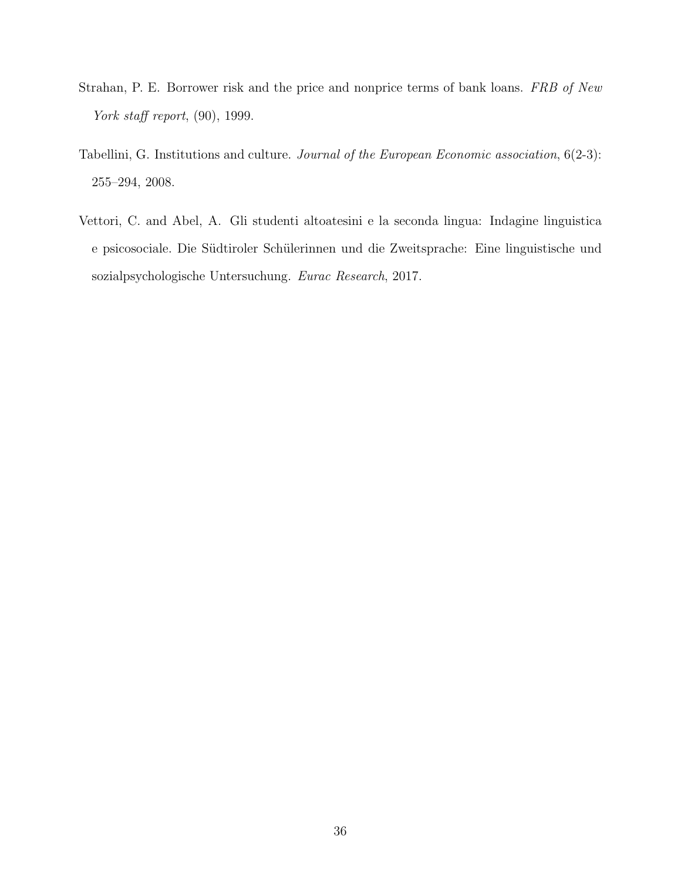Strahan, P. E. Borrower risk and the price and nonprice terms of bank loans. *FRB of New York staff report*, (90), 1999.

Tabellini, G. Institutions and culture. *Journal of the European Economic association*, 6(2-3): 255–294, 2008.

Vettori, C. and Abel, A. Gli studenti altoatesini e la seconda lingua: Indagine linguistica e psicosociale. Die Südtiroler Schülerinnen und die Zweitsprache: Eine linguistische und sozialpsychologische Untersuchung. *Eurac Research*, 2017.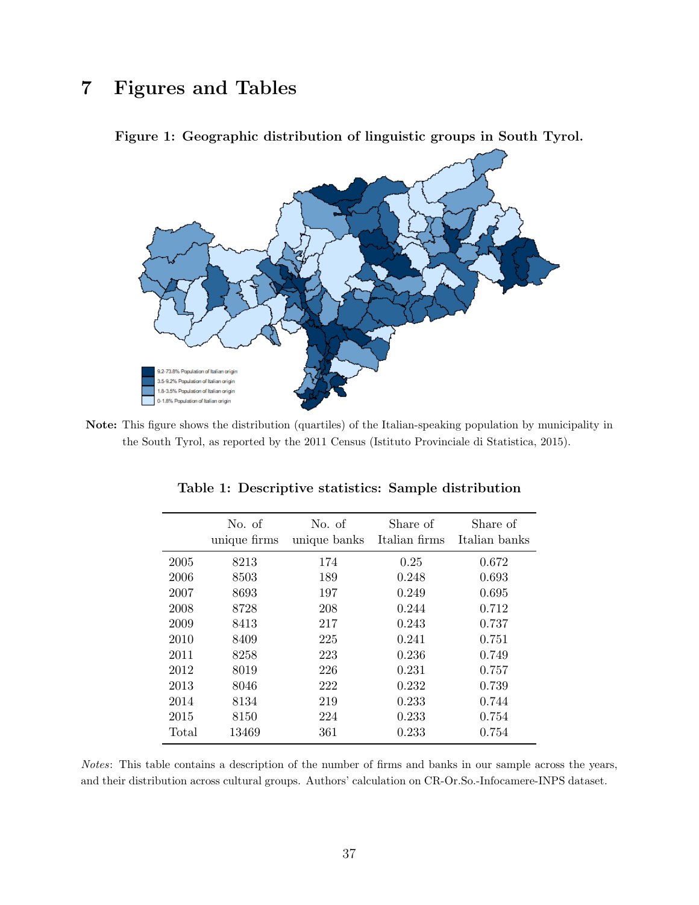# 7 Figures and Tables

**Figure 1: Geographic distribution of linguistic groups in South Tyrol.**

9.2-73.8% Population of Italian origin
3.5-9.2% Population of Italian origin
1.8-3.5% Population of Italian origin
0-1.8% Population of Italian origin

**Note:** This figure shows the distribution (quartiles) of the Italian-speaking population by municipality in the South Tyrol, as reported by the 2011 Census (Istituto Provinciale di Statistica, 2015).

**Table 1: Descriptive statistics: Sample distribution**

| | No. of unique firms | No. of unique banks | Share of Italian firms | Share of Italian banks |
|---|---|---|---|---|
| 2005 | 8213 | 174 | 0.25 | 0.672 |
| 2006 | 8503 | 189 | 0.248 | 0.693 |
| 2007 | 8693 | 197 | 0.249 | 0.695 |
| 2008 | 8728 | 208 | 0.244 | 0.712 |
| 2009 | 8413 | 217 | 0.243 | 0.737 |
| 2010 | 8409 | 225 | 0.241 | 0.751 |
| 2011 | 8258 | 223 | 0.236 | 0.749 |
| 2012 | 8019 | 226 | 0.231 | 0.757 |
| 2013 | 8046 | 222 | 0.232 | 0.739 |
| 2014 | 8134 | 219 | 0.233 | 0.744 |
| 2015 | 8150 | 224 | 0.233 | 0.754 |
| Total | 13469 | 361 | 0.233 | 0.754 |

*Notes*: This table contains a description of the number of firms and banks in our sample across the years, and their distribution across cultural groups. Authors' calculation on CR-Or.So.-Infocamere-INPS dataset.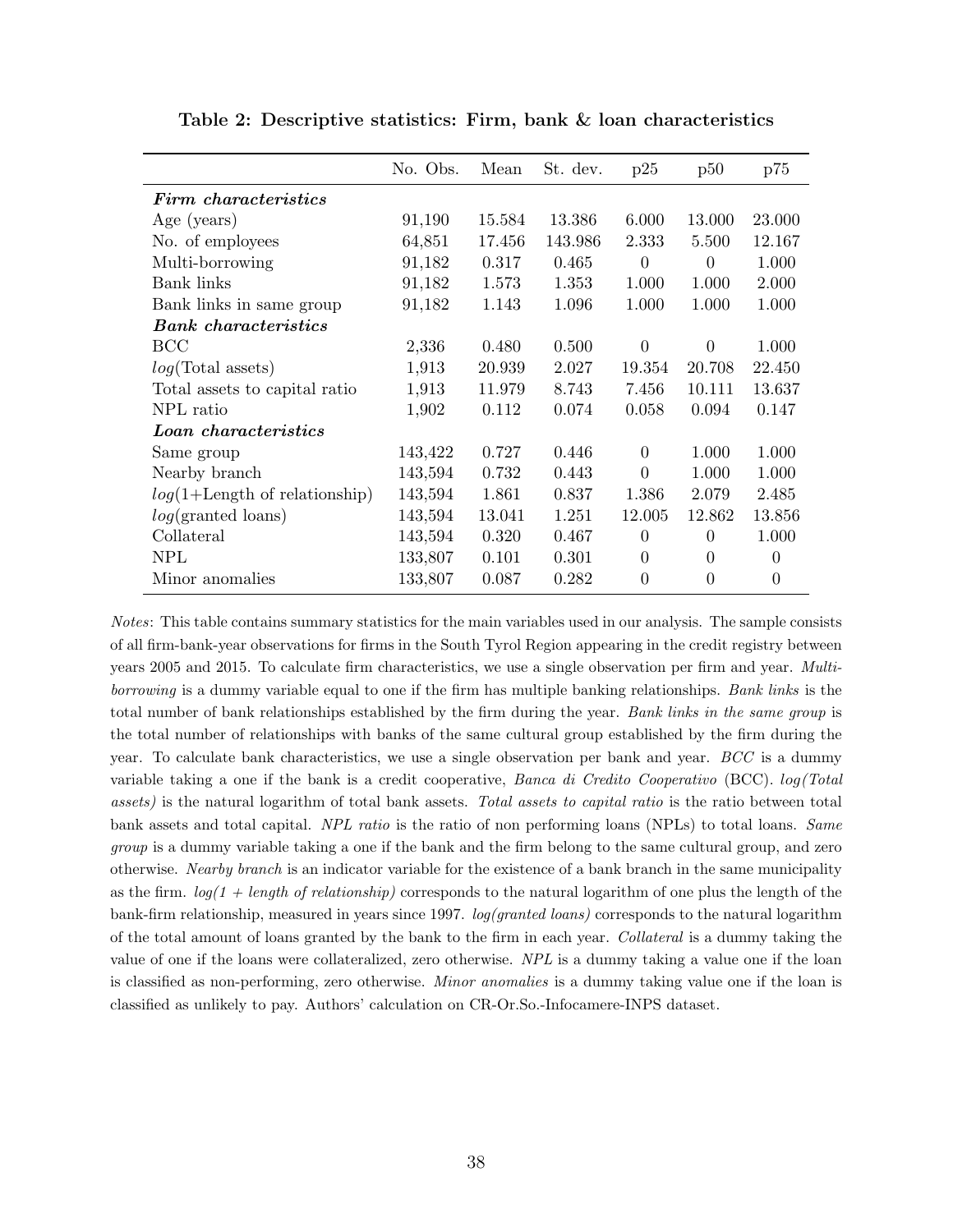**Table 2: Descriptive statistics: Firm, bank & loan characteristics**

| | No. Obs. | Mean | St. dev. | p25 | p50 | p75 |
|---|---|---|---|---|---|---|
| ***Firm characteristics*** | | | | | | |
| Age (years) | 91,190 | 15.584 | 13.386 | 6.000 | 13.000 | 23.000 |
| No. of employees | 64,851 | 17.456 | 143.986 | 2.333 | 5.500 | 12.167 |
| Multi-borrowing | 91,182 | 0.317 | 0.465 | 0 | 0 | 1.000 |
| Bank links | 91,182 | 1.573 | 1.353 | 1.000 | 1.000 | 2.000 |
| Bank links in same group | 91,182 | 1.143 | 1.096 | 1.000 | 1.000 | 1.000 |
| ***Bank characteristics*** | | | | | | |
| BCC | 2,336 | 0.480 | 0.500 | 0 | 0 | 1.000 |
| *log*(Total assets) | 1,913 | 20.939 | 2.027 | 19.354 | 20.708 | 22.450 |
| Total assets to capital ratio | 1,913 | 11.979 | 8.743 | 7.456 | 10.111 | 13.637 |
| NPL ratio | 1,902 | 0.112 | 0.074 | 0.058 | 0.094 | 0.147 |
| ***Loan characteristics*** | | | | | | |
| Same group | 143,422 | 0.727 | 0.446 | 0 | 1.000 | 1.000 |
| Nearby branch | 143,594 | 0.732 | 0.443 | 0 | 1.000 | 1.000 |
| *log*(1+Length of relationship) | 143,594 | 1.861 | 0.837 | 1.386 | 2.079 | 2.485 |
| *log*(granted loans) | 143,594 | 13.041 | 1.251 | 12.005 | 12.862 | 13.856 |
| Collateral | 143,594 | 0.320 | 0.467 | 0 | 0 | 1.000 |
| NPL | 133,807 | 0.101 | 0.301 | 0 | 0 | 0 |
| Minor anomalies | 133,807 | 0.087 | 0.282 | 0 | 0 | 0 |

*Notes*: This table contains summary statistics for the main variables used in our analysis. The sample consists of all firm-bank-year observations for firms in the South Tyrol Region appearing in the credit registry between years 2005 and 2015. To calculate firm characteristics, we use a single observation per firm and year. *Multi-borrowing* is a dummy variable equal to one if the firm has multiple banking relationships. *Bank links* is the total number of bank relationships established by the firm during the year. *Bank links in the same group* is the total number of relationships with banks of the same cultural group established by the firm during the year. To calculate bank characteristics, we use a single observation per bank and year. *BCC* is a dummy variable taking a one if the bank is a credit cooperative, *Banca di Credito Cooperativo* (BCC). *log(Total assets)* is the natural logarithm of total bank assets. *Total assets to capital ratio* is the ratio between total bank assets and total capital. *NPL ratio* is the ratio of non performing loans (NPLs) to total loans. *Same group* is a dummy variable taking a one if the bank and the firm belong to the same cultural group, and zero otherwise. *Nearby branch* is an indicator variable for the existence of a bank branch in the same municipality as the firm. *log(1 + length of relationship)* corresponds to the natural logarithm of one plus the length of the bank-firm relationship, measured in years since 1997. *log(granted loans)* corresponds to the natural logarithm of the total amount of loans granted by the bank to the firm in each year. *Collateral* is a dummy taking the value of one if the loans were collateralized, zero otherwise. *NPL* is a dummy taking a value one if the loan is classified as non-performing, zero otherwise. *Minor anomalies* is a dummy taking value one if the loan is classified as unlikely to pay. Authors' calculation on CR-Or.So.-Infocamere-INPS dataset.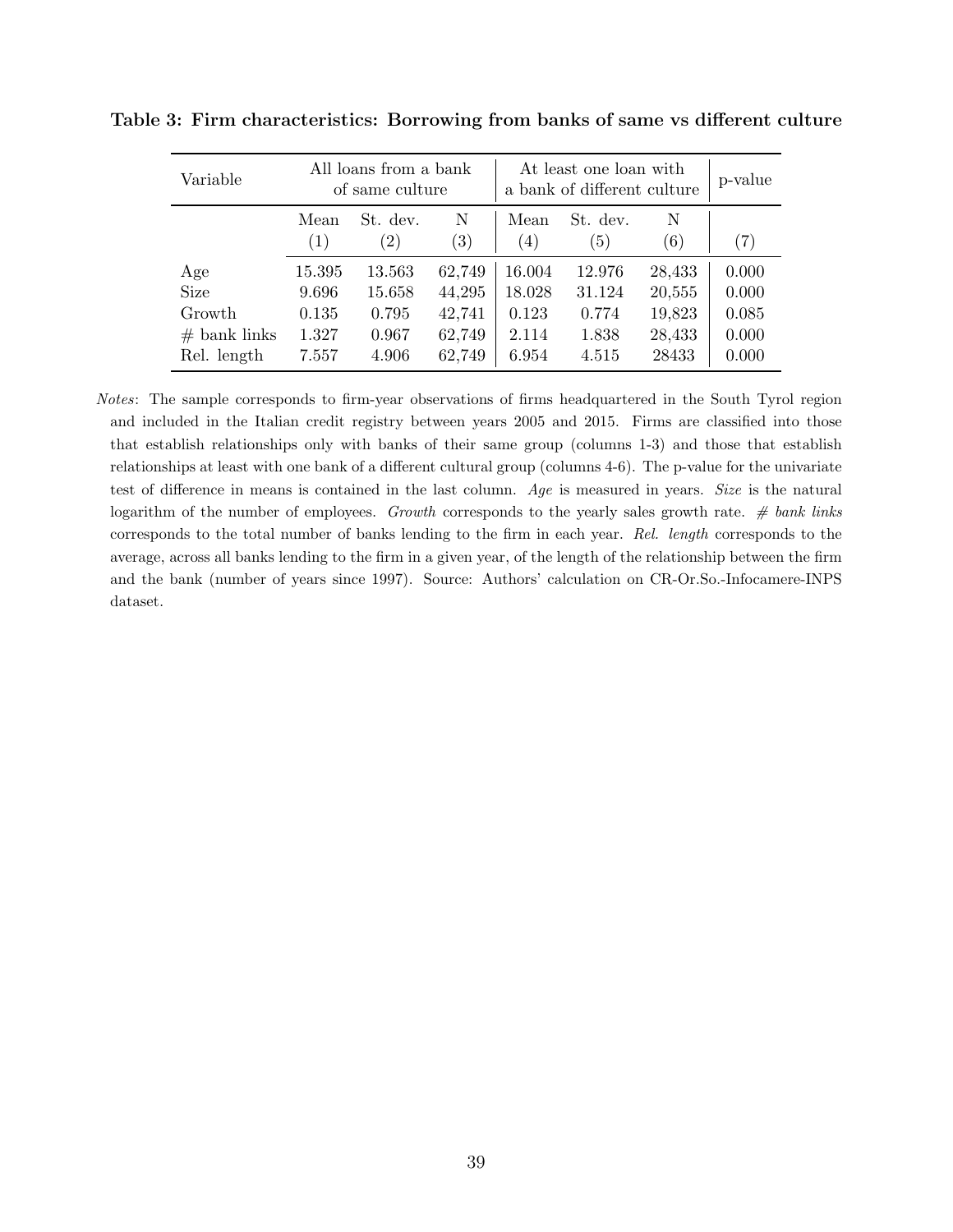**Table 3: Firm characteristics: Borrowing from banks of same vs different culture**

| Variable | All loans from a bank of same culture | | | At least one loan with a bank of different culture | | | p-value |
|---|---|---|---|---|---|---|---|
| | Mean (1) | St. dev. (2) | N (3) | Mean (4) | St. dev. (5) | N (6) | (7) |
| Age | 15.395 | 13.563 | 62,749 | 16.004 | 12.976 | 28,433 | 0.000 |
| Size | 9.696 | 15.658 | 44,295 | 18.028 | 31.124 | 20,555 | 0.000 |
| Growth | 0.135 | 0.795 | 42,741 | 0.123 | 0.774 | 19,823 | 0.085 |
| # bank links | 1.327 | 0.967 | 62,749 | 2.114 | 1.838 | 28,433 | 0.000 |
| Rel. length | 7.557 | 4.906 | 62,749 | 6.954 | 4.515 | 28433 | 0.000 |

*Notes*: The sample corresponds to firm-year observations of firms headquartered in the South Tyrol region and included in the Italian credit registry between years 2005 and 2015. Firms are classified into those that establish relationships only with banks of their same group (columns 1-3) and those that establish relationships at least with one bank of a different cultural group (columns 4-6). The p-value for the univariate test of difference in means is contained in the last column. *Age* is measured in years. *Size* is the natural logarithm of the number of employees. *Growth* corresponds to the yearly sales growth rate. *# bank links* corresponds to the total number of banks lending to the firm in each year. *Rel. length* corresponds to the average, across all banks lending to the firm in a given year, of the length of the relationship between the firm and the bank (number of years since 1997). Source: Authors' calculation on CR-Or.So.-Infocamere-INPS dataset.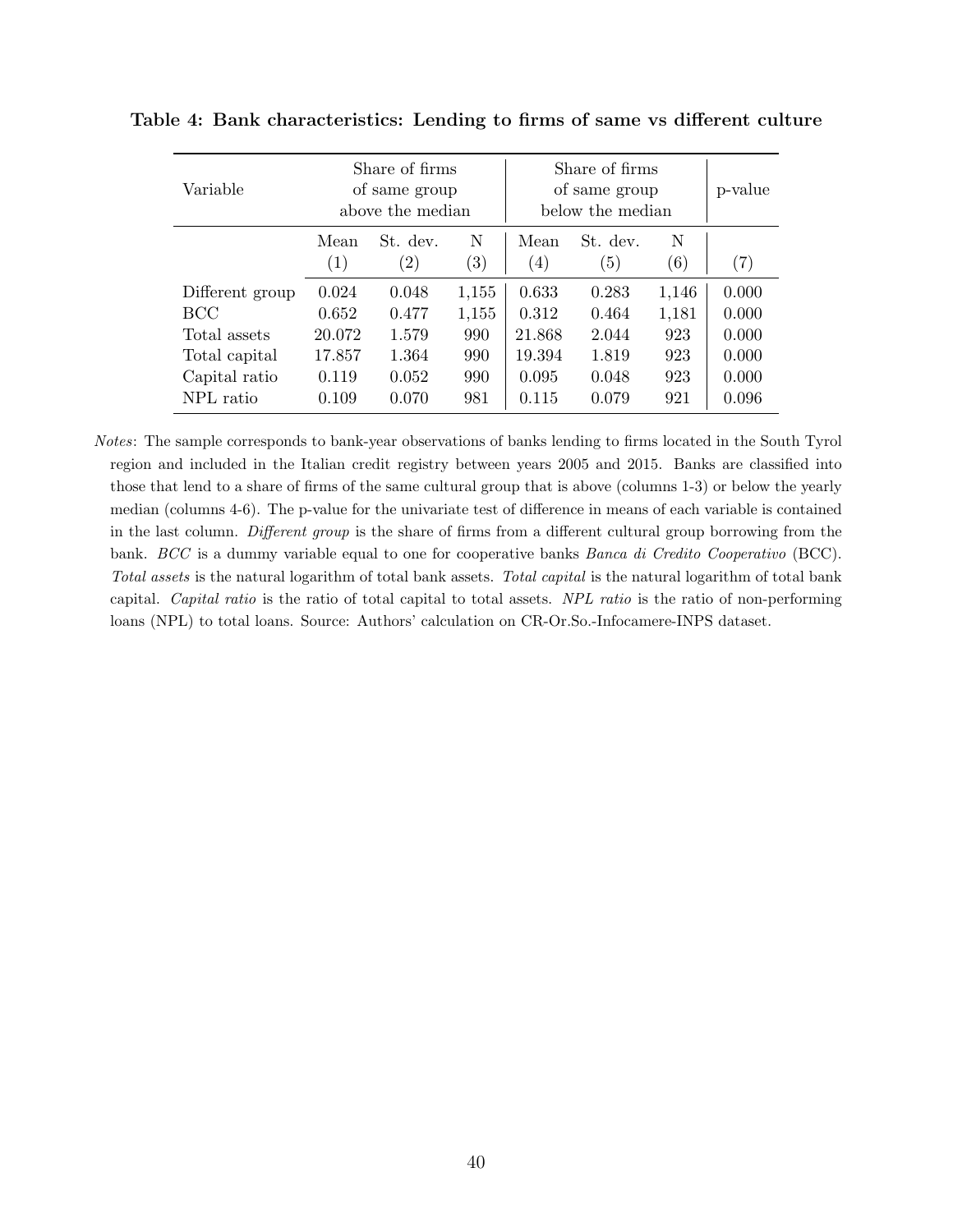**Table 4: Bank characteristics: Lending to firms of same vs different culture**

| Variable | Share of firms of same group above the median | | | Share of firms of same group below the median | | | p-value |
|---|---|---|---|---|---|---|---|
| | Mean (1) | St. dev. (2) | N (3) | Mean (4) | St. dev. (5) | N (6) | (7) |
| Different group | 0.024 | 0.048 | 1,155 | 0.633 | 0.283 | 1,146 | 0.000 |
| BCC | 0.652 | 0.477 | 1,155 | 0.312 | 0.464 | 1,181 | 0.000 |
| Total assets | 20.072 | 1.579 | 990 | 21.868 | 2.044 | 923 | 0.000 |
| Total capital | 17.857 | 1.364 | 990 | 19.394 | 1.819 | 923 | 0.000 |
| Capital ratio | 0.119 | 0.052 | 990 | 0.095 | 0.048 | 923 | 0.000 |
| NPL ratio | 0.109 | 0.070 | 981 | 0.115 | 0.079 | 921 | 0.096 |

*Notes*: The sample corresponds to bank-year observations of banks lending to firms located in the South Tyrol region and included in the Italian credit registry between years 2005 and 2015. Banks are classified into those that lend to a share of firms of the same cultural group that is above (columns 1-3) or below the yearly median (columns 4-6). The p-value for the univariate test of difference in means of each variable is contained in the last column. *Different group* is the share of firms from a different cultural group borrowing from the bank. *BCC* is a dummy variable equal to one for cooperative banks *Banca di Credito Cooperativo* (BCC). *Total assets* is the natural logarithm of total bank assets. *Total capital* is the natural logarithm of total bank capital. *Capital ratio* is the ratio of total capital to total assets. *NPL ratio* is the ratio of non-performing loans (NPL) to total loans. Source: Authors' calculation on CR-Or.So.-Infocamere-INPS dataset.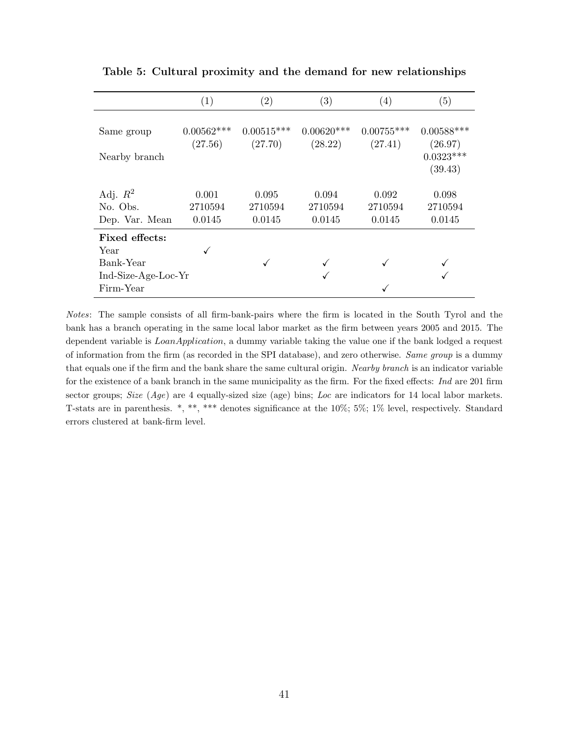**Table 5: Cultural proximity and the demand for new relationships**

| | (1) | (2) | (3) | (4) | (5) |
|---|---|---|---|---|---|
| Same group | 0.00562*** | 0.00515*** | 0.00620*** | 0.00755*** | 0.00588*** |
| | (27.56) | (27.70) | (28.22) | (27.41) | (26.97) |
| Nearby branch | | | | | 0.0323*** |
| | | | | | (39.43) |
| Adj. $R^2$ | 0.001 | 0.095 | 0.094 | 0.092 | 0.098 |
| No. Obs. | 2710594 | 2710594 | 2710594 | 2710594 | 2710594 |
| Dep. Var. Mean | 0.0145 | 0.0145 | 0.0145 | 0.0145 | 0.0145 |
| **Fixed effects:** | | | | | |
| Year | ✓ | | | | |
| Bank-Year | | ✓ | ✓ | ✓ | ✓ |
| Ind-Size-Age-Loc-Yr | | | ✓ | | ✓ |
| Firm-Year | | | | ✓ | |

*Notes*: The sample consists of all firm-bank-pairs where the firm is located in the South Tyrol and the bank has a branch operating in the same local labor market as the firm between years 2005 and 2015. The dependent variable is *LoanApplication*, a dummy variable taking the value one if the bank lodged a request of information from the firm (as recorded in the SPI database), and zero otherwise. *Same group* is a dummy that equals one if the firm and the bank share the same cultural origin. *Nearby branch* is an indicator variable for the existence of a bank branch in the same municipality as the firm. For the fixed effects: *Ind* are 201 firm sector groups; *Size* (*Age*) are 4 equally-sized size (age) bins; *Loc* are indicators for 14 local labor markets. T-stats are in parenthesis. *, **, *** denotes significance at the 10%; 5%; 1% level, respectively. Standard errors clustered at bank-firm level.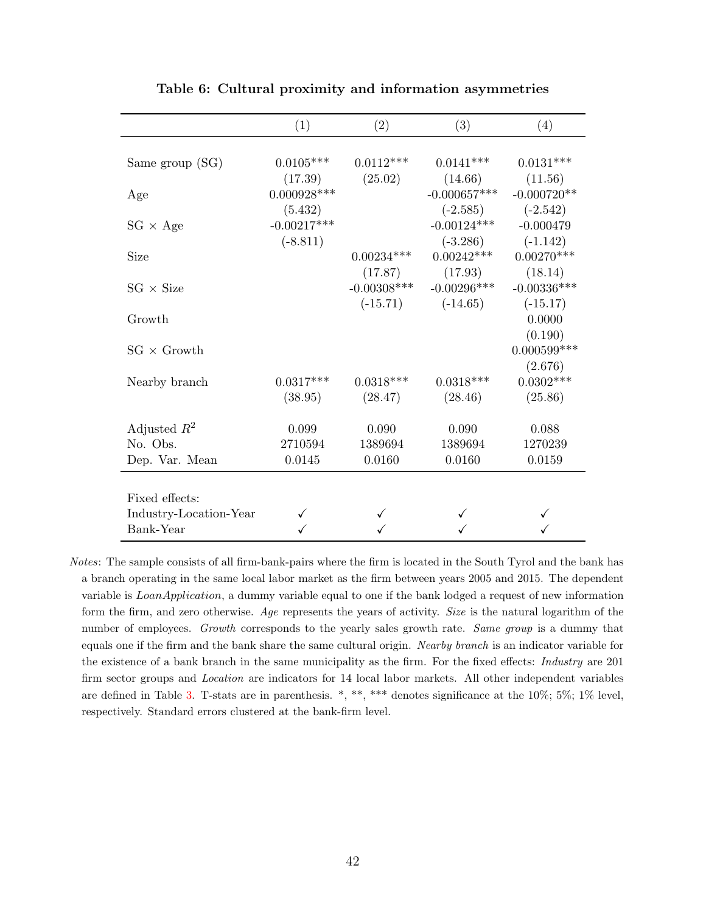**Table 6: Cultural proximity and information asymmetries**

| | (1) | (2) | (3) | (4) |
|---|---|---|---|---|
| Same group (SG) | 0.0105*** | 0.0112*** | 0.0141*** | 0.0131*** |
| | (17.39) | (25.02) | (14.66) | (11.56) |
| Age | 0.000928*** | | -0.000657*** | -0.000720** |
| | (5.432) | | (-2.585) | (-2.542) |
| SG × Age | -0.00217*** | | -0.00124*** | -0.000479 |
| | (-8.811) | | (-3.286) | (-1.142) |
| Size | | 0.00234*** | 0.00242*** | 0.00270*** |
| | | (17.87) | (17.93) | (18.14) |
| SG × Size | | -0.00308*** | -0.00296*** | -0.00336*** |
| | | (-15.71) | (-14.65) | (-15.17) |
| Growth | | | | 0.0000 |
| | | | | (0.190) |
| SG × Growth | | | | 0.000599*** |
| | | | | (2.676) |
| Nearby branch | 0.0317*** | 0.0318*** | 0.0318*** | 0.0302*** |
| | (38.95) | (28.47) | (28.46) | (25.86) |
| Adjusted $R^2$ | 0.099 | 0.090 | 0.090 | 0.088 |
| No. Obs. | 2710594 | 1389694 | 1389694 | 1270239 |
| Dep. Var. Mean | 0.0145 | 0.0160 | 0.0160 | 0.0159 |
| Fixed effects: | | | | |
| Industry-Location-Year | ✓ | ✓ | ✓ | ✓ |
| Bank-Year | ✓ | ✓ | ✓ | ✓ |

*Notes*: The sample consists of all firm-bank-pairs where the firm is located in the South Tyrol and the bank has a branch operating in the same local labor market as the firm between years 2005 and 2015. The dependent variable is *LoanApplication*, a dummy variable equal to one if the bank lodged a request of new information form the firm, and zero otherwise. *Age* represents the years of activity. *Size* is the natural logarithm of the number of employees. *Growth* corresponds to the yearly sales growth rate. *Same group* is a dummy that equals one if the firm and the bank share the same cultural origin. *Nearby branch* is an indicator variable for the existence of a bank branch in the same municipality as the firm. For the fixed effects: *Industry* are 201 firm sector groups and *Location* are indicators for 14 local labor markets. All other independent variables are defined in Table 3. T-stats are in parenthesis. *, **, *** denotes significance at the 10%; 5%; 1% level, respectively. Standard errors clustered at the bank-firm level.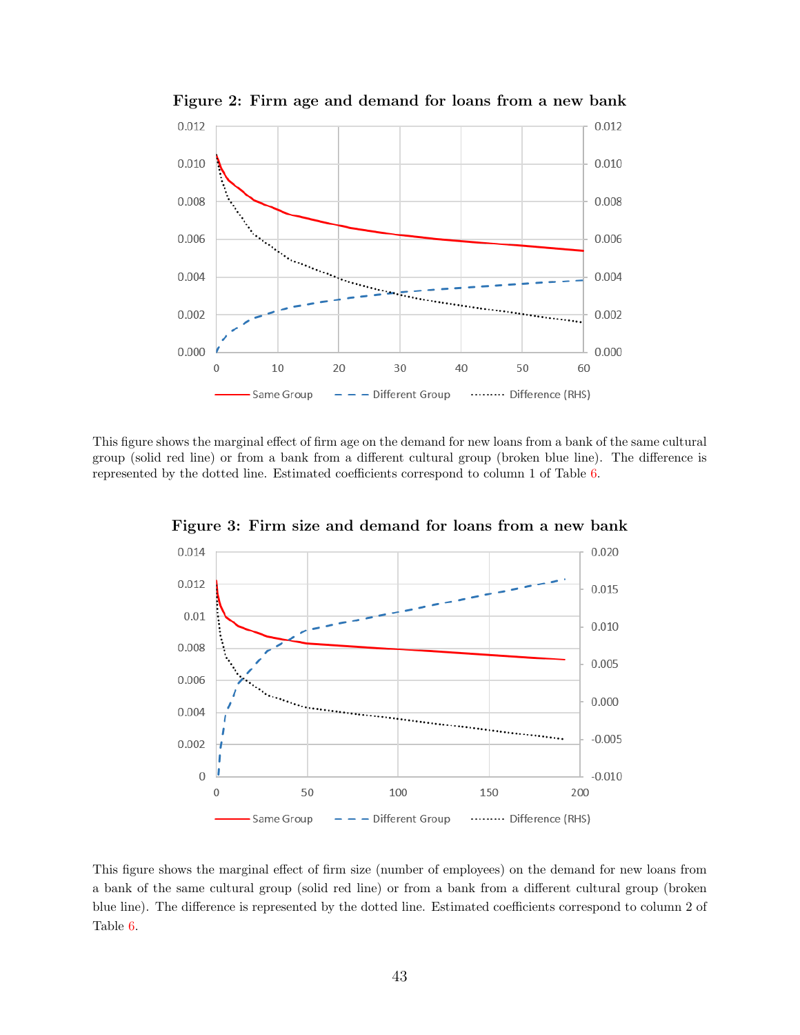**Figure 2: Firm age and demand for loans from a new bank**

0.012
0.010
0.008
0.006
0.004
0.002
0.000

0 10 20 30 40 50 60

Same Group — Different Group — Difference (RHS)

This figure shows the marginal effect of firm age on the demand for new loans from a bank of the same cultural group (solid red line) or from a bank from a different cultural group (broken blue line). The difference is represented by the dotted line. Estimated coefficients correspond to column 1 of Table 6.

**Figure 3: Firm size and demand for loans from a new bank**

0.014
0.012
0.01
0.008
0.006
0.004
0.002
0

0.020
0.015
0.010
0.005
0.000
-0.005
-0.010

0 50 100 150 200

Same Group — Different Group — Difference (RHS)

This figure shows the marginal effect of firm size (number of employees) on the demand for new loans from a bank of the same cultural group (solid red line) or from a bank from a different cultural group (broken blue line). The difference is represented by the dotted line. Estimated coefficients correspond to column 2 of Table 6.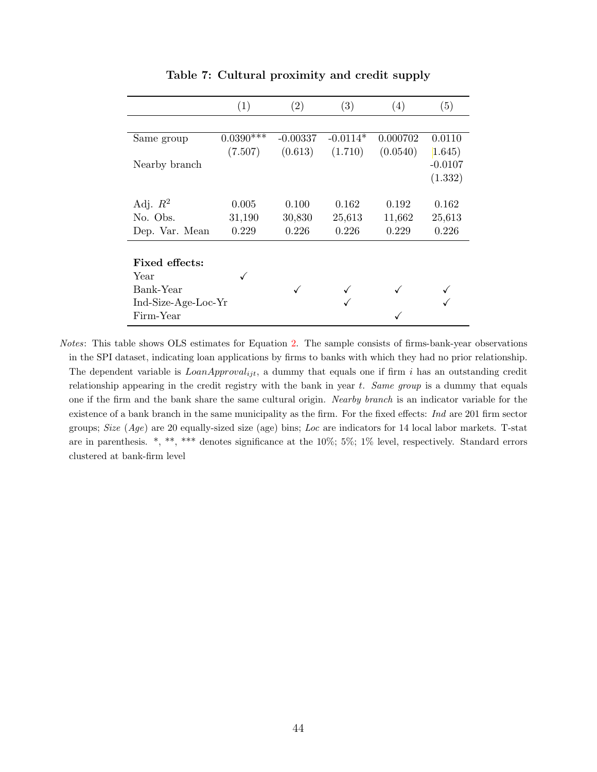**Table 7: Cultural proximity and credit supply**

| | (1) | (2) | (3) | (4) | (5) |
|---|---|---|---|---|---|
| Same group | 0.0390*** | -0.00337 | -0.0114* | 0.000702 | 0.0110 |
| | (7.507) | (0.613) | (1.710) | (0.0540) | (1.645) |
| Nearby branch | | | | | -0.0107 |
| | | | | | (1.332) |
| Adj. $R^2$ | 0.005 | 0.100 | 0.162 | 0.192 | 0.162 |
| No. Obs. | 31,190 | 30,830 | 25,613 | 11,662 | 25,613 |
| Dep. Var. Mean | 0.229 | 0.226 | 0.226 | 0.229 | 0.226 |
| **Fixed effects:** | | | | | |
| Year | ✓ | | | | |
| Bank-Year | | ✓ | ✓ | ✓ | ✓ |
| Ind-Size-Age-Loc-Yr | | | ✓ | | ✓ |
| Firm-Year | | | | ✓ | |

*Notes*: This table shows OLS estimates for Equation 2. The sample consists of firms-bank-year observations in the SPI dataset, indicating loan applications by firms to banks with which they had no prior relationship. The dependent variable is $LoanApproval_{ijt}$, a dummy that equals one if firm $i$ has an outstanding credit relationship appearing in the credit registry with the bank in year $t$. *Same group* is a dummy that equals one if the firm and the bank share the same cultural origin. *Nearby branch* is an indicator variable for the existence of a bank branch in the same municipality as the firm. For the fixed effects: *Ind* are 201 firm sector groups; *Size* (*Age*) are 20 equally-sized size (age) bins; *Loc* are indicators for 14 local labor markets. T-stat are in parenthesis. *, **, *** denotes significance at the 10%; 5%; 1% level, respectively. Standard errors clustered at bank-firm level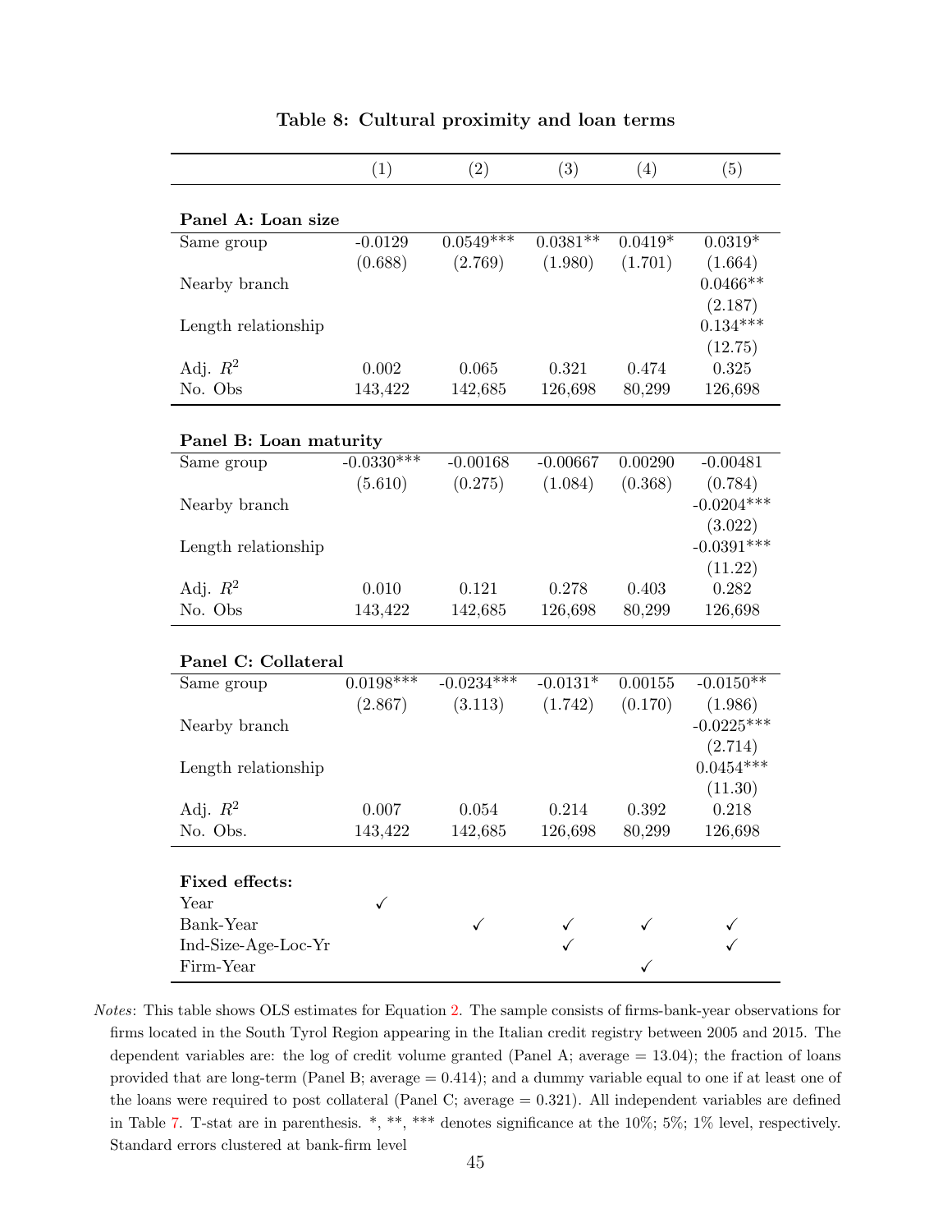**Table 8: Cultural proximity and loan terms**

| | (1) | (2) | (3) | (4) | (5) |
|---|---|---|---|---|---|
| **Panel A: Loan size** | | | | | |
| Same group | -0.0129 | 0.0549*** | 0.0381** | 0.0419* | 0.0319* |
| | (0.688) | (2.769) | (1.980) | (1.701) | (1.664) |
| Nearby branch | | | | | 0.0466** |
| | | | | | (2.187) |
| Length relationship | | | | | 0.134*** |
| | | | | | (12.75) |
| Adj. $R^2$ | 0.002 | 0.065 | 0.321 | 0.474 | 0.325 |
| No. Obs | 143,422 | 142,685 | 126,698 | 80,299 | 126,698 |
| **Panel B: Loan maturity** | | | | | |
| Same group | -0.0330*** | -0.00168 | -0.00667 | 0.00290 | -0.00481 |
| | (5.610) | (0.275) | (1.084) | (0.368) | (0.784) |
| Nearby branch | | | | | -0.0204*** |
| | | | | | (3.022) |
| Length relationship | | | | | -0.0391*** |
| | | | | | (11.22) |
| Adj. $R^2$ | 0.010 | 0.121 | 0.278 | 0.403 | 0.282 |
| No. Obs | 143,422 | 142,685 | 126,698 | 80,299 | 126,698 |
| **Panel C: Collateral** | | | | | |
| Same group | 0.0198*** | -0.0234*** | -0.0131* | 0.00155 | -0.0150** |
| | (2.867) | (3.113) | (1.742) | (0.170) | (1.986) |
| Nearby branch | | | | | -0.0225*** |
| | | | | | (2.714) |
| Length relationship | | | | | 0.0454*** |
| | | | | | (11.30) |
| Adj. $R^2$ | 0.007 | 0.054 | 0.214 | 0.392 | 0.218 |
| No. Obs. | 143,422 | 142,685 | 126,698 | 80,299 | 126,698 |
| **Fixed effects:** | | | | | |
| Year | ✓ | | | | |
| Bank-Year | | ✓ | ✓ | ✓ | ✓ |
| Ind-Size-Age-Loc-Yr | | | ✓ | | ✓ |
| Firm-Year | | | | ✓ | |

*Notes*: This table shows OLS estimates for Equation 2. The sample consists of firms-bank-year observations for firms located in the South Tyrol Region appearing in the Italian credit registry between 2005 and 2015. The dependent variables are: the log of credit volume granted (Panel A; average = 13.04); the fraction of loans provided that are long-term (Panel B; average = 0.414); and a dummy variable equal to one if at least one of the loans were required to post collateral (Panel C; average = 0.321). All independent variables are defined in Table 7. T-stat are in parenthesis. *, **, *** denotes significance at the 10%; 5%; 1% level, respectively. Standard errors clustered at bank-firm level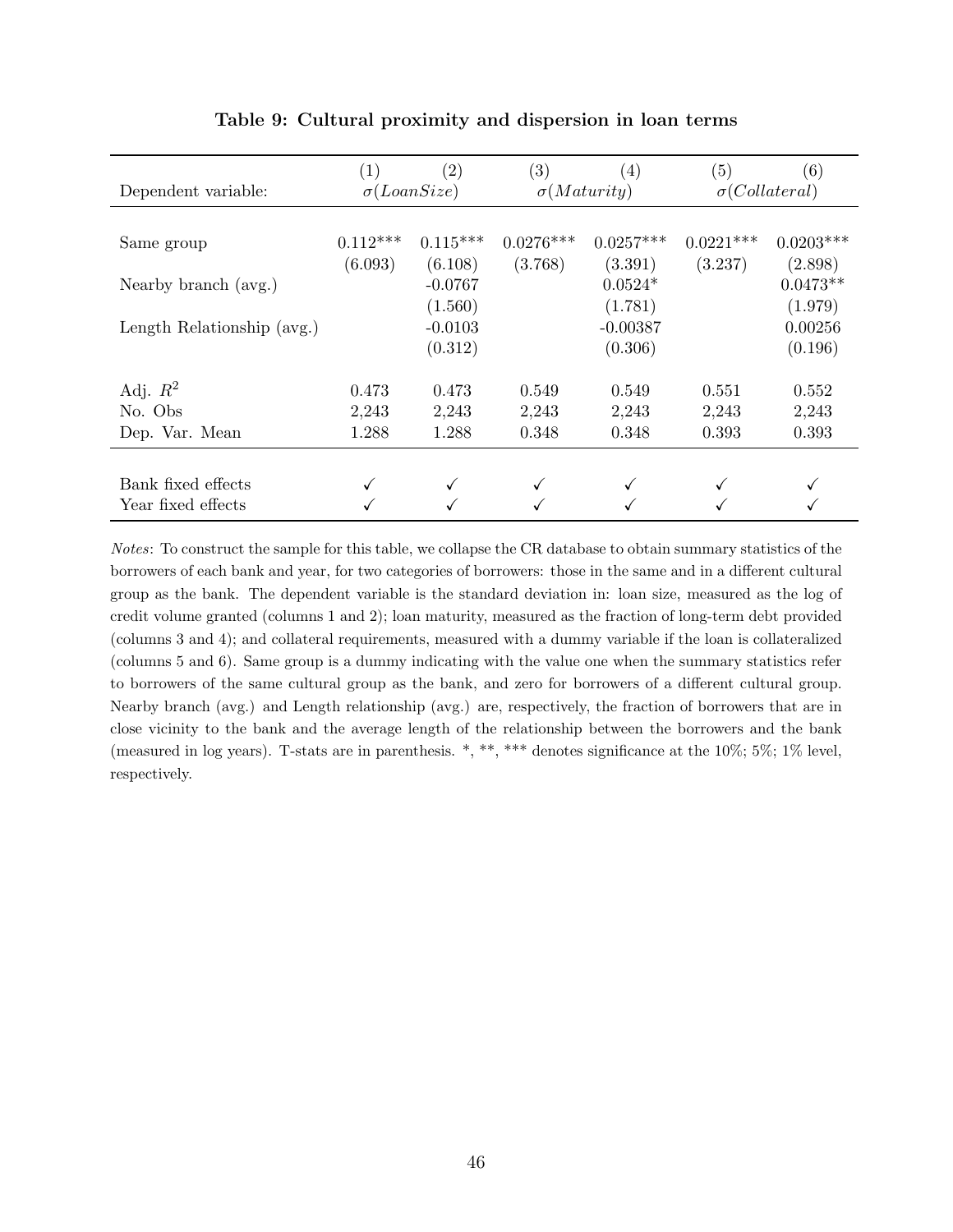**Table 9: Cultural proximity and dispersion in loan terms**

| Dependent variable: | (1) | (2) | (3) | (4) | (5) | (6) |
|---|---|---|---|---|---|---|
| | $\sigma(LoanSize)$ | | $\sigma(Maturity)$ | | $\sigma(Collateral)$ | |
| Same group | 0.112*** | 0.115*** | 0.0276*** | 0.0257*** | 0.0221*** | 0.0203*** |
| | (6.093) | (6.108) | (3.768) | (3.391) | (3.237) | (2.898) |
| Nearby branch (avg.) | | -0.0767 | | 0.0524* | | 0.0473** |
| | | (1.560) | | (1.781) | | (1.979) |
| Length Relationship (avg.) | | -0.0103 | | -0.00387 | | 0.00256 |
| | | (0.312) | | (0.306) | | (0.196) |
| Adj. $R^2$ | 0.473 | 0.473 | 0.549 | 0.549 | 0.551 | 0.552 |
| No. Obs | 2,243 | 2,243 | 2,243 | 2,243 | 2,243 | 2,243 |
| Dep. Var. Mean | 1.288 | 1.288 | 0.348 | 0.348 | 0.393 | 0.393 |
| Bank fixed effects | ✓ | ✓ | ✓ | ✓ | ✓ | ✓ |
| Year fixed effects | ✓ | ✓ | ✓ | ✓ | ✓ | ✓ |

*Notes*: To construct the sample for this table, we collapse the CR database to obtain summary statistics of the borrowers of each bank and year, for two categories of borrowers: those in the same and in a different cultural group as the bank. The dependent variable is the standard deviation in: loan size, measured as the log of credit volume granted (columns 1 and 2); loan maturity, measured as the fraction of long-term debt provided (columns 3 and 4); and collateral requirements, measured with a dummy variable if the loan is collateralized (columns 5 and 6). Same group is a dummy indicating with the value one when the summary statistics refer to borrowers of the same cultural group as the bank, and zero for borrowers of a different cultural group. Nearby branch (avg.) and Length relationship (avg.) are, respectively, the fraction of borrowers that are in close vicinity to the bank and the average length of the relationship between the borrowers and the bank (measured in log years). T-stats are in parenthesis. *, **, *** denotes significance at the 10%; 5%; 1% level, respectively.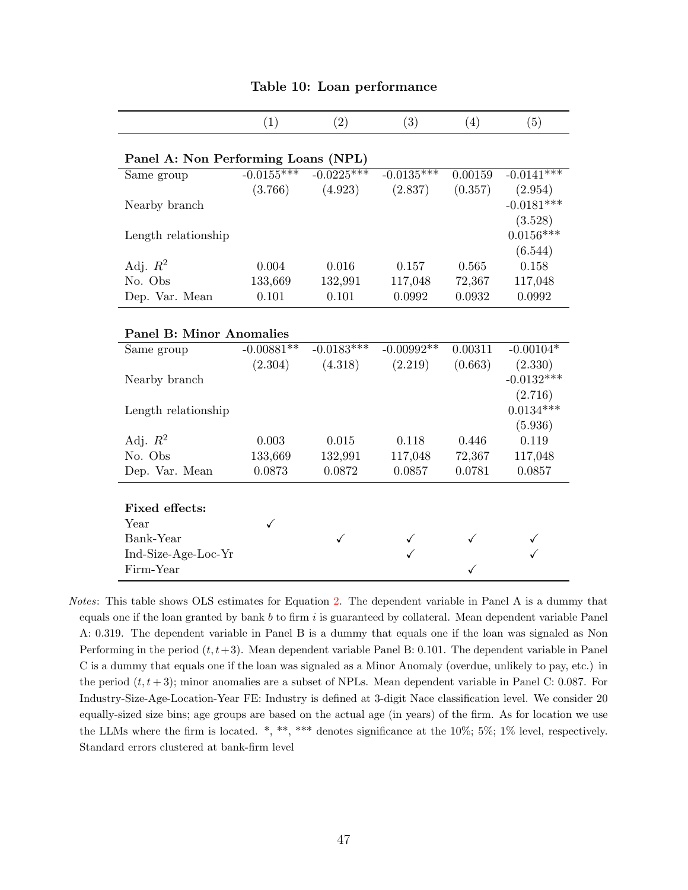**Table 10: Loan performance**

| | (1) | (2) | (3) | (4) | (5) |
|---|---|---|---|---|---|
| **Panel A: Non Performing Loans (NPL)** | | | | | |
| Same group | -0.0155*** | -0.0225*** | -0.0135*** | 0.00159 | -0.0141*** |
| | (3.766) | (4.923) | (2.837) | (0.357) | (2.954) |
| Nearby branch | | | | | -0.0181*** |
| | | | | | (3.528) |
| Length relationship | | | | | 0.0156*** |
| | | | | | (6.544) |
| Adj. $R^2$ | 0.004 | 0.016 | 0.157 | 0.565 | 0.158 |
| No. Obs | 133,669 | 132,991 | 117,048 | 72,367 | 117,048 |
| Dep. Var. Mean | 0.101 | 0.101 | 0.0992 | 0.0932 | 0.0992 |
| **Panel B: Minor Anomalies** | | | | | |
| Same group | -0.00881** | -0.0183*** | -0.00992** | 0.00311 | -0.00104* |
| | (2.304) | (4.318) | (2.219) | (0.663) | (2.330) |
| Nearby branch | | | | | -0.0132*** |
| | | | | | (2.716) |
| Length relationship | | | | | 0.0134*** |
| | | | | | (5.936) |
| Adj. $R^2$ | 0.003 | 0.015 | 0.118 | 0.446 | 0.119 |
| No. Obs | 133,669 | 132,991 | 117,048 | 72,367 | 117,048 |
| Dep. Var. Mean | 0.0873 | 0.0872 | 0.0857 | 0.0781 | 0.0857 |
| **Fixed effects:** | | | | | |
| Year | ✓ | | | | |
| Bank-Year | | ✓ | ✓ | ✓ | ✓ |
| Ind-Size-Age-Loc-Yr | | | ✓ | | ✓ |
| Firm-Year | | | | ✓ | |

*Notes*: This table shows OLS estimates for Equation 2. The dependent variable in Panel A is a dummy that equals one if the loan granted by bank $b$ to firm $i$ is guaranteed by collateral. Mean dependent variable Panel A: 0.319. The dependent variable in Panel B is a dummy that equals one if the loan was signaled as Non Performing in the period $(t, t+3)$. Mean dependent variable Panel B: 0.101. The dependent variable in Panel C is a dummy that equals one if the loan was signaled as a Minor Anomaly (overdue, unlikely to pay, etc.) in the period $(t, t+3)$; minor anomalies are a subset of NPLs. Mean dependent variable in Panel C: 0.087. For Industry-Size-Age-Location-Year FE: Industry is defined at 3-digit Nace classification level. We consider 20 equally-sized size bins; age groups are based on the actual age (in years) of the firm. As for location we use the LLMs where the firm is located. *, **, *** denotes significance at the 10%; 5%; 1% level, respectively. Standard errors clustered at bank-firm level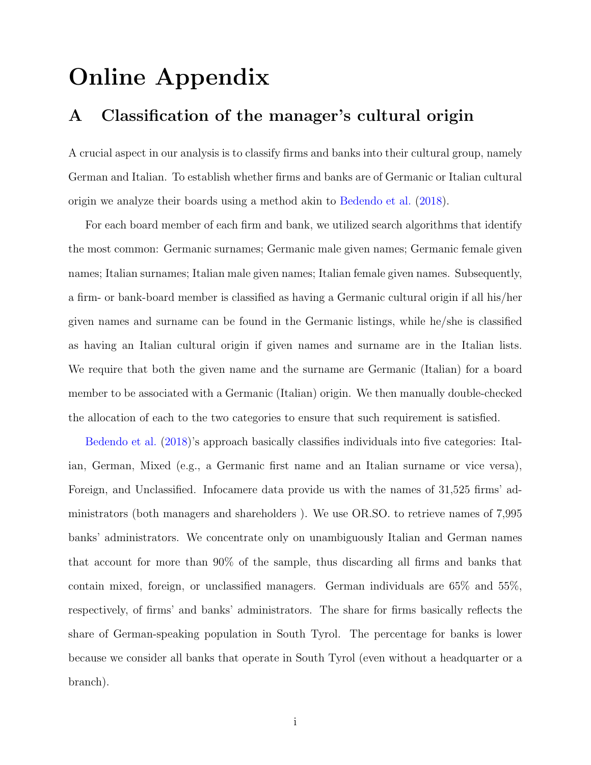# Online Appendix

## A Classification of the manager's cultural origin

A crucial aspect in our analysis is to classify firms and banks into their cultural group, namely German and Italian. To establish whether firms and banks are of Germanic or Italian cultural origin we analyze their boards using a method akin to Bedendo et al. (2018).

For each board member of each firm and bank, we utilized search algorithms that identify the most common: Germanic surnames; Germanic male given names; Germanic female given names; Italian surnames; Italian male given names; Italian female given names. Subsequently, a firm- or bank-board member is classified as having a Germanic cultural origin if all his/her given names and surname can be found in the Germanic listings, while he/she is classified as having an Italian cultural origin if given names and surname are in the Italian lists. We require that both the given name and the surname are Germanic (Italian) for a board member to be associated with a Germanic (Italian) origin. We then manually double-checked the allocation of each to the two categories to ensure that such requirement is satisfied.

Bedendo et al. (2018)'s approach basically classifies individuals into five categories: Italian, German, Mixed (e.g., a Germanic first name and an Italian surname or vice versa), Foreign, and Unclassified. Infocamere data provide us with the names of 31,525 firms' administrators (both managers and shareholders ). We use OR.SO. to retrieve names of 7,995 banks' administrators. We concentrate only on unambiguously Italian and German names that account for more than 90% of the sample, thus discarding all firms and banks that contain mixed, foreign, or unclassified managers. German individuals are 65% and 55%, respectively, of firms' and banks' administrators. The share for firms basically reflects the share of German-speaking population in South Tyrol. The percentage for banks is lower because we consider all banks that operate in South Tyrol (even without a headquarter or a branch).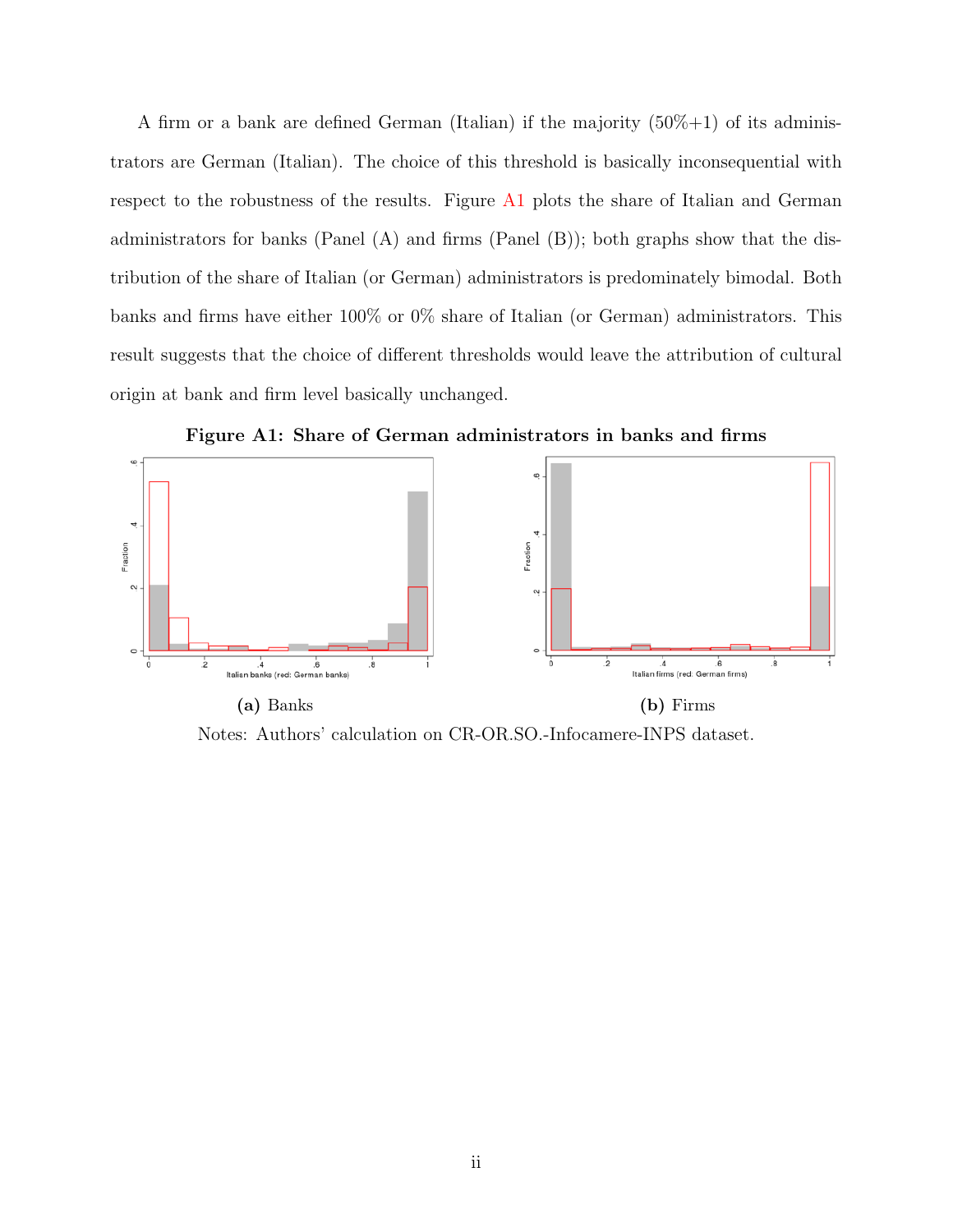A firm or a bank are defined German (Italian) if the majority (50%+1) of its administrators are German (Italian). The choice of this threshold is basically inconsequential with respect to the robustness of the results. Figure A1 plots the share of Italian and German administrators for banks (Panel (A) and firms (Panel (B)); both graphs show that the distribution of the share of Italian (or German) administrators is predominately bimodal. Both banks and firms have either 100% or 0% share of Italian (or German) administrators. This result suggests that the choice of different thresholds would leave the attribution of cultural origin at bank and firm level basically unchanged.

**Figure A1: Share of German administrators in banks and firms**

Fraction

0 .2 .4 .6

0 .2 .4 .6 .8 1

Italian banks (red: German banks)

**(a)** Banks

Fraction

0 .2 .4 .6

0 .2 .4 .6 .8 1

Italian firms (red: German firms)

**(b)** Firms

Notes: Authors' calculation on CR-OR.SO.-Infocamere-INPS dataset.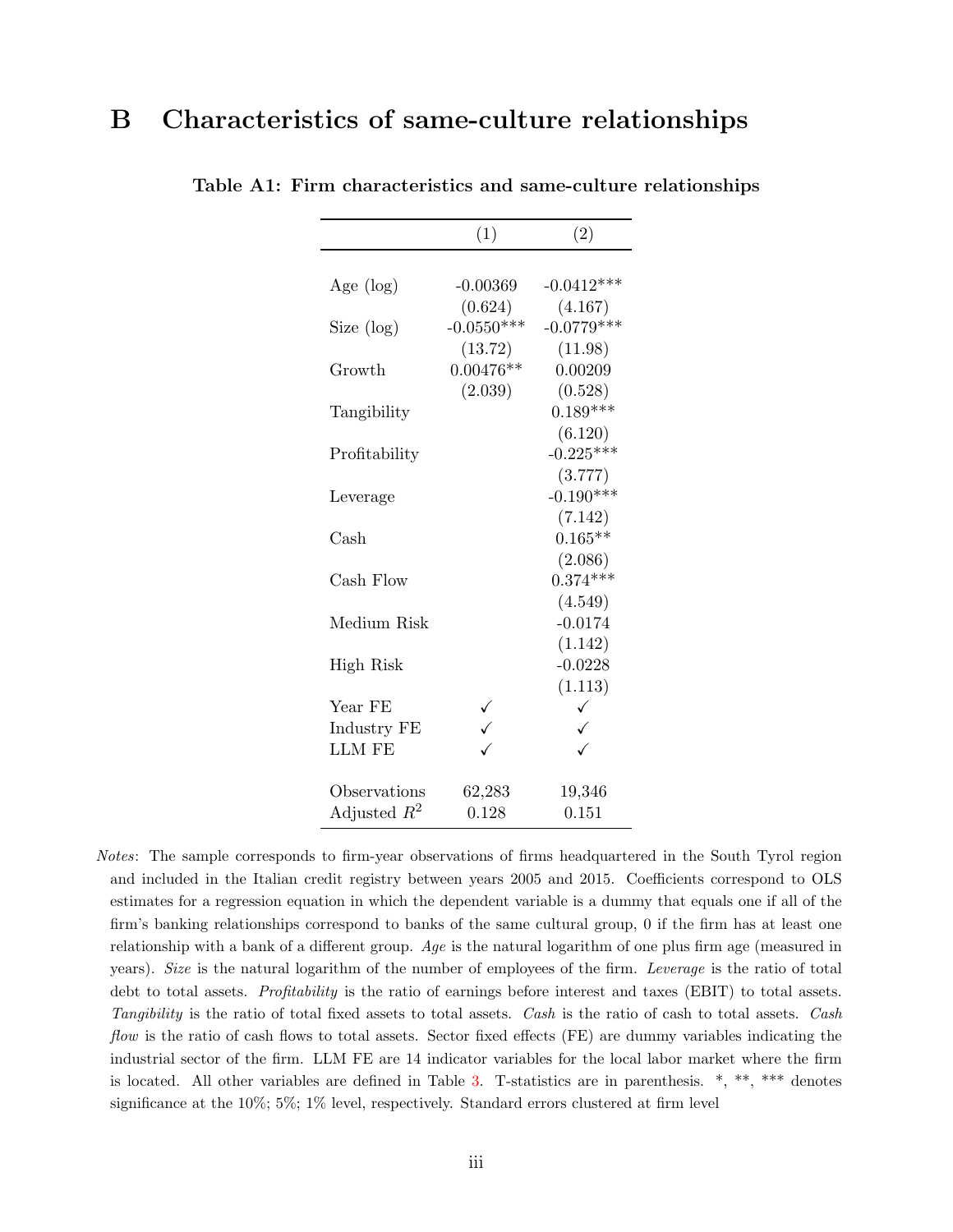# B Characteristics of same-culture relationships

**Table A1: Firm characteristics and same-culture relationships**

| | (1) | (2) |
|---|---|---|
| Age (log) | -0.00369 | -0.0412*** |
| | (0.624) | (4.167) |
| Size (log) | -0.0550*** | -0.0779*** |
| | (13.72) | (11.98) |
| Growth | 0.00476** | 0.00209 |
| | (2.039) | (0.528) |
| Tangibility | | 0.189*** |
| | | (6.120) |
| Profitability | | -0.225*** |
| | | (3.777) |
| Leverage | | -0.190*** |
| | | (7.142) |
| Cash | | 0.165** |
| | | (2.086) |
| Cash Flow | | 0.374*** |
| | | (4.549) |
| Medium Risk | | -0.0174 |
| | | (1.142) |
| High Risk | | -0.0228 |
| | | (1.113) |
| Year FE | ✓ | ✓ |
| Industry FE | ✓ | ✓ |
| LLM FE | ✓ | ✓ |
| Observations | 62,283 | 19,346 |
| Adjusted $R^2$ | 0.128 | 0.151 |

*Notes*: The sample corresponds to firm-year observations of firms headquartered in the South Tyrol region and included in the Italian credit registry between years 2005 and 2015. Coefficients correspond to OLS estimates for a regression equation in which the dependent variable is a dummy that equals one if all of the firm's banking relationships correspond to banks of the same cultural group, 0 if the firm has at least one relationship with a bank of a different group. *Age* is the natural logarithm of one plus firm age (measured in years). *Size* is the natural logarithm of the number of employees of the firm. *Leverage* is the ratio of total debt to total assets. *Profitability* is the ratio of earnings before interest and taxes (EBIT) to total assets. *Tangibility* is the ratio of total fixed assets to total assets. *Cash* is the ratio of cash to total assets. *Cash flow* is the ratio of cash flows to total assets. Sector fixed effects (FE) are dummy variables indicating the industrial sector of the firm. LLM FE are 14 indicator variables for the local labor market where the firm is located. All other variables are defined in Table 3. T-statistics are in parenthesis. *, **, *** denotes significance at the 10%; 5%; 1% level, respectively. Standard errors clustered at firm level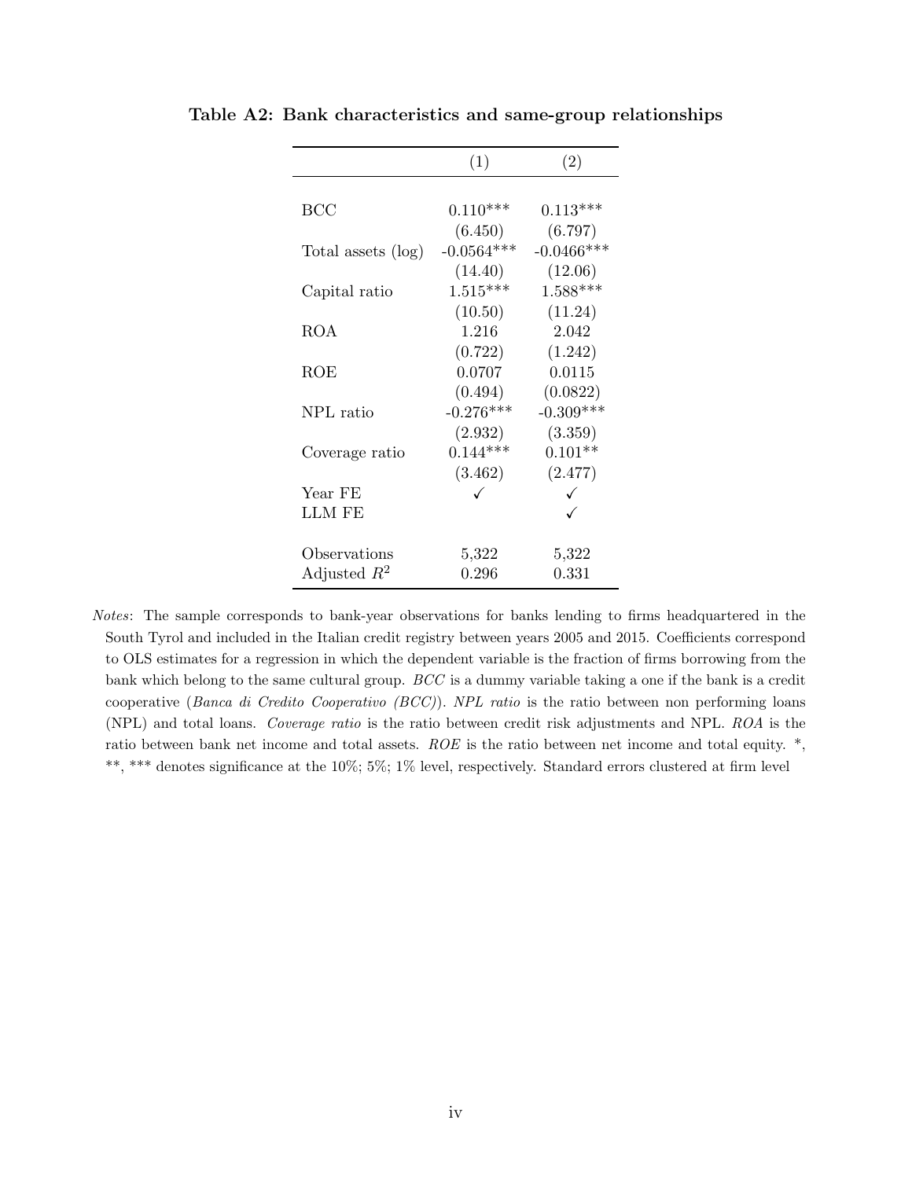**Table A2: Bank characteristics and same-group relationships**

| | (1) | (2) |
|---|---|---|
| BCC | 0.110*** | 0.113*** |
| | (6.450) | (6.797) |
| Total assets (log) | -0.0564*** | -0.0466*** |
| | (14.40) | (12.06) |
| Capital ratio | 1.515*** | 1.588*** |
| | (10.50) | (11.24) |
| ROA | 1.216 | 2.042 |
| | (0.722) | (1.242) |
| ROE | 0.0707 | 0.0115 |
| | (0.494) | (0.0822) |
| NPL ratio | -0.276*** | -0.309*** |
| | (2.932) | (3.359) |
| Coverage ratio | 0.144*** | 0.101** |
| | (3.462) | (2.477) |
| Year FE | ✓ | ✓ |
| LLM FE | | ✓ |
| Observations | 5,322 | 5,322 |
| Adjusted $R^2$ | 0.296 | 0.331 |

*Notes*: The sample corresponds to bank-year observations for banks lending to firms headquartered in the South Tyrol and included in the Italian credit registry between years 2005 and 2015. Coefficients correspond to OLS estimates for a regression in which the dependent variable is the fraction of firms borrowing from the bank which belong to the same cultural group. *BCC* is a dummy variable taking a one if the bank is a credit cooperative (*Banca di Credito Cooperativo (BCC)*). *NPL ratio* is the ratio between non performing loans (NPL) and total loans. *Coverage ratio* is the ratio between credit risk adjustments and NPL. *ROA* is the ratio between bank net income and total assets. *ROE* is the ratio between net income and total equity. *, **, *** denotes significance at the 10%; 5%; 1% level, respectively. Standard errors clustered at firm level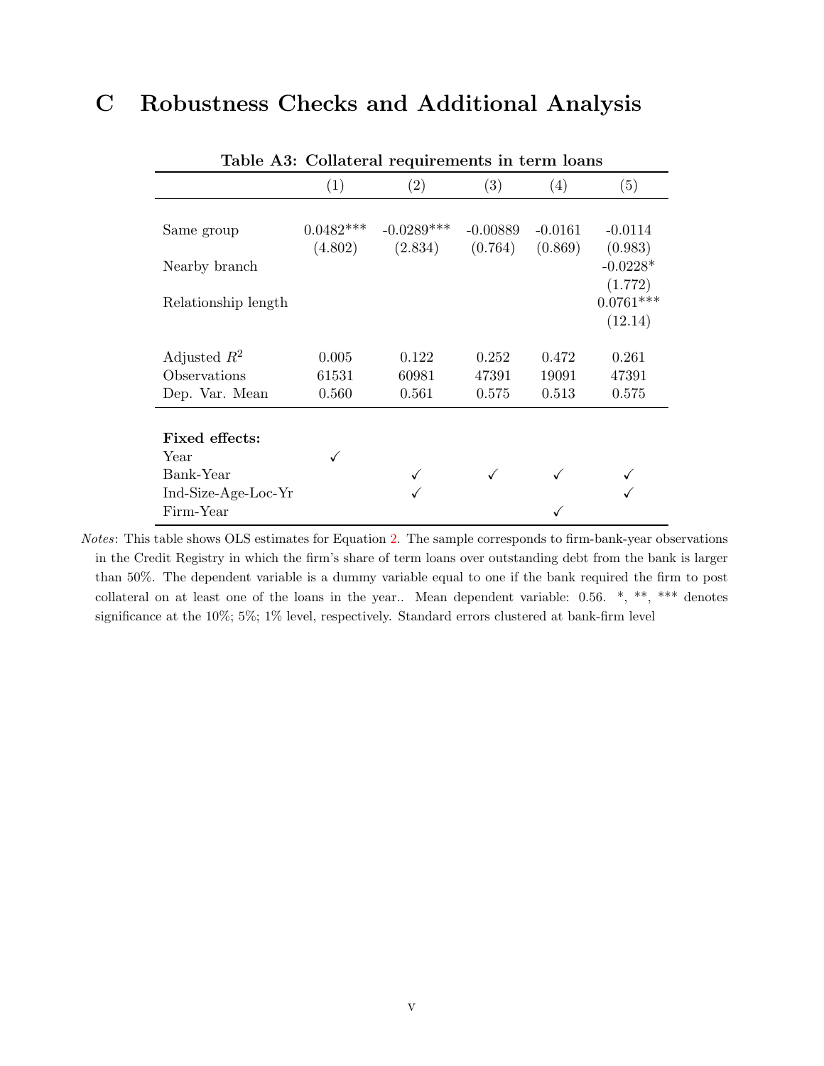# C Robustness Checks and Additional Analysis

**Table A3: Collateral requirements in term loans**

| | (1) | (2) | (3) | (4) | (5) |
|---|---|---|---|---|---|
| Same group | 0.0482*** | -0.0289*** | -0.00889 | -0.0161 | -0.0114 |
| | (4.802) | (2.834) | (0.764) | (0.869) | (0.983) |
| Nearby branch | | | | | -0.0228* |
| | | | | | (1.772) |
| Relationship length | | | | | 0.0761*** |
| | | | | | (12.14) |
| Adjusted $R^2$ | 0.005 | 0.122 | 0.252 | 0.472 | 0.261 |
| Observations | 61531 | 60981 | 47391 | 19091 | 47391 |
| Dep. Var. Mean | 0.560 | 0.561 | 0.575 | 0.513 | 0.575 |
| **Fixed effects:** | | | | | |
| Year | ✓ | | | | |
| Bank-Year | | ✓ | ✓ | ✓ | ✓ |
| Ind-Size-Age-Loc-Yr | | ✓ | | | ✓ |
| Firm-Year | | | | ✓ | |

*Notes*: This table shows OLS estimates for Equation 2. The sample corresponds to firm-bank-year observations in the Credit Registry in which the firm's share of term loans over outstanding debt from the bank is larger than 50%. The dependent variable is a dummy variable equal to one if the bank required the firm to post collateral on at least one of the loans in the year.. Mean dependent variable: 0.56. *, **, *** denotes significance at the 10%; 5%; 1% level, respectively. Standard errors clustered at bank-firm level